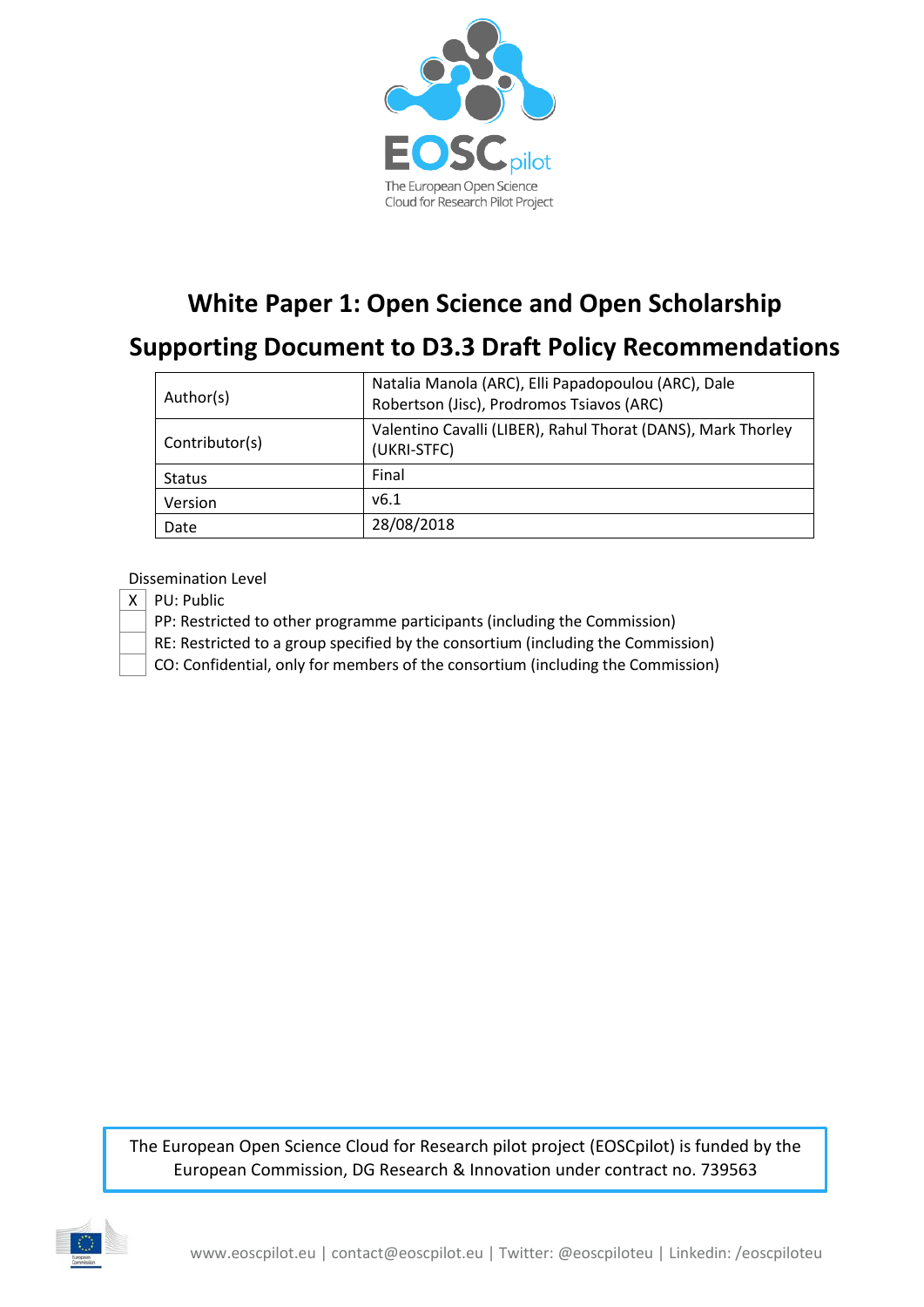# White Paper 1: Open Science and Open Scholarship

# Supporting Document to D3.3 Draft Policy Recommendations

| | |
|---|---|
| Author(s) | Natalia Manola (ARC), Elli Papadopoulou (ARC), Dale Robertson (Jisc), Prodromos Tsiavos (ARC) |
| Contributor(s) | Valentino Cavalli (LIBER), Rahul Thorat (DANS), Mark Thorley (UKRI-STFC) |
| Status | Final |
| Version | v6.1 |
| Date | 28/08/2018 |

Dissemination Level

| | |
|---|---|
| X | PU: Public |
| | PP: Restricted to other programme participants (including the Commission) |
| | RE: Restricted to a group specified by the consortium (including the Commission) |
| | CO: Confidential, only for members of the consortium (including the Commission) |

The European Open Science Cloud for Research pilot project (EOSCpilot) is funded by the European Commission, DG Research & Innovation under contract no. 739563

www.eoscpilot.eu | contact@eoscpilot.eu | Twitter: @eoscpiloteu | Linkedin: /eoscpiloteu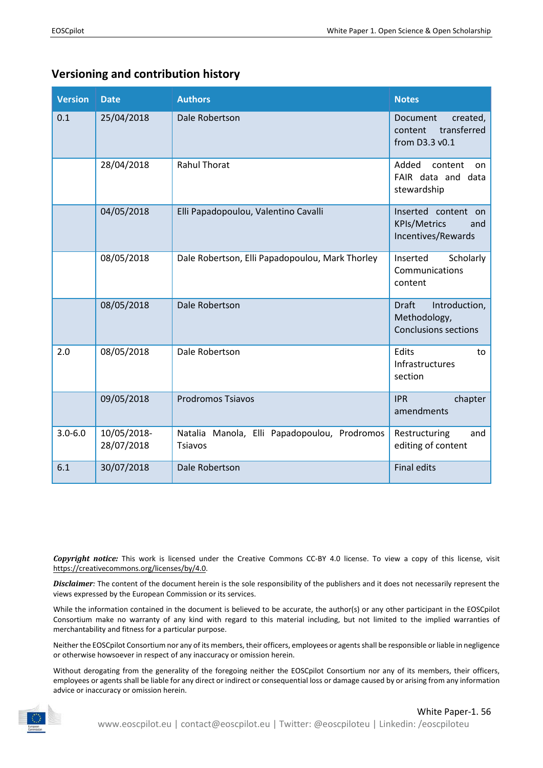## Versioning and contribution history

| Version | Date | Authors | Notes |
|---|---|---|---|
| 0.1 | 25/04/2018 | Dale Robertson | Document created, content transferred from D3.3 v0.1 |
| | 28/04/2018 | Rahul Thorat | Added content on FAIR data and data stewardship |
| | 04/05/2018 | Elli Papadopoulou, Valentino Cavalli | Inserted content on KPIs/Metrics and Incentives/Rewards |
| | 08/05/2018 | Dale Robertson, Elli Papadopoulou, Mark Thorley | Inserted Scholarly Communications content |
| | 08/05/2018 | Dale Robertson | Draft Introduction, Methodology, Conclusions sections |
| 2.0 | 08/05/2018 | Dale Robertson | Edits to Infrastructures section |
| | 09/05/2018 | Prodromos Tsiavos | IPR chapter amendments |
| 3.0-6.0 | 10/05/2018-28/07/2018 | Natalia Manola, Elli Papadopoulou, Prodromos Tsiavos | Restructuring and editing of content |
| 6.1 | 30/07/2018 | Dale Robertson | Final edits |

***Copyright notice:*** This work is licensed under the Creative Commons CC-BY 4.0 license. To view a copy of this license, visit https://creativecommons.org/licenses/by/4.0.

***Disclaimer:*** The content of the document herein is the sole responsibility of the publishers and it does not necessarily represent the views expressed by the European Commission or its services.

While the information contained in the document is believed to be accurate, the author(s) or any other participant in the EOSCpilot Consortium make no warranty of any kind with regard to this material including, but not limited to the implied warranties of merchantability and fitness for a particular purpose.

Neither the EOSCpilot Consortium nor any of its members, their officers, employees or agents shall be responsible or liable in negligence or otherwise howsoever in respect of any inaccuracy or omission herein.

Without derogating from the generality of the foregoing neither the EOSCpilot Consortium nor any of its members, their officers, employees or agents shall be liable for any direct or indirect or consequential loss or damage caused by or arising from any information advice or inaccuracy or omission herein.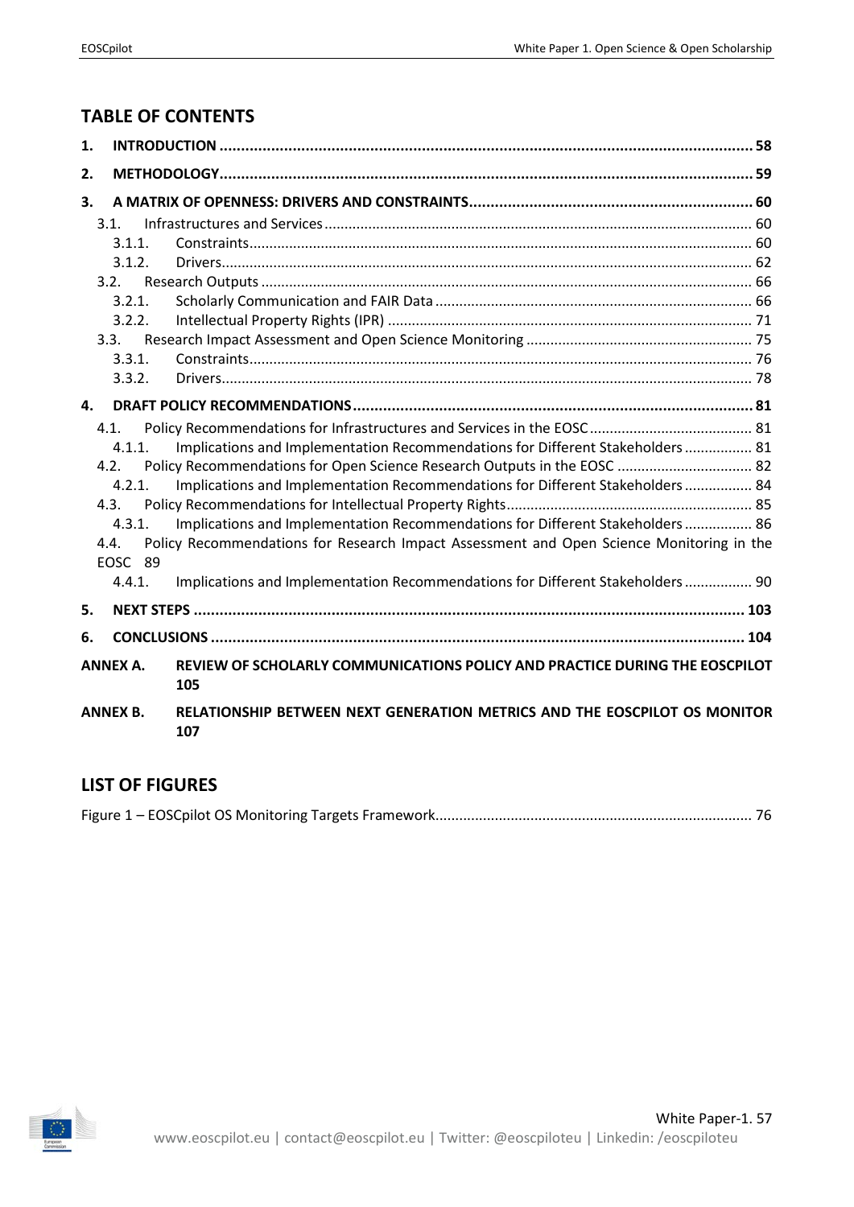## TABLE OF CONTENTS

1. **INTRODUCTION** ........ 58
2. **METHODOLOGY** ........ 59
3. **A MATRIX OF OPENNESS: DRIVERS AND CONSTRAINTS** ........ 60
   - 3.1. Infrastructures and Services ........ 60
     - 3.1.1. Constraints ........ 60
     - 3.1.2. Drivers ........ 62
   - 3.2. Research Outputs ........ 66
     - 3.2.1. Scholarly Communication and FAIR Data ........ 66
     - 3.2.2. Intellectual Property Rights (IPR) ........ 71
   - 3.3. Research Impact Assessment and Open Science Monitoring ........ 75
     - 3.3.1. Constraints ........ 76
     - 3.3.2. Drivers ........ 78
4. **DRAFT POLICY RECOMMENDATIONS** ........ 81
   - 4.1. Policy Recommendations for Infrastructures and Services in the EOSC ........ 81
     - 4.1.1. Implications and Implementation Recommendations for Different Stakeholders ........ 81
   - 4.2. Policy Recommendations for Open Science Research Outputs in the EOSC ........ 82
     - 4.2.1. Implications and Implementation Recommendations for Different Stakeholders ........ 84
   - 4.3. Policy Recommendations for Intellectual Property Rights ........ 85
     - 4.3.1. Implications and Implementation Recommendations for Different Stakeholders ........ 86
   - 4.4. Policy Recommendations for Research Impact Assessment and Open Science Monitoring in the EOSC 89
     - 4.4.1. Implications and Implementation Recommendations for Different Stakeholders ........ 90
5. **NEXT STEPS** ........ 103
6. **CONCLUSIONS** ........ 104

**ANNEX A. REVIEW OF SCHOLARLY COMMUNICATIONS POLICY AND PRACTICE DURING THE EOSCPILOT** 105

**ANNEX B. RELATIONSHIP BETWEEN NEXT GENERATION METRICS AND THE EOSCPILOT OS MONITOR** 107

## LIST OF FIGURES

Figure 1 – EOSCpilot OS Monitoring Targets Framework ........ 76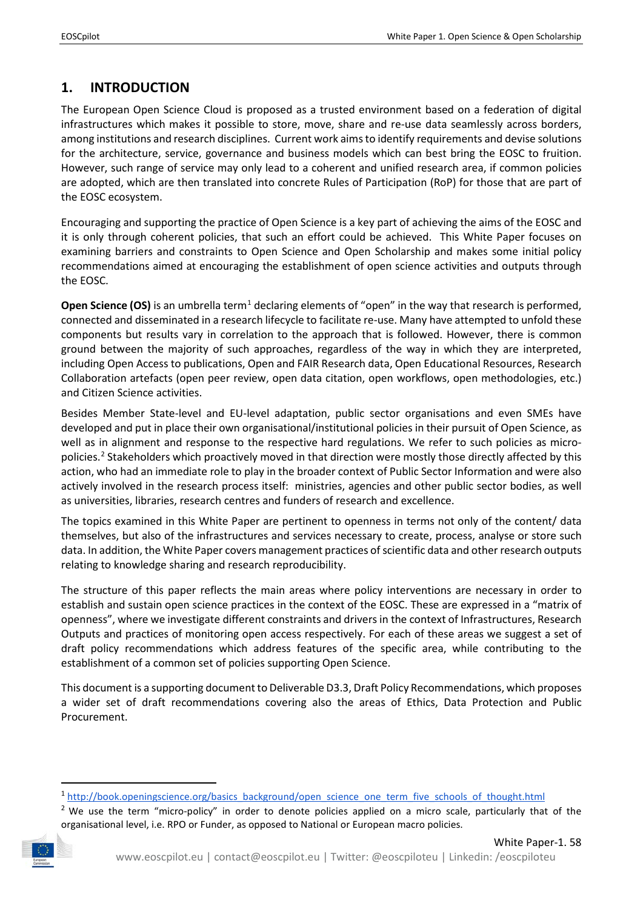# 1. INTRODUCTION

The European Open Science Cloud is proposed as a trusted environment based on a federation of digital infrastructures which makes it possible to store, move, share and re-use data seamlessly across borders, among institutions and research disciplines. Current work aims to identify requirements and devise solutions for the architecture, service, governance and business models which can best bring the EOSC to fruition. However, such range of service may only lead to a coherent and unified research area, if common policies are adopted, which are then translated into concrete Rules of Participation (RoP) for those that are part of the EOSC ecosystem.

Encouraging and supporting the practice of Open Science is a key part of achieving the aims of the EOSC and it is only through coherent policies, that such an effort could be achieved. This White Paper focuses on examining barriers and constraints to Open Science and Open Scholarship and makes some initial policy recommendations aimed at encouraging the establishment of open science activities and outputs through the EOSC.

**Open Science (OS)** is an umbrella term[1] declaring elements of "open" in the way that research is performed, connected and disseminated in a research lifecycle to facilitate re-use. Many have attempted to unfold these components but results vary in correlation to the approach that is followed. However, there is common ground between the majority of such approaches, regardless of the way in which they are interpreted, including Open Access to publications, Open and FAIR Research data, Open Educational Resources, Research Collaboration artefacts (open peer review, open data citation, open workflows, open methodologies, etc.) and Citizen Science activities.

Besides Member State-level and EU-level adaptation, public sector organisations and even SMEs have developed and put in place their own organisational/institutional policies in their pursuit of Open Science, as well as in alignment and response to the respective hard regulations. We refer to such policies as micro-policies.[2] Stakeholders which proactively moved in that direction were mostly those directly affected by this action, who had an immediate role to play in the broader context of Public Sector Information and were also actively involved in the research process itself: ministries, agencies and other public sector bodies, as well as universities, libraries, research centres and funders of research and excellence.

The topics examined in this White Paper are pertinent to openness in terms not only of the content/ data themselves, but also of the infrastructures and services necessary to create, process, analyse or store such data. In addition, the White Paper covers management practices of scientific data and other research outputs relating to knowledge sharing and research reproducibility.

The structure of this paper reflects the main areas where policy interventions are necessary in order to establish and sustain open science practices in the context of the EOSC. These are expressed in a "matrix of openness", where we investigate different constraints and drivers in the context of Infrastructures, Research Outputs and practices of monitoring open access respectively. For each of these areas we suggest a set of draft policy recommendations which address features of the specific area, while contributing to the establishment of a common set of policies supporting Open Science.

This document is a supporting document to Deliverable D3.3, Draft Policy Recommendations, which proposes a wider set of draft recommendations covering also the areas of Ethics, Data Protection and Public Procurement.

---

[1] http://book.openingscience.org/basics_background/open_science_one_term_five_schools_of_thought.html

[2] We use the term "micro-policy" in order to denote policies applied on a micro scale, particularly that of the organisational level, i.e. RPO or Funder, as opposed to National or European macro policies.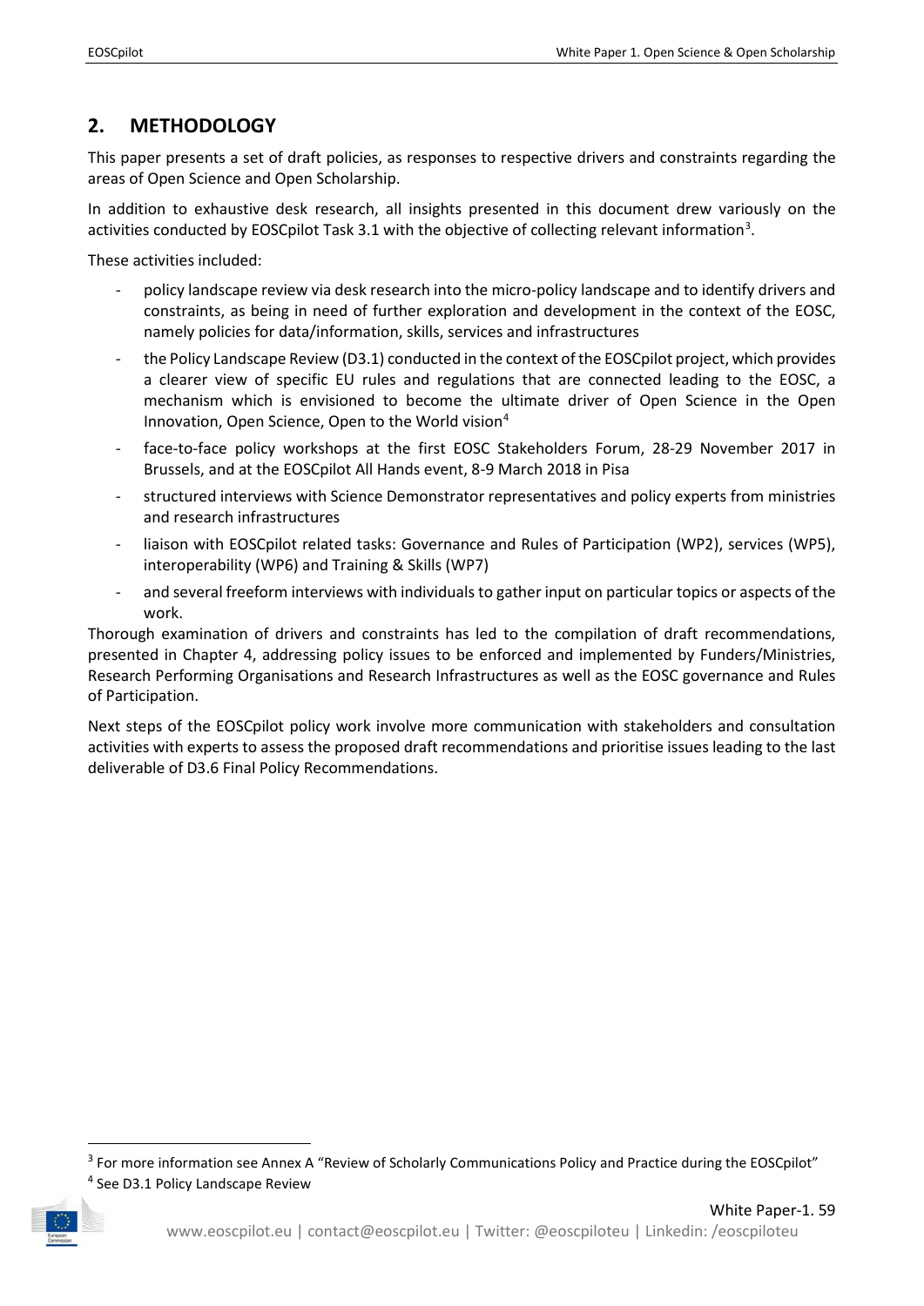## 2. METHODOLOGY

This paper presents a set of draft policies, as responses to respective drivers and constraints regarding the areas of Open Science and Open Scholarship.

In addition to exhaustive desk research, all insights presented in this document drew variously on the activities conducted by EOSCpilot Task 3.1 with the objective of collecting relevant information[3].

These activities included:

- policy landscape review via desk research into the micro-policy landscape and to identify drivers and constraints, as being in need of further exploration and development in the context of the EOSC, namely policies for data/information, skills, services and infrastructures
- the Policy Landscape Review (D3.1) conducted in the context of the EOSCpilot project, which provides a clearer view of specific EU rules and regulations that are connected leading to the EOSC, a mechanism which is envisioned to become the ultimate driver of Open Science in the Open Innovation, Open Science, Open to the World vision[4]
- face-to-face policy workshops at the first EOSC Stakeholders Forum, 28-29 November 2017 in Brussels, and at the EOSCpilot All Hands event, 8-9 March 2018 in Pisa
- structured interviews with Science Demonstrator representatives and policy experts from ministries and research infrastructures
- liaison with EOSCpilot related tasks: Governance and Rules of Participation (WP2), services (WP5), interoperability (WP6) and Training & Skills (WP7)
- and several freeform interviews with individuals to gather input on particular topics or aspects of the work.

Thorough examination of drivers and constraints has led to the compilation of draft recommendations, presented in Chapter 4, addressing policy issues to be enforced and implemented by Funders/Ministries, Research Performing Organisations and Research Infrastructures as well as the EOSC governance and Rules of Participation.

Next steps of the EOSCpilot policy work involve more communication with stakeholders and consultation activities with experts to assess the proposed draft recommendations and prioritise issues leading to the last deliverable of D3.6 Final Policy Recommendations.

[3] For more information see Annex A "Review of Scholarly Communications Policy and Practice during the EOSCpilot"

[4] See D3.1 Policy Landscape Review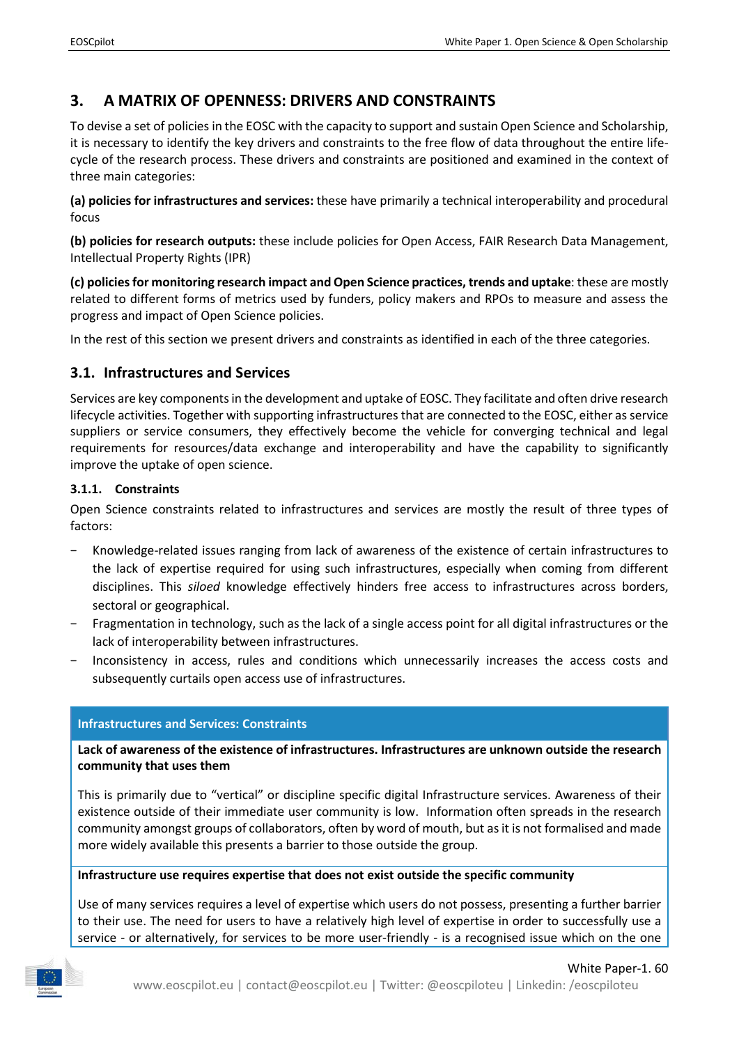# 3. A MATRIX OF OPENNESS: DRIVERS AND CONSTRAINTS

To devise a set of policies in the EOSC with the capacity to support and sustain Open Science and Scholarship, it is necessary to identify the key drivers and constraints to the free flow of data throughout the entire life-cycle of the research process. These drivers and constraints are positioned and examined in the context of three main categories:

**(a) policies for infrastructures and services:** these have primarily a technical interoperability and procedural focus

**(b) policies for research outputs:** these include policies for Open Access, FAIR Research Data Management, Intellectual Property Rights (IPR)

**(c) policies for monitoring research impact and Open Science practices, trends and uptake**: these are mostly related to different forms of metrics used by funders, policy makers and RPOs to measure and assess the progress and impact of Open Science policies.

In the rest of this section we present drivers and constraints as identified in each of the three categories.

## 3.1. Infrastructures and Services

Services are key components in the development and uptake of EOSC. They facilitate and often drive research lifecycle activities. Together with supporting infrastructures that are connected to the EOSC, either as service suppliers or service consumers, they effectively become the vehicle for converging technical and legal requirements for resources/data exchange and interoperability and have the capability to significantly improve the uptake of open science.

### 3.1.1. Constraints

Open Science constraints related to infrastructures and services are mostly the result of three types of factors:

- Knowledge-related issues ranging from lack of awareness of the existence of certain infrastructures to the lack of expertise required for using such infrastructures, especially when coming from different disciplines. This *siloed* knowledge effectively hinders free access to infrastructures across borders, sectoral or geographical.
- Fragmentation in technology, such as the lack of a single access point for all digital infrastructures or the lack of interoperability between infrastructures.
- Inconsistency in access, rules and conditions which unnecessarily increases the access costs and subsequently curtails open access use of infrastructures.

| Infrastructures and Services: Constraints |
| --- |
| **Lack of awareness of the existence of infrastructures. Infrastructures are unknown outside the research community that uses them**<br><br>This is primarily due to "vertical" or discipline specific digital Infrastructure services. Awareness of their existence outside of their immediate user community is low. Information often spreads in the research community amongst groups of collaborators, often by word of mouth, but as it is not formalised and made more widely available this presents a barrier to those outside the group. |
| **Infrastructure use requires expertise that does not exist outside the specific community**<br><br>Use of many services requires a level of expertise which users do not possess, presenting a further barrier to their use. The need for users to have a relatively high level of expertise in order to successfully use a service - or alternatively, for services to be more user-friendly - is a recognised issue which on the one |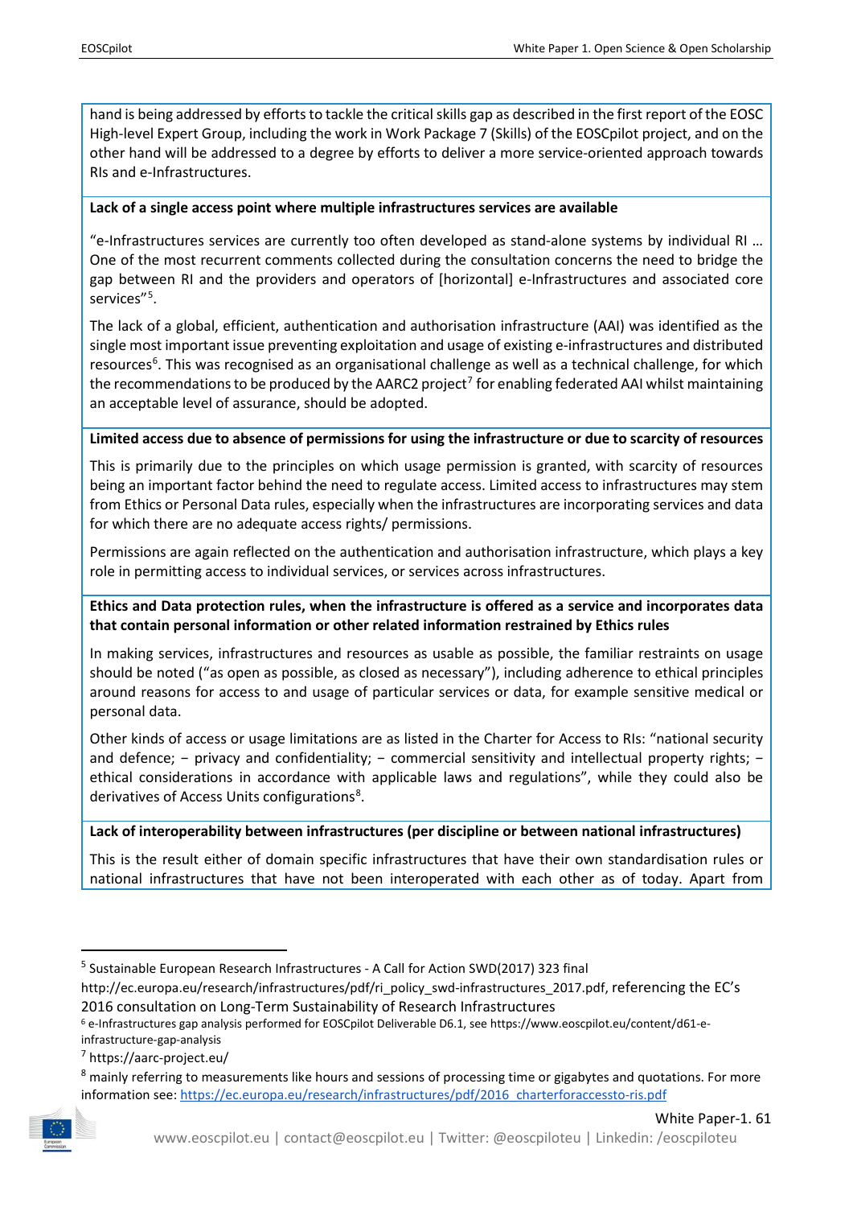hand is being addressed by efforts to tackle the critical skills gap as described in the first report of the EOSC High-level Expert Group, including the work in Work Package 7 (Skills) of the EOSCpilot project, and on the other hand will be addressed to a degree by efforts to deliver a more service-oriented approach towards RIs and e-Infrastructures.

**Lack of a single access point where multiple infrastructures services are available**

"e-Infrastructures services are currently too often developed as stand-alone systems by individual RI … One of the most recurrent comments collected during the consultation concerns the need to bridge the gap between RI and the providers and operators of [horizontal] e-Infrastructures and associated core services"[5].

The lack of a global, efficient, authentication and authorisation infrastructure (AAI) was identified as the single most important issue preventing exploitation and usage of existing e-infrastructures and distributed resources[6]. This was recognised as an organisational challenge as well as a technical challenge, for which the recommendations to be produced by the AARC2 project[7] for enabling federated AAI whilst maintaining an acceptable level of assurance, should be adopted.

**Limited access due to absence of permissions for using the infrastructure or due to scarcity of resources**

This is primarily due to the principles on which usage permission is granted, with scarcity of resources being an important factor behind the need to regulate access. Limited access to infrastructures may stem from Ethics or Personal Data rules, especially when the infrastructures are incorporating services and data for which there are no adequate access rights/ permissions.

Permissions are again reflected on the authentication and authorisation infrastructure, which plays a key role in permitting access to individual services, or services across infrastructures.

**Ethics and Data protection rules, when the infrastructure is offered as a service and incorporates data that contain personal information or other related information restrained by Ethics rules**

In making services, infrastructures and resources as usable as possible, the familiar restraints on usage should be noted ("as open as possible, as closed as necessary"), including adherence to ethical principles around reasons for access to and usage of particular services or data, for example sensitive medical or personal data.

Other kinds of access or usage limitations are as listed in the Charter for Access to RIs: "national security and defence; − privacy and confidentiality; − commercial sensitivity and intellectual property rights; − ethical considerations in accordance with applicable laws and regulations", while they could also be derivatives of Access Units configurations[8].

**Lack of interoperability between infrastructures (per discipline or between national infrastructures)**

This is the result either of domain specific infrastructures that have their own standardisation rules or national infrastructures that have not been interoperated with each other as of today. Apart from

---

[5] Sustainable European Research Infrastructures - A Call for Action SWD(2017) 323 final http://ec.europa.eu/research/infrastructures/pdf/ri_policy_swd-infrastructures_2017.pdf, referencing the EC's 2016 consultation on Long-Term Sustainability of Research Infrastructures

[6] e-Infrastructures gap analysis performed for EOSCpilot Deliverable D6.1, see https://www.eoscpilot.eu/content/d61-e-infrastructure-gap-analysis

[7] https://aarc-project.eu/

[8] mainly referring to measurements like hours and sessions of processing time or gigabytes and quotations. For more information see: https://ec.europa.eu/research/infrastructures/pdf/2016_charterforaccessto-ris.pdf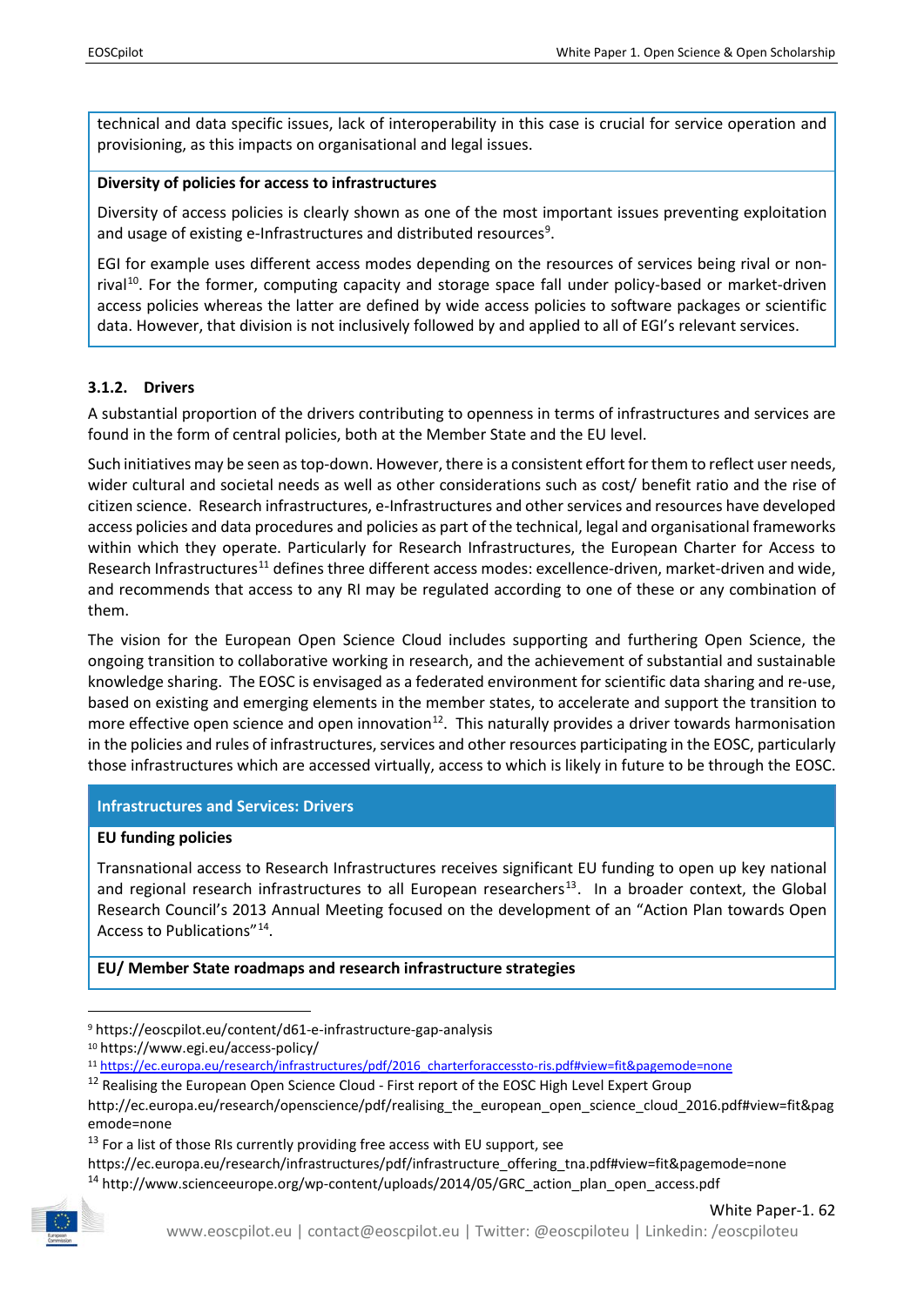technical and data specific issues, lack of interoperability in this case is crucial for service operation and provisioning, as this impacts on organisational and legal issues.

**Diversity of policies for access to infrastructures**

Diversity of access policies is clearly shown as one of the most important issues preventing exploitation and usage of existing e-Infrastructures and distributed resources[9].

EGI for example uses different access modes depending on the resources of services being rival or non-rival[10]. For the former, computing capacity and storage space fall under policy-based or market-driven access policies whereas the latter are defined by wide access policies to software packages or scientific data. However, that division is not inclusively followed by and applied to all of EGI's relevant services.

### 3.1.2. Drivers

A substantial proportion of the drivers contributing to openness in terms of infrastructures and services are found in the form of central policies, both at the Member State and the EU level.

Such initiatives may be seen as top-down. However, there is a consistent effort for them to reflect user needs, wider cultural and societal needs as well as other considerations such as cost/ benefit ratio and the rise of citizen science. Research infrastructures, e-Infrastructures and other services and resources have developed access policies and data procedures and policies as part of the technical, legal and organisational frameworks within which they operate. Particularly for Research Infrastructures, the European Charter for Access to Research Infrastructures[11] defines three different access modes: excellence-driven, market-driven and wide, and recommends that access to any RI may be regulated according to one of these or any combination of them.

The vision for the European Open Science Cloud includes supporting and furthering Open Science, the ongoing transition to collaborative working in research, and the achievement of substantial and sustainable knowledge sharing. The EOSC is envisaged as a federated environment for scientific data sharing and re-use, based on existing and emerging elements in the member states, to accelerate and support the transition to more effective open science and open innovation[12]. This naturally provides a driver towards harmonisation in the policies and rules of infrastructures, services and other resources participating in the EOSC, particularly those infrastructures which are accessed virtually, access to which is likely in future to be through the EOSC.

**Infrastructures and Services: Drivers**

**EU funding policies**

Transnational access to Research Infrastructures receives significant EU funding to open up key national and regional research infrastructures to all European researchers[13]. In a broader context, the Global Research Council's 2013 Annual Meeting focused on the development of an "Action Plan towards Open Access to Publications"[14].

**EU/ Member State roadmaps and research infrastructure strategies**

---

[9] https://eoscpilot.eu/content/d61-e-infrastructure-gap-analysis

[10] https://www.egi.eu/access-policy/

[11] https://ec.europa.eu/research/infrastructures/pdf/2016_charterforaccessto-ris.pdf#view=fit&pagemode=none

[12] Realising the European Open Science Cloud - First report of the EOSC High Level Expert Group http://ec.europa.eu/research/openscience/pdf/realising_the_european_open_science_cloud_2016.pdf#view=fit&pagemode=none

[13] For a list of those RIs currently providing free access with EU support, see https://ec.europa.eu/research/infrastructures/pdf/infrastructure_offering_tna.pdf#view=fit&pagemode=none

[14] http://www.scienceeurope.org/wp-content/uploads/2014/05/GRC_action_plan_open_access.pdf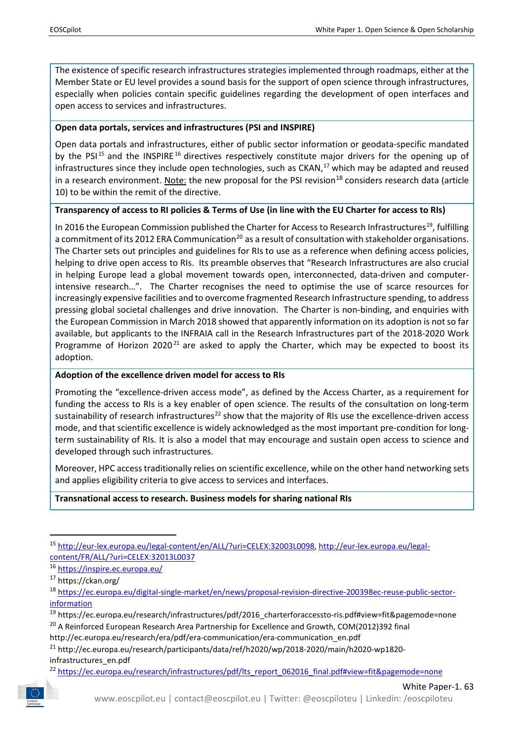The existence of specific research infrastructures strategies implemented through roadmaps, either at the Member State or EU level provides a sound basis for the support of open science through infrastructures, especially when policies contain specific guidelines regarding the development of open interfaces and open access to services and infrastructures.

**Open data portals, services and infrastructures (PSI and INSPIRE)**

Open data portals and infrastructures, either of public sector information or geodata-specific mandated by the PSI[15] and the INSPIRE[16] directives respectively constitute major drivers for the opening up of infrastructures since they include open technologies, such as CKAN,[17] which may be adapted and reused in a research environment. Note: the new proposal for the PSI revision[18] considers research data (article 10) to be within the remit of the directive.

**Transparency of access to RI policies & Terms of Use (in line with the EU Charter for access to RIs)**

In 2016 the European Commission published the Charter for Access to Research Infrastructures[19], fulfilling a commitment of its 2012 ERA Communication[20] as a result of consultation with stakeholder organisations. The Charter sets out principles and guidelines for RIs to use as a reference when defining access policies, helping to drive open access to RIs. Its preamble observes that "Research Infrastructures are also crucial in helping Europe lead a global movement towards open, interconnected, data-driven and computer-intensive research…". The Charter recognises the need to optimise the use of scarce resources for increasingly expensive facilities and to overcome fragmented Research Infrastructure spending, to address pressing global societal challenges and drive innovation. The Charter is non-binding, and enquiries with the European Commission in March 2018 showed that apparently information on its adoption is not so far available, but applicants to the INFRAIA call in the Research Infrastructures part of the 2018-2020 Work Programme of Horizon 2020[21] are asked to apply the Charter, which may be expected to boost its adoption.

**Adoption of the excellence driven model for access to RIs**

Promoting the "excellence-driven access mode", as defined by the Access Charter, as a requirement for funding the access to RIs is a key enabler of open science. The results of the consultation on long-term sustainability of research infrastructures[22] show that the majority of RIs use the excellence-driven access mode, and that scientific excellence is widely acknowledged as the most important pre-condition for long-term sustainability of RIs. It is also a model that may encourage and sustain open access to science and developed through such infrastructures.

Moreover, HPC access traditionally relies on scientific excellence, while on the other hand networking sets and applies eligibility criteria to give access to services and interfaces.

**Transnational access to research. Business models for sharing national RIs**

---

[15] http://eur-lex.europa.eu/legal-content/en/ALL/?uri=CELEX:32003L0098, http://eur-lex.europa.eu/legal-content/FR/ALL/?uri=CELEX:32013L0037

[16] https://inspire.ec.europa.eu/

[17] https://ckan.org/

[18] https://ec.europa.eu/digital-single-market/en/news/proposal-revision-directive-200398ec-reuse-public-sector-information

[19] https://ec.europa.eu/research/infrastructures/pdf/2016_charterforaccessto-ris.pdf#view=fit&pagemode=none

[20] A Reinforced European Research Area Partnership for Excellence and Growth, COM(2012)392 final http://ec.europa.eu/research/era/pdf/era-communication/era-communication_en.pdf

[21] http://ec.europa.eu/research/participants/data/ref/h2020/wp/2018-2020/main/h2020-wp1820-infrastructures_en.pdf

[22] https://ec.europa.eu/research/infrastructures/pdf/lts_report_062016_final.pdf#view=fit&pagemode=none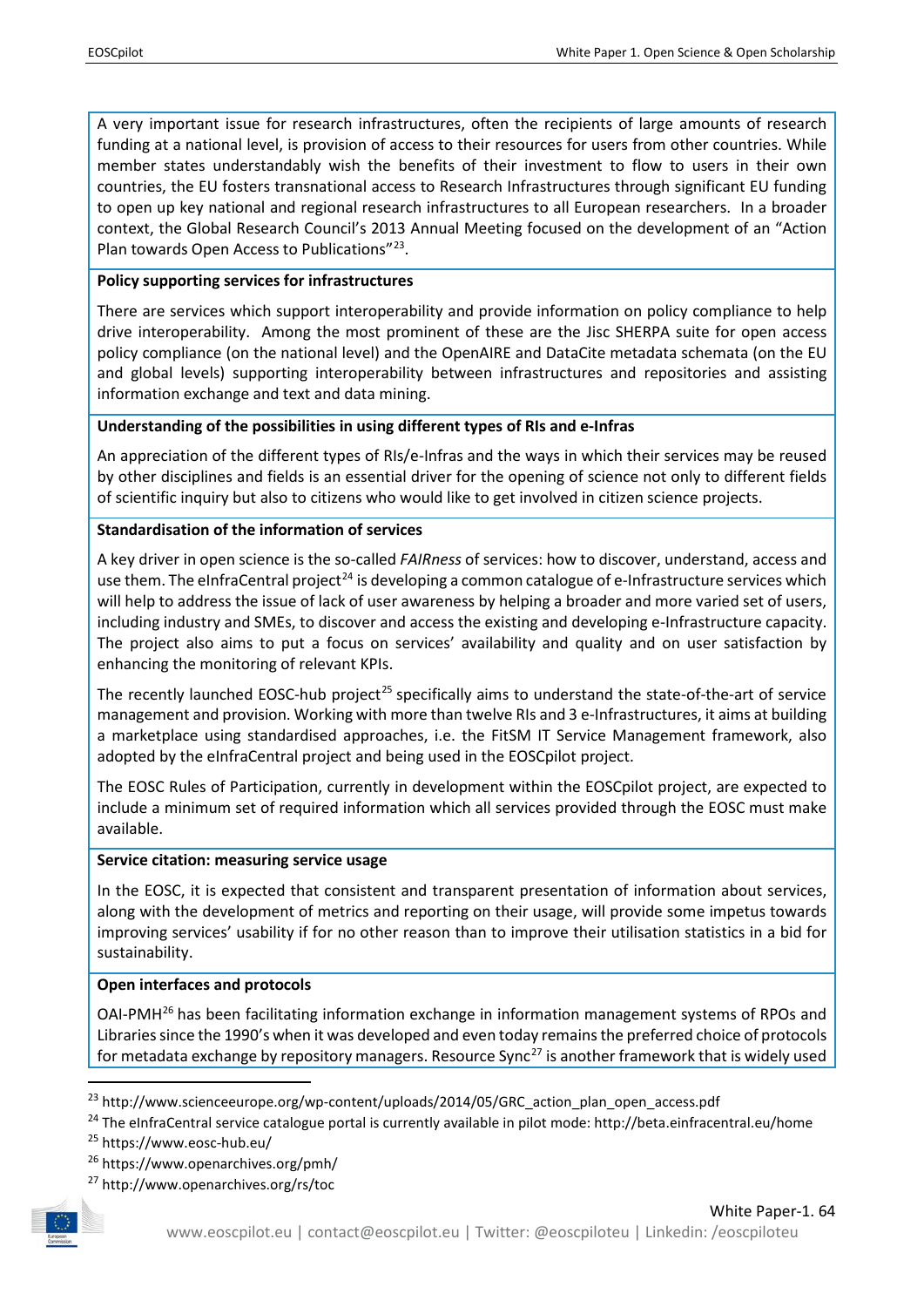A very important issue for research infrastructures, often the recipients of large amounts of research funding at a national level, is provision of access to their resources for users from other countries. While member states understandably wish the benefits of their investment to flow to users in their own countries, the EU fosters transnational access to Research Infrastructures through significant EU funding to open up key national and regional research infrastructures to all European researchers. In a broader context, the Global Research Council's 2013 Annual Meeting focused on the development of an "Action Plan towards Open Access to Publications"[23].

**Policy supporting services for infrastructures**

There are services which support interoperability and provide information on policy compliance to help drive interoperability. Among the most prominent of these are the Jisc SHERPA suite for open access policy compliance (on the national level) and the OpenAIRE and DataCite metadata schemata (on the EU and global levels) supporting interoperability between infrastructures and repositories and assisting information exchange and text and data mining.

**Understanding of the possibilities in using different types of RIs and e-Infras**

An appreciation of the different types of RIs/e-Infras and the ways in which their services may be reused by other disciplines and fields is an essential driver for the opening of science not only to different fields of scientific inquiry but also to citizens who would like to get involved in citizen science projects.

**Standardisation of the information of services**

A key driver in open science is the so-called *FAIRness* of services: how to discover, understand, access and use them. The eInfraCentral project[24] is developing a common catalogue of e-Infrastructure services which will help to address the issue of lack of user awareness by helping a broader and more varied set of users, including industry and SMEs, to discover and access the existing and developing e-Infrastructure capacity. The project also aims to put a focus on services' availability and quality and on user satisfaction by enhancing the monitoring of relevant KPIs.

The recently launched EOSC-hub project[25] specifically aims to understand the state-of-the-art of service management and provision. Working with more than twelve RIs and 3 e-Infrastructures, it aims at building a marketplace using standardised approaches, i.e. the FitSM IT Service Management framework, also adopted by the eInfraCentral project and being used in the EOSCpilot project.

The EOSC Rules of Participation, currently in development within the EOSCpilot project, are expected to include a minimum set of required information which all services provided through the EOSC must make available.

**Service citation: measuring service usage**

In the EOSC, it is expected that consistent and transparent presentation of information about services, along with the development of metrics and reporting on their usage, will provide some impetus towards improving services' usability if for no other reason than to improve their utilisation statistics in a bid for sustainability.

**Open interfaces and protocols**

OAI-PMH[26] has been facilitating information exchange in information management systems of RPOs and Libraries since the 1990's when it was developed and even today remains the preferred choice of protocols for metadata exchange by repository managers. Resource Sync[27] is another framework that is widely used

---

[23] http://www.scienceeurope.org/wp-content/uploads/2014/05/GRC_action_plan_open_access.pdf

[24] The eInfraCentral service catalogue portal is currently available in pilot mode: http://beta.einfracentral.eu/home

[25] https://www.eosc-hub.eu/

[26] https://www.openarchives.org/pmh/

[27] http://www.openarchives.org/rs/toc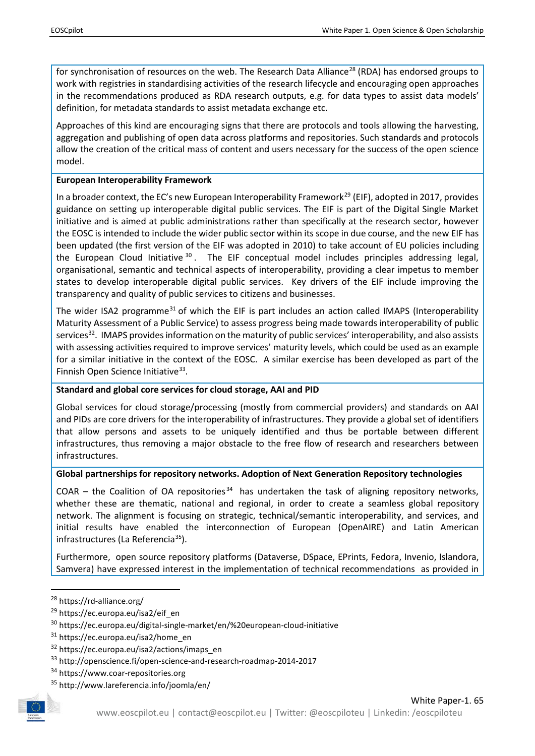for synchronisation of resources on the web. The Research Data Alliance[28] (RDA) has endorsed groups to work with registries in standardising activities of the research lifecycle and encouraging open approaches in the recommendations produced as RDA research outputs, e.g. for data types to assist data models' definition, for metadata standards to assist metadata exchange etc.

Approaches of this kind are encouraging signs that there are protocols and tools allowing the harvesting, aggregation and publishing of open data across platforms and repositories. Such standards and protocols allow the creation of the critical mass of content and users necessary for the success of the open science model.

**European Interoperability Framework**

In a broader context, the EC's new European Interoperability Framework[29] (EIF), adopted in 2017, provides guidance on setting up interoperable digital public services. The EIF is part of the Digital Single Market initiative and is aimed at public administrations rather than specifically at the research sector, however the EOSC is intended to include the wider public sector within its scope in due course, and the new EIF has been updated (the first version of the EIF was adopted in 2010) to take account of EU policies including the European Cloud Initiative[30]. The EIF conceptual model includes principles addressing legal, organisational, semantic and technical aspects of interoperability, providing a clear impetus to member states to develop interoperable digital public services. Key drivers of the EIF include improving the transparency and quality of public services to citizens and businesses.

The wider ISA2 programme[31] of which the EIF is part includes an action called IMAPS (Interoperability Maturity Assessment of a Public Service) to assess progress being made towards interoperability of public services[32]. IMAPS provides information on the maturity of public services' interoperability, and also assists with assessing activities required to improve services' maturity levels, which could be used as an example for a similar initiative in the context of the EOSC. A similar exercise has been developed as part of the Finnish Open Science Initiative[33].

**Standard and global core services for cloud storage, AAI and PID**

Global services for cloud storage/processing (mostly from commercial providers) and standards on AAI and PIDs are core drivers for the interoperability of infrastructures. They provide a global set of identifiers that allow persons and assets to be uniquely identified and thus be portable between different infrastructures, thus removing a major obstacle to the free flow of research and researchers between infrastructures.

**Global partnerships for repository networks. Adoption of Next Generation Repository technologies**

COAR – the Coalition of OA repositories[34] has undertaken the task of aligning repository networks, whether these are thematic, national and regional, in order to create a seamless global repository network. The alignment is focusing on strategic, technical/semantic interoperability, and services, and initial results have enabled the interconnection of European (OpenAIRE) and Latin American infrastructures (La Referencia[35]).

Furthermore, open source repository platforms (Dataverse, DSpace, EPrints, Fedora, Invenio, Islandora, Samvera) have expressed interest in the implementation of technical recommendations as provided in

[28] https://rd-alliance.org/

[29] https://ec.europa.eu/isa2/eif_en

[30] https://ec.europa.eu/digital-single-market/en/%20european-cloud-initiative

[31] https://ec.europa.eu/isa2/home_en

[32] https://ec.europa.eu/isa2/actions/imaps_en

[33] http://openscience.fi/open-science-and-research-roadmap-2014-2017

[34] https://www.coar-repositories.org

[35] http://www.lareferencia.info/joomla/en/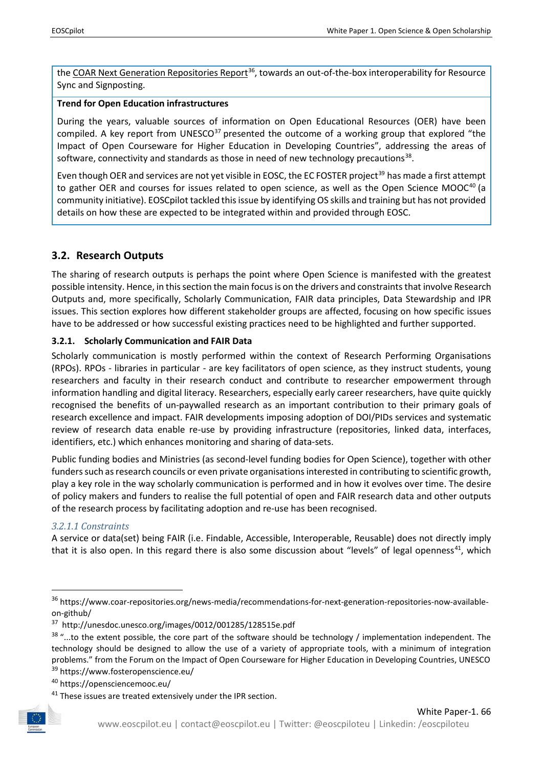the COAR Next Generation Repositories Report[36], towards an out-of-the-box interoperability for Resource Sync and Signposting.

**Trend for Open Education infrastructures**

During the years, valuable sources of information on Open Educational Resources (OER) have been compiled. A key report from UNESCO[37] presented the outcome of a working group that explored "the Impact of Open Courseware for Higher Education in Developing Countries", addressing the areas of software, connectivity and standards as those in need of new technology precautions[38].

Even though OER and services are not yet visible in EOSC, the EC FOSTER project[39] has made a first attempt to gather OER and courses for issues related to open science, as well as the Open Science MOOC[40] (a community initiative). EOSCpilot tackled this issue by identifying OS skills and training but has not provided details on how these are expected to be integrated within and provided through EOSC.

## 3.2. Research Outputs

The sharing of research outputs is perhaps the point where Open Science is manifested with the greatest possible intensity. Hence, in this section the main focus is on the drivers and constraints that involve Research Outputs and, more specifically, Scholarly Communication, FAIR data principles, Data Stewardship and IPR issues. This section explores how different stakeholder groups are affected, focusing on how specific issues have to be addressed or how successful existing practices need to be highlighted and further supported.

### 3.2.1. Scholarly Communication and FAIR Data

Scholarly communication is mostly performed within the context of Research Performing Organisations (RPOs). RPOs - libraries in particular - are key facilitators of open science, as they instruct students, young researchers and faculty in their research conduct and contribute to researcher empowerment through information handling and digital literacy. Researchers, especially early career researchers, have quite quickly recognised the benefits of un-paywalled research as an important contribution to their primary goals of research excellence and impact. FAIR developments imposing adoption of DOI/PIDs services and systematic review of research data enable re-use by providing infrastructure (repositories, linked data, interfaces, identifiers, etc.) which enhances monitoring and sharing of data-sets.

Public funding bodies and Ministries (as second-level funding bodies for Open Science), together with other funders such as research councils or even private organisations interested in contributing to scientific growth, play a key role in the way scholarly communication is performed and in how it evolves over time. The desire of policy makers and funders to realise the full potential of open and FAIR research data and other outputs of the research process by facilitating adoption and re-use has been recognised.

#### *3.2.1.1 Constraints*

A service or data(set) being FAIR (i.e. Findable, Accessible, Interoperable, Reusable) does not directly imply that it is also open. In this regard there is also some discussion about "levels" of legal openness[41], which

---

[36] https://www.coar-repositories.org/news-media/recommendations-for-next-generation-repositories-now-available-on-github/

[37] http://unesdoc.unesco.org/images/0012/001285/128515e.pdf

[38] "...to the extent possible, the core part of the software should be technology / implementation independent. The technology should be designed to allow the use of a variety of appropriate tools, with a minimum of integration problems." from the Forum on the Impact of Open Courseware for Higher Education in Developing Countries, UNESCO

[39] https://www.fosteropenscience.eu/

[40] https://opensciencemooc.eu/

[41] These issues are treated extensively under the IPR section.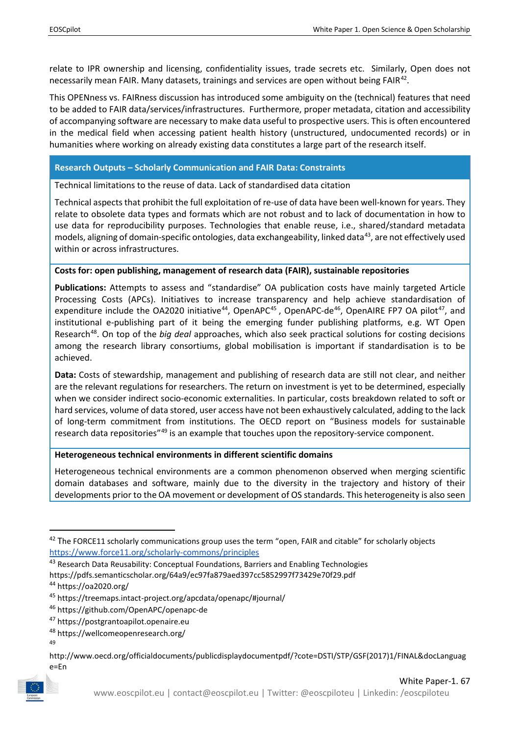relate to IPR ownership and licensing, confidentiality issues, trade secrets etc. Similarly, Open does not necessarily mean FAIR. Many datasets, trainings and services are open without being FAIR[42].

This OPENness vs. FAIRness discussion has introduced some ambiguity on the (technical) features that need to be added to FAIR data/services/infrastructures. Furthermore, proper metadata, citation and accessibility of accompanying software are necessary to make data useful to prospective users. This is often encountered in the medical field when accessing patient health history (unstructured, undocumented records) or in humanities where working on already existing data constitutes a large part of the research itself.

### Research Outputs – Scholarly Communication and FAIR Data: Constraints

Technical limitations to the reuse of data. Lack of standardised data citation

Technical aspects that prohibit the full exploitation of re-use of data have been well-known for years. They relate to obsolete data types and formats which are not robust and to lack of documentation in how to use data for reproducibility purposes. Technologies that enable reuse, i.e., shared/standard metadata models, aligning of domain-specific ontologies, data exchangeability, linked data[43], are not effectively used within or across infrastructures.

**Costs for: open publishing, management of research data (FAIR), sustainable repositories**

**Publications:** Attempts to assess and “standardise” OA publication costs have mainly targeted Article Processing Costs (APCs). Initiatives to increase transparency and help achieve standardisation of expenditure include the OA2020 initiative[44], OpenAPC[45] , OpenAPC-de[46], OpenAIRE FP7 OA pilot[47], and institutional e-publishing part of it being the emerging funder publishing platforms, e.g. WT Open Research[48]. On top of the *big deal* approaches, which also seek practical solutions for costing decisions among the research library consortiums, global mobilisation is important if standardisation is to be achieved.

**Data:** Costs of stewardship, management and publishing of research data are still not clear, and neither are the relevant regulations for researchers. The return on investment is yet to be determined, especially when we consider indirect socio-economic externalities. In particular, costs breakdown related to soft or hard services, volume of data stored, user access have not been exhaustively calculated, adding to the lack of long-term commitment from institutions. The OECD report on “Business models for sustainable research data repositories”[49] is an example that touches upon the repository-service component.

**Heterogeneous technical environments in different scientific domains**

Heterogeneous technical environments are a common phenomenon observed when merging scientific domain databases and software, mainly due to the diversity in the trajectory and history of their developments prior to the OA movement or development of OS standards. This heterogeneity is also seen

---

[42] The FORCE11 scholarly communications group uses the term “open, FAIR and citable” for scholarly objects https://www.force11.org/scholarly-commons/principles

[43] Research Data Reusability: Conceptual Foundations, Barriers and Enabling Technologies https://pdfs.semanticscholar.org/64a9/ec97fa879aed397cc5852997f73429e70f29.pdf

[44] https://oa2020.org/

[45] https://treemaps.intact-project.org/apcdata/openapc/#journal/

[46] https://github.com/OpenAPC/openapc-de

[47] https://postgrantoapilot.openaire.eu

[48] https://wellcomeopenresearch.org/

[49] http://www.oecd.org/officialdocuments/publicdisplaydocumentpdf/?cote=DSTI/STP/GSF(2017)1/FINAL&docLanguage=En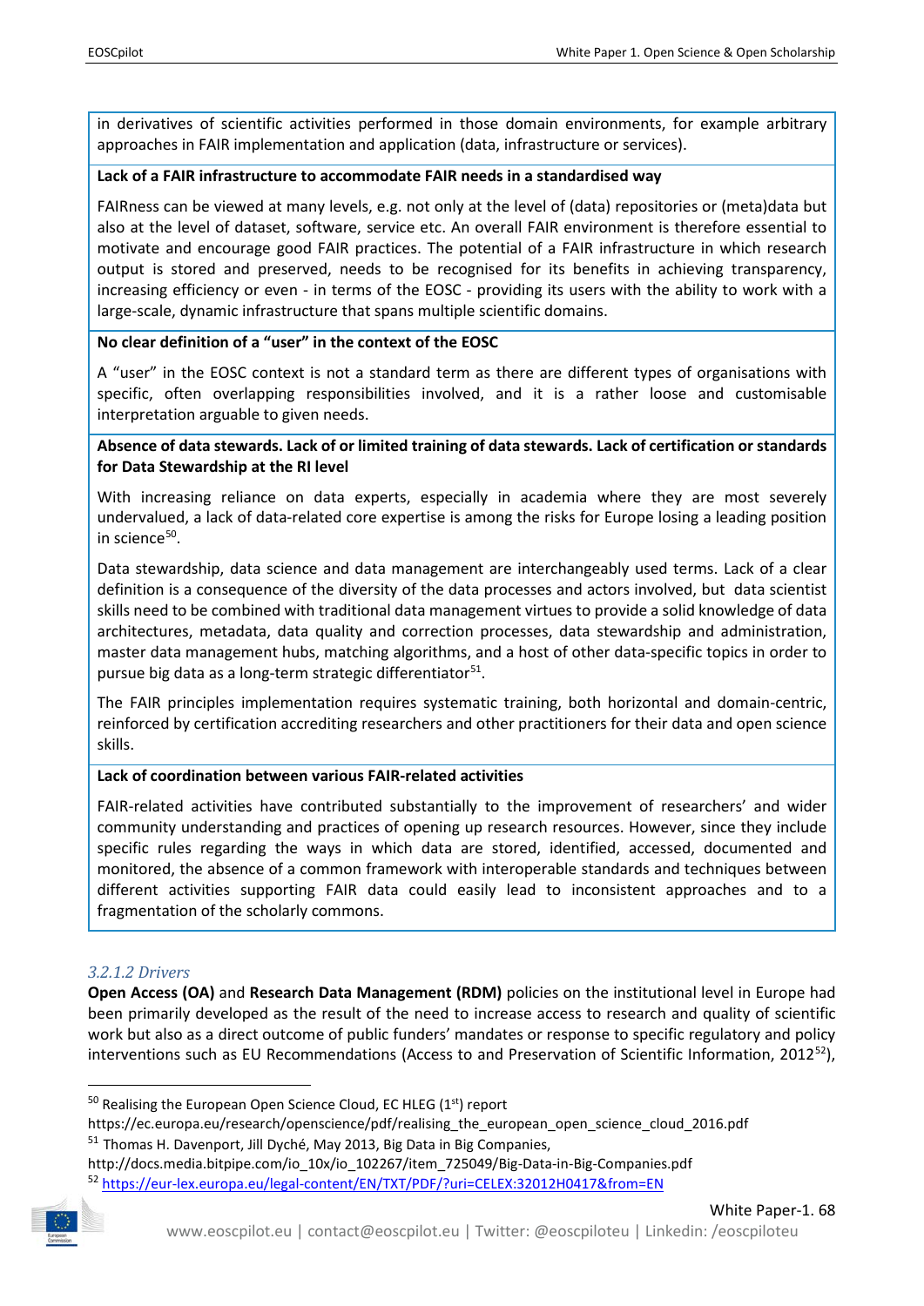in derivatives of scientific activities performed in those domain environments, for example arbitrary approaches in FAIR implementation and application (data, infrastructure or services).

**Lack of a FAIR infrastructure to accommodate FAIR needs in a standardised way**

FAIRness can be viewed at many levels, e.g. not only at the level of (data) repositories or (meta)data but also at the level of dataset, software, service etc. An overall FAIR environment is therefore essential to motivate and encourage good FAIR practices. The potential of a FAIR infrastructure in which research output is stored and preserved, needs to be recognised for its benefits in achieving transparency, increasing efficiency or even - in terms of the EOSC - providing its users with the ability to work with a large-scale, dynamic infrastructure that spans multiple scientific domains.

**No clear definition of a "user" in the context of the EOSC**

A "user" in the EOSC context is not a standard term as there are different types of organisations with specific, often overlapping responsibilities involved, and it is a rather loose and customisable interpretation arguable to given needs.

**Absence of data stewards. Lack of or limited training of data stewards. Lack of certification or standards for Data Stewardship at the RI level**

With increasing reliance on data experts, especially in academia where they are most severely undervalued, a lack of data-related core expertise is among the risks for Europe losing a leading position in science[50].

Data stewardship, data science and data management are interchangeably used terms. Lack of a clear definition is a consequence of the diversity of the data processes and actors involved, but data scientist skills need to be combined with traditional data management virtues to provide a solid knowledge of data architectures, metadata, data quality and correction processes, data stewardship and administration, master data management hubs, matching algorithms, and a host of other data-specific topics in order to pursue big data as a long-term strategic differentiator[51].

The FAIR principles implementation requires systematic training, both horizontal and domain-centric, reinforced by certification accrediting researchers and other practitioners for their data and open science skills.

**Lack of coordination between various FAIR-related activities**

FAIR-related activities have contributed substantially to the improvement of researchers' and wider community understanding and practices of opening up research resources. However, since they include specific rules regarding the ways in which data are stored, identified, accessed, documented and monitored, the absence of a common framework with interoperable standards and techniques between different activities supporting FAIR data could easily lead to inconsistent approaches and to a fragmentation of the scholarly commons.

#### *3.2.1.2 Drivers*

**Open Access (OA)** and **Research Data Management (RDM)** policies on the institutional level in Europe had been primarily developed as the result of the need to increase access to research and quality of scientific work but also as a direct outcome of public funders' mandates or response to specific regulatory and policy interventions such as EU Recommendations (Access to and Preservation of Scientific Information, 2012[52]),

---

[50] Realising the European Open Science Cloud, EC HLEG (1st) report https://ec.europa.eu/research/openscience/pdf/realising_the_european_open_science_cloud_2016.pdf

[51] Thomas H. Davenport, Jill Dyché, May 2013, Big Data in Big Companies, http://docs.media.bitpipe.com/io_10x/io_102267/item_725049/Big-Data-in-Big-Companies.pdf

[52] https://eur-lex.europa.eu/legal-content/EN/TXT/PDF/?uri=CELEX:32012H0417&from=EN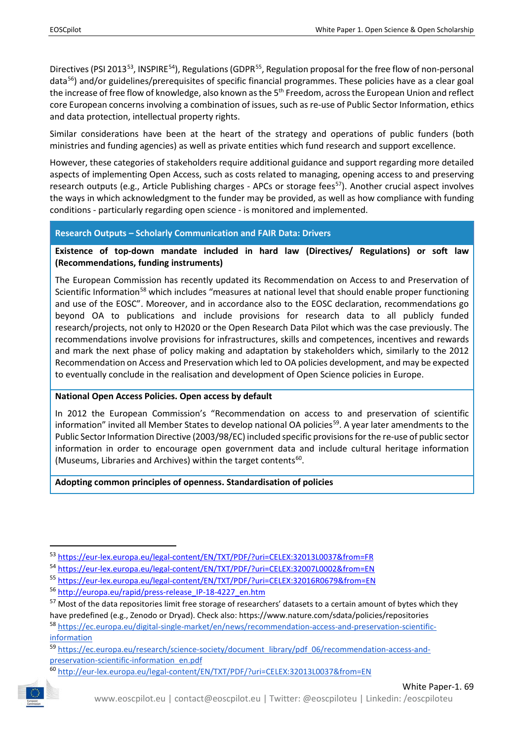Directives (PSI 2013[53], INSPIRE[54]), Regulations (GDPR[55], Regulation proposal for the free flow of non-personal data[56]) and/or guidelines/prerequisites of specific financial programmes. These policies have as a clear goal the increase of free flow of knowledge, also known as the 5th Freedom, across the European Union and reflect core European concerns involving a combination of issues, such as re-use of Public Sector Information, ethics and data protection, intellectual property rights.

Similar considerations have been at the heart of the strategy and operations of public funders (both ministries and funding agencies) as well as private entities which fund research and support excellence.

However, these categories of stakeholders require additional guidance and support regarding more detailed aspects of implementing Open Access, such as costs related to managing, opening access to and preserving research outputs (e.g., Article Publishing charges - APCs or storage fees[57]). Another crucial aspect involves the ways in which acknowledgment to the funder may be provided, as well as how compliance with funding conditions - particularly regarding open science - is monitored and implemented.

**Research Outputs – Scholarly Communication and FAIR Data: Drivers**

**Existence of top-down mandate included in hard law (Directives/ Regulations) or soft law (Recommendations, funding instruments)**

The European Commission has recently updated its Recommendation on Access to and Preservation of Scientific Information[58] which includes "measures at national level that should enable proper functioning and use of the EOSC". Moreover, and in accordance also to the EOSC declaration, recommendations go beyond OA to publications and include provisions for research data to all publicly funded research/projects, not only to H2020 or the Open Research Data Pilot which was the case previously. The recommendations involve provisions for infrastructures, skills and competences, incentives and rewards and mark the next phase of policy making and adaptation by stakeholders which, similarly to the 2012 Recommendation on Access and Preservation which led to OA policies development, and may be expected to eventually conclude in the realisation and development of Open Science policies in Europe.

**National Open Access Policies. Open access by default**

In 2012 the European Commission's "Recommendation on access to and preservation of scientific information" invited all Member States to develop national OA policies[59]. A year later amendments to the Public Sector Information Directive (2003/98/EC) included specific provisions for the re-use of public sector information in order to encourage open government data and include cultural heritage information (Museums, Libraries and Archives) within the target contents[60].

**Adopting common principles of openness. Standardisation of policies**

---

[53] https://eur-lex.europa.eu/legal-content/EN/TXT/PDF/?uri=CELEX:32013L0037&from=FR

[54] https://eur-lex.europa.eu/legal-content/EN/TXT/PDF/?uri=CELEX:32007L0002&from=EN

[55] https://eur-lex.europa.eu/legal-content/EN/TXT/PDF/?uri=CELEX:32016R0679&from=EN

[56] http://europa.eu/rapid/press-release_IP-18-4227_en.htm

[57] Most of the data repositories limit free storage of researchers' datasets to a certain amount of bytes which they have predefined (e.g., Zenodo or Dryad). Check also: https://www.nature.com/sdata/policies/repositories

[58] https://ec.europa.eu/digital-single-market/en/news/recommendation-access-and-preservation-scientific-information

[59] https://ec.europa.eu/research/science-society/document_library/pdf_06/recommendation-access-and-preservation-scientific-information_en.pdf

[60] http://eur-lex.europa.eu/legal-content/EN/TXT/PDF/?uri=CELEX:32013L0037&from=EN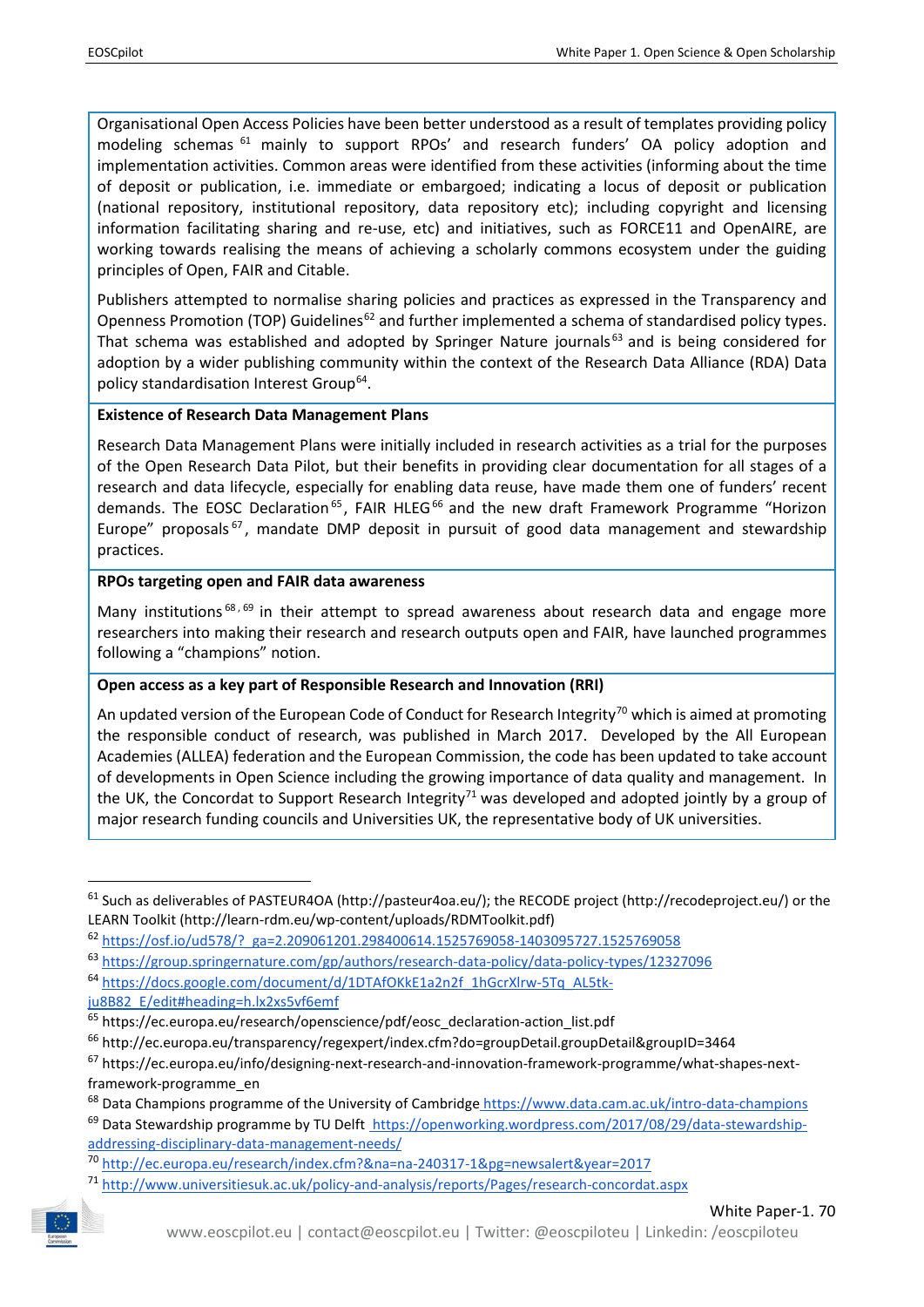Organisational Open Access Policies have been better understood as a result of templates providing policy modeling schemas [61] mainly to support RPOs' and research funders' OA policy adoption and implementation activities. Common areas were identified from these activities (informing about the time of deposit or publication, i.e. immediate or embargoed; indicating a locus of deposit or publication (national repository, institutional repository, data repository etc); including copyright and licensing information facilitating sharing and re-use, etc) and initiatives, such as FORCE11 and OpenAIRE, are working towards realising the means of achieving a scholarly commons ecosystem under the guiding principles of Open, FAIR and Citable.

Publishers attempted to normalise sharing policies and practices as expressed in the Transparency and Openness Promotion (TOP) Guidelines[62] and further implemented a schema of standardised policy types. That schema was established and adopted by Springer Nature journals[63] and is being considered for adoption by a wider publishing community within the context of the Research Data Alliance (RDA) Data policy standardisation Interest Group[64].

**Existence of Research Data Management Plans**

Research Data Management Plans were initially included in research activities as a trial for the purposes of the Open Research Data Pilot, but their benefits in providing clear documentation for all stages of a research and data lifecycle, especially for enabling data reuse, have made them one of funders' recent demands. The EOSC Declaration[65], FAIR HLEG[66] and the new draft Framework Programme "Horizon Europe" proposals[67], mandate DMP deposit in pursuit of good data management and stewardship practices.

**RPOs targeting open and FAIR data awareness**

Many institutions[68, 69] in their attempt to spread awareness about research data and engage more researchers into making their research and research outputs open and FAIR, have launched programmes following a "champions" notion.

**Open access as a key part of Responsible Research and Innovation (RRI)**

An updated version of the European Code of Conduct for Research Integrity[70] which is aimed at promoting the responsible conduct of research, was published in March 2017. Developed by the All European Academies (ALLEA) federation and the European Commission, the code has been updated to take account of developments in Open Science including the growing importance of data quality and management. In the UK, the Concordat to Support Research Integrity[71] was developed and adopted jointly by a group of major research funding councils and Universities UK, the representative body of UK universities.

---

[61] Such as deliverables of PASTEUR4OA (http://pasteur4oa.eu/); the RECODE project (http://recodeproject.eu/) or the LEARN Toolkit (http://learn-rdm.eu/wp-content/uploads/RDMToolkit.pdf)

[62] https://osf.io/ud578/?_ga=2.209061201.298400614.1525769058-1403095727.1525769058

[63] https://group.springernature.com/gp/authors/research-data-policy/data-policy-types/12327096

[64] https://docs.google.com/document/d/1DTAfOKkE1a2n2f_1hGcrXlrw-5Tq_AL5tk-ju8B82_E/edit#heading=h.lx2xs5vf6emf

[65] https://ec.europa.eu/research/openscience/pdf/eosc_declaration-action_list.pdf

[66] http://ec.europa.eu/transparency/regexpert/index.cfm?do=groupDetail.groupDetail&groupID=3464

[67] https://ec.europa.eu/info/designing-next-research-and-innovation-framework-programme/what-shapes-next-framework-programme_en

[68] Data Champions programme of the University of Cambridge https://www.data.cam.ac.uk/intro-data-champions

[69] Data Stewardship programme by TU Delft https://openworking.wordpress.com/2017/08/29/data-stewardship-addressing-disciplinary-data-management-needs/

[70] http://ec.europa.eu/research/index.cfm?&na=na-240317-1&pg=newsalert&year=2017

[71] http://www.universitiesuk.ac.uk/policy-and-analysis/reports/Pages/research-concordat.aspx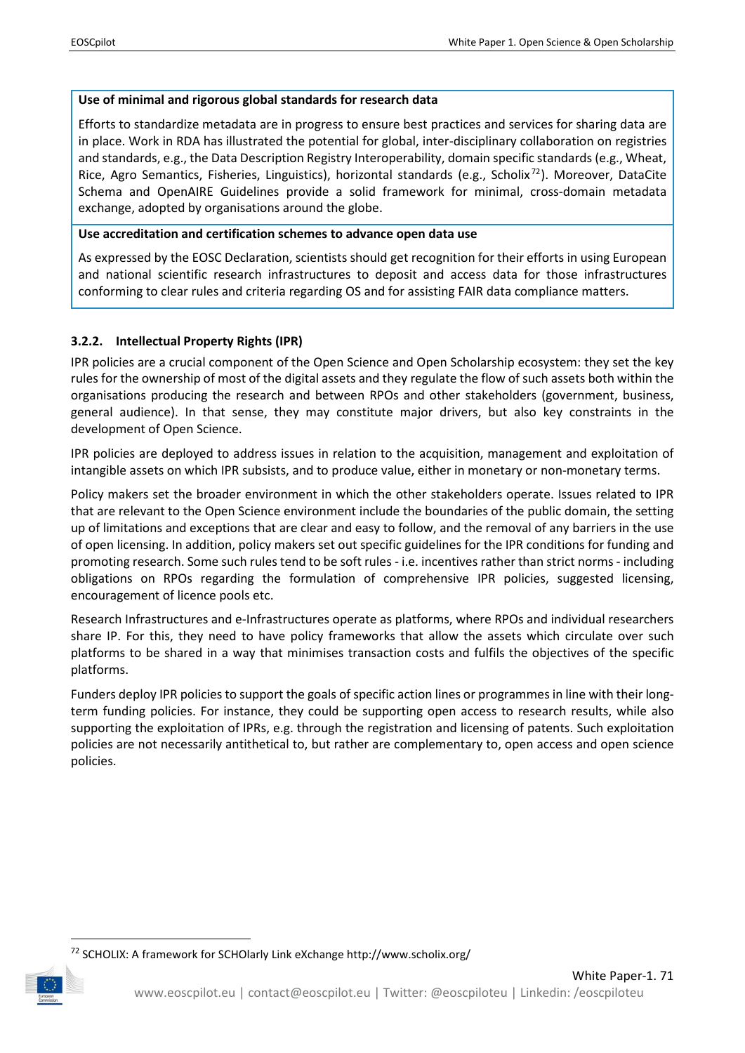**Use of minimal and rigorous global standards for research data**

Efforts to standardize metadata are in progress to ensure best practices and services for sharing data are in place. Work in RDA has illustrated the potential for global, inter-disciplinary collaboration on registries and standards, e.g., the Data Description Registry Interoperability, domain specific standards (e.g., Wheat, Rice, Agro Semantics, Fisheries, Linguistics), horizontal standards (e.g., Scholix[72]). Moreover, DataCite Schema and OpenAIRE Guidelines provide a solid framework for minimal, cross-domain metadata exchange, adopted by organisations around the globe.

**Use accreditation and certification schemes to advance open data use**

As expressed by the EOSC Declaration, scientists should get recognition for their efforts in using European and national scientific research infrastructures to deposit and access data for those infrastructures conforming to clear rules and criteria regarding OS and for assisting FAIR data compliance matters.

### 3.2.2. Intellectual Property Rights (IPR)

IPR policies are a crucial component of the Open Science and Open Scholarship ecosystem: they set the key rules for the ownership of most of the digital assets and they regulate the flow of such assets both within the organisations producing the research and between RPOs and other stakeholders (government, business, general audience). In that sense, they may constitute major drivers, but also key constraints in the development of Open Science.

IPR policies are deployed to address issues in relation to the acquisition, management and exploitation of intangible assets on which IPR subsists, and to produce value, either in monetary or non-monetary terms.

Policy makers set the broader environment in which the other stakeholders operate. Issues related to IPR that are relevant to the Open Science environment include the boundaries of the public domain, the setting up of limitations and exceptions that are clear and easy to follow, and the removal of any barriers in the use of open licensing. In addition, policy makers set out specific guidelines for the IPR conditions for funding and promoting research. Some such rules tend to be soft rules - i.e. incentives rather than strict norms - including obligations on RPOs regarding the formulation of comprehensive IPR policies, suggested licensing, encouragement of licence pools etc.

Research Infrastructures and e-Infrastructures operate as platforms, where RPOs and individual researchers share IP. For this, they need to have policy frameworks that allow the assets which circulate over such platforms to be shared in a way that minimises transaction costs and fulfils the objectives of the specific platforms.

Funders deploy IPR policies to support the goals of specific action lines or programmes in line with their long-term funding policies. For instance, they could be supporting open access to research results, while also supporting the exploitation of IPRs, e.g. through the registration and licensing of patents. Such exploitation policies are not necessarily antithetical to, but rather are complementary to, open access and open science policies.

---

[72] SCHOLIX: A framework for SCHOlarly Link eXchange http://www.scholix.org/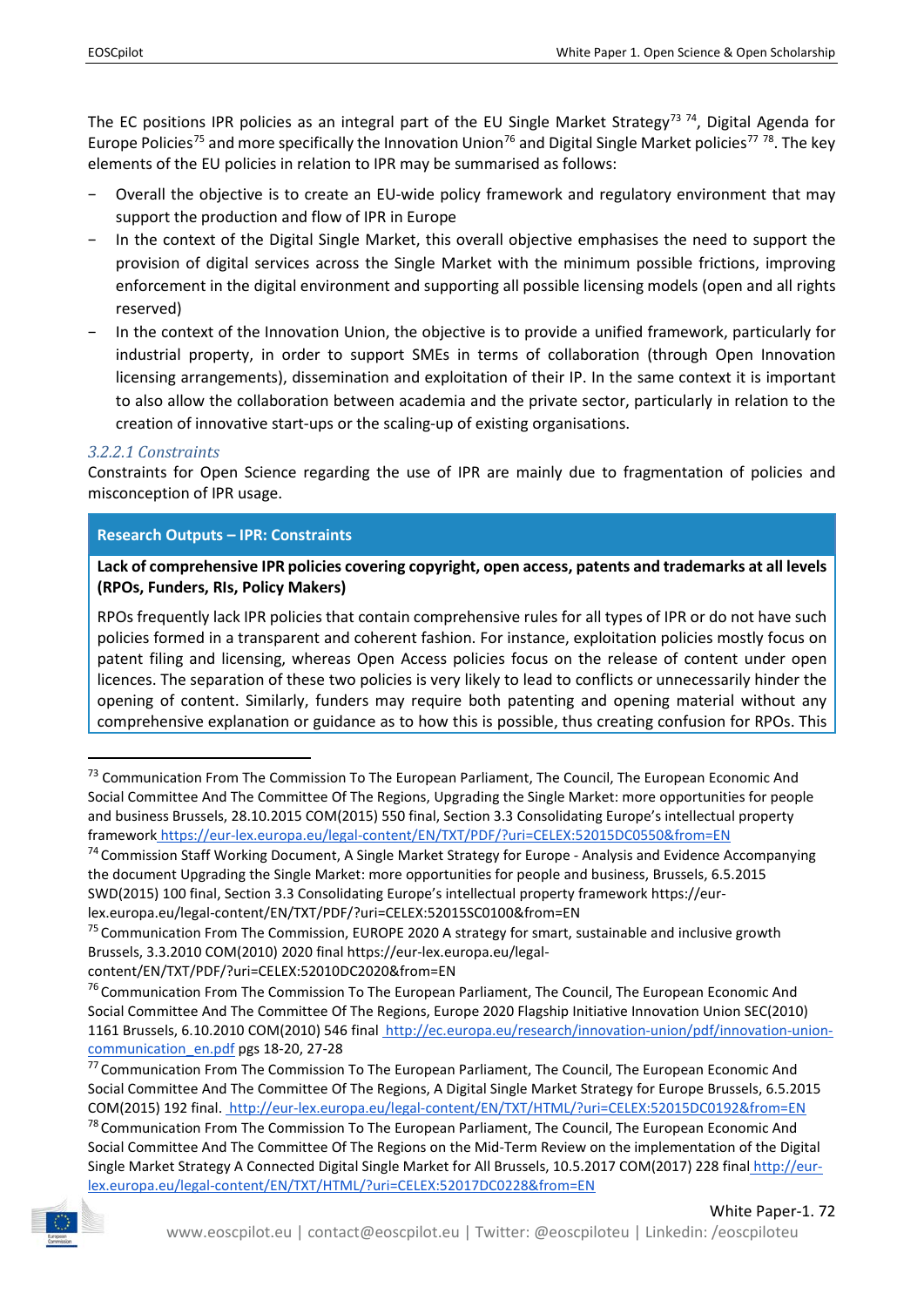The EC positions IPR policies as an integral part of the EU Single Market Strategy[73] [74], Digital Agenda for Europe Policies[75] and more specifically the Innovation Union[76] and Digital Single Market policies[77] [78]. The key elements of the EU policies in relation to IPR may be summarised as follows:

- Overall the objective is to create an EU-wide policy framework and regulatory environment that may support the production and flow of IPR in Europe
- In the context of the Digital Single Market, this overall objective emphasises the need to support the provision of digital services across the Single Market with the minimum possible frictions, improving enforcement in the digital environment and supporting all possible licensing models (open and all rights reserved)
- In the context of the Innovation Union, the objective is to provide a unified framework, particularly for industrial property, in order to support SMEs in terms of collaboration (through Open Innovation licensing arrangements), dissemination and exploitation of their IP. In the same context it is important to also allow the collaboration between academia and the private sector, particularly in relation to the creation of innovative start-ups or the scaling-up of existing organisations.

#### *3.2.2.1 Constraints*

Constraints for Open Science regarding the use of IPR are mainly due to fragmentation of policies and misconception of IPR usage.

| Research Outputs – IPR: Constraints |
|---|
| **Lack of comprehensive IPR policies covering copyright, open access, patents and trademarks at all levels (RPOs, Funders, RIs, Policy Makers)** |
| RPOs frequently lack IPR policies that contain comprehensive rules for all types of IPR or do not have such policies formed in a transparent and coherent fashion. For instance, exploitation policies mostly focus on patent filing and licensing, whereas Open Access policies focus on the release of content under open licences. The separation of these two policies is very likely to lead to conflicts or unnecessarily hinder the opening of content. Similarly, funders may require both patenting and opening material without any comprehensive explanation or guidance as to how this is possible, thus creating confusion for RPOs. This |

---

[73] Communication From The Commission To The European Parliament, The Council, The European Economic And Social Committee And The Committee Of The Regions, Upgrading the Single Market: more opportunities for people and business Brussels, 28.10.2015 COM(2015) 550 final, Section 3.3 Consolidating Europe's intellectual property framework https://eur-lex.europa.eu/legal-content/EN/TXT/PDF/?uri=CELEX:52015DC0550&from=EN

[74] Commission Staff Working Document, A Single Market Strategy for Europe - Analysis and Evidence Accompanying the document Upgrading the Single Market: more opportunities for people and business, Brussels, 6.5.2015 SWD(2015) 100 final, Section 3.3 Consolidating Europe's intellectual property framework https://eur-lex.europa.eu/legal-content/EN/TXT/PDF/?uri=CELEX:52015SC0100&from=EN

[75] Communication From The Commission, EUROPE 2020 A strategy for smart, sustainable and inclusive growth Brussels, 3.3.2010 COM(2010) 2020 final https://eur-lex.europa.eu/legal-content/EN/TXT/PDF/?uri=CELEX:52010DC2020&from=EN

[76] Communication From The Commission To The European Parliament, The Council, The European Economic And Social Committee And The Committee Of The Regions, Europe 2020 Flagship Initiative Innovation Union SEC(2010) 1161 Brussels, 6.10.2010 COM(2010) 546 final http://ec.europa.eu/research/innovation-union/pdf/innovation-union-communication_en.pdf pgs 18-20, 27-28

[77] Communication From The Commission To The European Parliament, The Council, The European Economic And Social Committee And The Committee Of The Regions, A Digital Single Market Strategy for Europe Brussels, 6.5.2015 COM(2015) 192 final. http://eur-lex.europa.eu/legal-content/EN/TXT/HTML/?uri=CELEX:52015DC0192&from=EN

[78] Communication From The Commission To The European Parliament, The Council, The European Economic And Social Committee And The Committee Of The Regions on the Mid-Term Review on the implementation of the Digital Single Market Strategy A Connected Digital Single Market for All Brussels, 10.5.2017 COM(2017) 228 final http://eur-lex.europa.eu/legal-content/EN/TXT/HTML/?uri=CELEX:52017DC0228&from=EN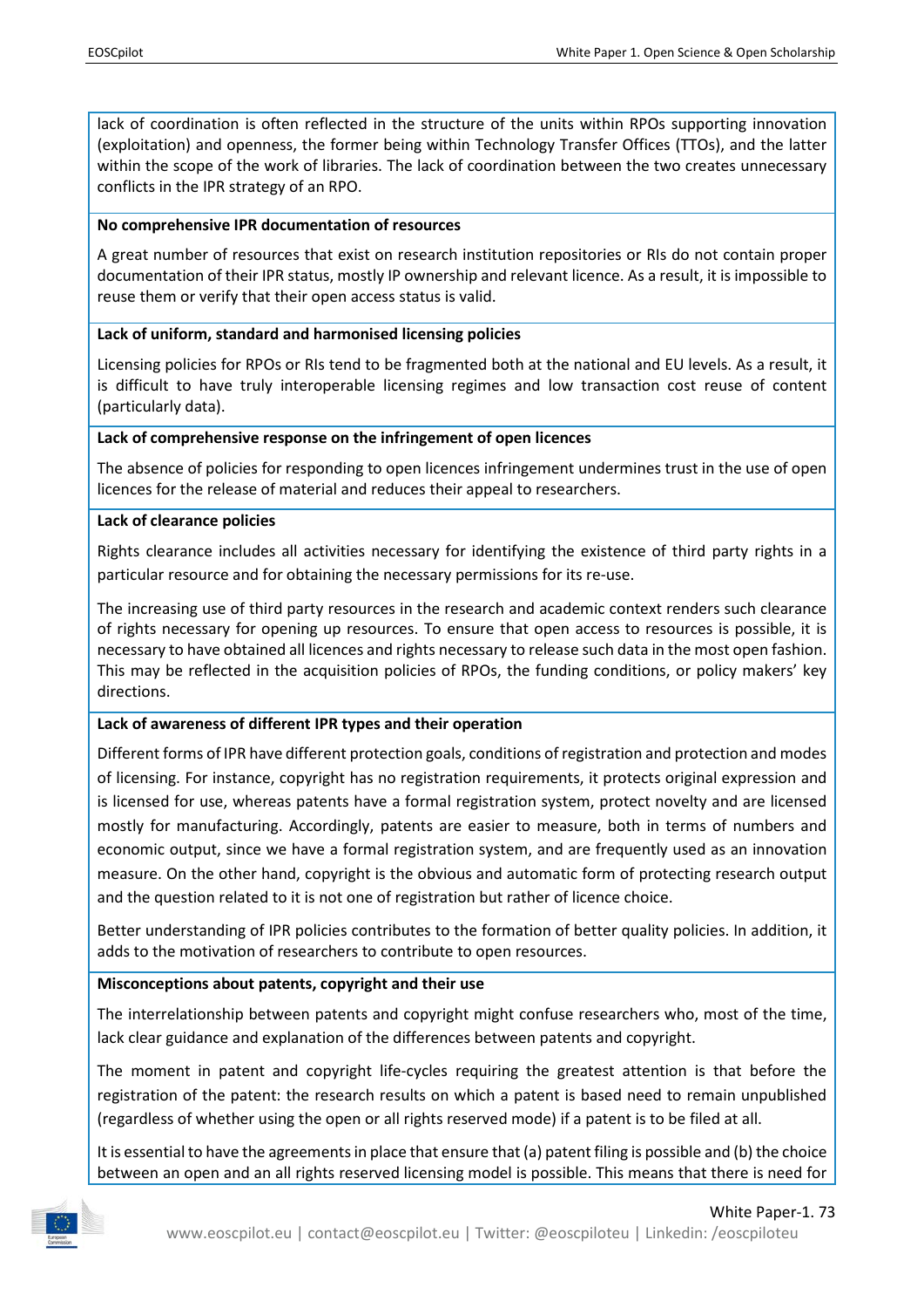lack of coordination is often reflected in the structure of the units within RPOs supporting innovation (exploitation) and openness, the former being within Technology Transfer Offices (TTOs), and the latter within the scope of the work of libraries. The lack of coordination between the two creates unnecessary conflicts in the IPR strategy of an RPO.

**No comprehensive IPR documentation of resources**

A great number of resources that exist on research institution repositories or RIs do not contain proper documentation of their IPR status, mostly IP ownership and relevant licence. As a result, it is impossible to reuse them or verify that their open access status is valid.

**Lack of uniform, standard and harmonised licensing policies**

Licensing policies for RPOs or RIs tend to be fragmented both at the national and EU levels. As a result, it is difficult to have truly interoperable licensing regimes and low transaction cost reuse of content (particularly data).

**Lack of comprehensive response on the infringement of open licences**

The absence of policies for responding to open licences infringement undermines trust in the use of open licences for the release of material and reduces their appeal to researchers.

**Lack of clearance policies**

Rights clearance includes all activities necessary for identifying the existence of third party rights in a particular resource and for obtaining the necessary permissions for its re-use.

The increasing use of third party resources in the research and academic context renders such clearance of rights necessary for opening up resources. To ensure that open access to resources is possible, it is necessary to have obtained all licences and rights necessary to release such data in the most open fashion. This may be reflected in the acquisition policies of RPOs, the funding conditions, or policy makers' key directions.

**Lack of awareness of different IPR types and their operation**

Different forms of IPR have different protection goals, conditions of registration and protection and modes of licensing. For instance, copyright has no registration requirements, it protects original expression and is licensed for use, whereas patents have a formal registration system, protect novelty and are licensed mostly for manufacturing. Accordingly, patents are easier to measure, both in terms of numbers and economic output, since we have a formal registration system, and are frequently used as an innovation measure. On the other hand, copyright is the obvious and automatic form of protecting research output and the question related to it is not one of registration but rather of licence choice.

Better understanding of IPR policies contributes to the formation of better quality policies. In addition, it adds to the motivation of researchers to contribute to open resources.

**Misconceptions about patents, copyright and their use**

The interrelationship between patents and copyright might confuse researchers who, most of the time, lack clear guidance and explanation of the differences between patents and copyright.

The moment in patent and copyright life-cycles requiring the greatest attention is that before the registration of the patent: the research results on which a patent is based need to remain unpublished (regardless of whether using the open or all rights reserved mode) if a patent is to be filed at all.

It is essential to have the agreements in place that ensure that (a) patent filing is possible and (b) the choice between an open and an all rights reserved licensing model is possible. This means that there is need for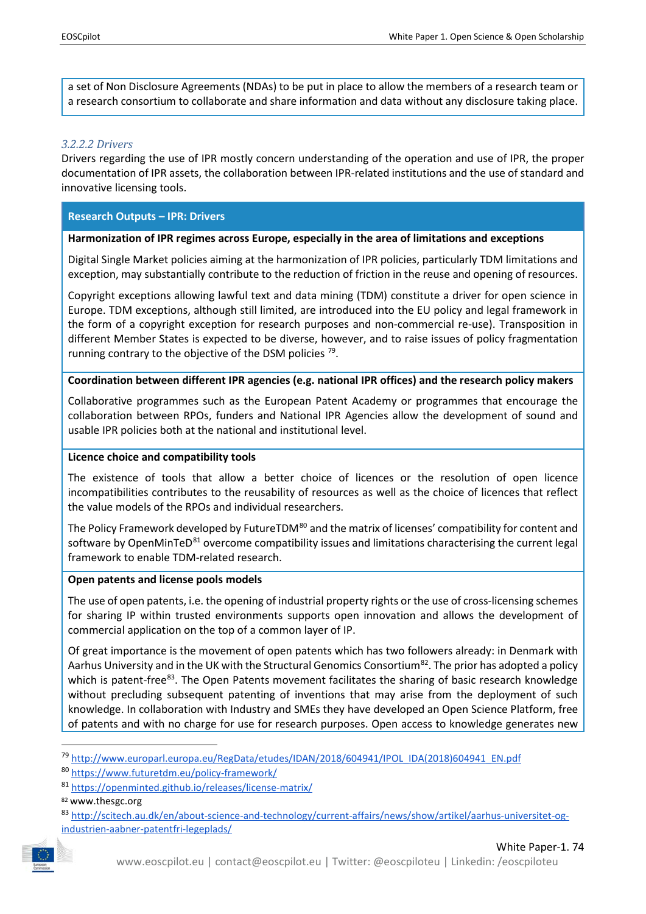a set of Non Disclosure Agreements (NDAs) to be put in place to allow the members of a research team or a research consortium to collaborate and share information and data without any disclosure taking place.

#### *3.2.2.2 Drivers*

Drivers regarding the use of IPR mostly concern understanding of the operation and use of IPR, the proper documentation of IPR assets, the collaboration between IPR-related institutions and the use of standard and innovative licensing tools.

**Research Outputs – IPR: Drivers**

**Harmonization of IPR regimes across Europe, especially in the area of limitations and exceptions**

Digital Single Market policies aiming at the harmonization of IPR policies, particularly TDM limitations and exception, may substantially contribute to the reduction of friction in the reuse and opening of resources.

Copyright exceptions allowing lawful text and data mining (TDM) constitute a driver for open science in Europe. TDM exceptions, although still limited, are introduced into the EU policy and legal framework in the form of a copyright exception for research purposes and non-commercial re-use). Transposition in different Member States is expected to be diverse, however, and to raise issues of policy fragmentation running contrary to the objective of the DSM policies [79].

**Coordination between different IPR agencies (e.g. national IPR offices) and the research policy makers**

Collaborative programmes such as the European Patent Academy or programmes that encourage the collaboration between RPOs, funders and National IPR Agencies allow the development of sound and usable IPR policies both at the national and institutional level.

**Licence choice and compatibility tools**

The existence of tools that allow a better choice of licences or the resolution of open licence incompatibilities contributes to the reusability of resources as well as the choice of licences that reflect the value models of the RPOs and individual researchers.

The Policy Framework developed by FutureTDM[80] and the matrix of licenses' compatibility for content and software by OpenMinTeD[81] overcome compatibility issues and limitations characterising the current legal framework to enable TDM-related research.

**Open patents and license pools models**

The use of open patents, i.e. the opening of industrial property rights or the use of cross-licensing schemes for sharing IP within trusted environments supports open innovation and allows the development of commercial application on the top of a common layer of IP.

Of great importance is the movement of open patents which has two followers already: in Denmark with Aarhus University and in the UK with the Structural Genomics Consortium[82]. The prior has adopted a policy which is patent-free[83]. The Open Patents movement facilitates the sharing of basic research knowledge without precluding subsequent patenting of inventions that may arise from the deployment of such knowledge. In collaboration with Industry and SMEs they have developed an Open Science Platform, free of patents and with no charge for use for research purposes. Open access to knowledge generates new

---

[79] http://www.europarl.europa.eu/RegData/etudes/IDAN/2018/604941/IPOL_IDA(2018)604941_EN.pdf

[80] https://www.futuretdm.eu/policy-framework/

[81] https://openminted.github.io/releases/license-matrix/

[82] www.thesgc.org

[83] http://scitech.au.dk/en/about-science-and-technology/current-affairs/news/show/artikel/aarhus-universitet-og-industrien-aabner-patentfri-legeplads/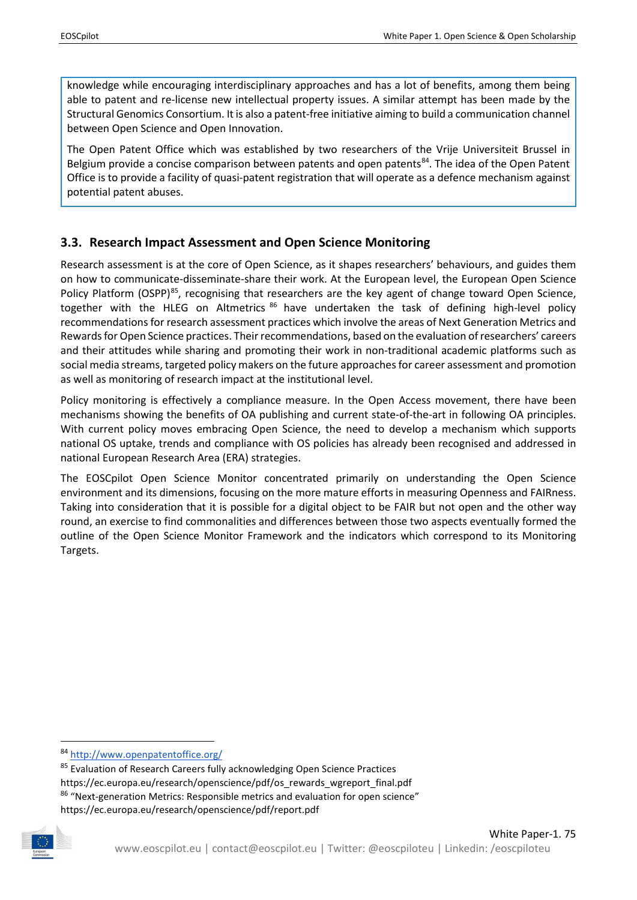knowledge while encouraging interdisciplinary approaches and has a lot of benefits, among them being able to patent and re-license new intellectual property issues. A similar attempt has been made by the Structural Genomics Consortium. It is also a patent-free initiative aiming to build a communication channel between Open Science and Open Innovation.

The Open Patent Office which was established by two researchers of the Vrije Universiteit Brussel in Belgium provide a concise comparison between patents and open patents[84]. The idea of the Open Patent Office is to provide a facility of quasi-patent registration that will operate as a defence mechanism against potential patent abuses.

## 3.3. Research Impact Assessment and Open Science Monitoring

Research assessment is at the core of Open Science, as it shapes researchers' behaviours, and guides them on how to communicate-disseminate-share their work. At the European level, the European Open Science Policy Platform (OSPP)[85], recognising that researchers are the key agent of change toward Open Science, together with the HLEG on Altmetrics [86] have undertaken the task of defining high-level policy recommendations for research assessment practices which involve the areas of Next Generation Metrics and Rewards for Open Science practices. Their recommendations, based on the evaluation of researchers' careers and their attitudes while sharing and promoting their work in non-traditional academic platforms such as social media streams, targeted policy makers on the future approaches for career assessment and promotion as well as monitoring of research impact at the institutional level.

Policy monitoring is effectively a compliance measure. In the Open Access movement, there have been mechanisms showing the benefits of OA publishing and current state-of-the-art in following OA principles. With current policy moves embracing Open Science, the need to develop a mechanism which supports national OS uptake, trends and compliance with OS policies has already been recognised and addressed in national European Research Area (ERA) strategies.

The EOSCpilot Open Science Monitor concentrated primarily on understanding the Open Science environment and its dimensions, focusing on the more mature efforts in measuring Openness and FAIRness. Taking into consideration that it is possible for a digital object to be FAIR but not open and the other way round, an exercise to find commonalities and differences between those two aspects eventually formed the outline of the Open Science Monitor Framework and the indicators which correspond to its Monitoring Targets.

---

[84] http://www.openpatentoffice.org/

[85] Evaluation of Research Careers fully acknowledging Open Science Practices https://ec.europa.eu/research/openscience/pdf/os_rewards_wgreport_final.pdf

[86] "Next-generation Metrics: Responsible metrics and evaluation for open science" https://ec.europa.eu/research/openscience/pdf/report.pdf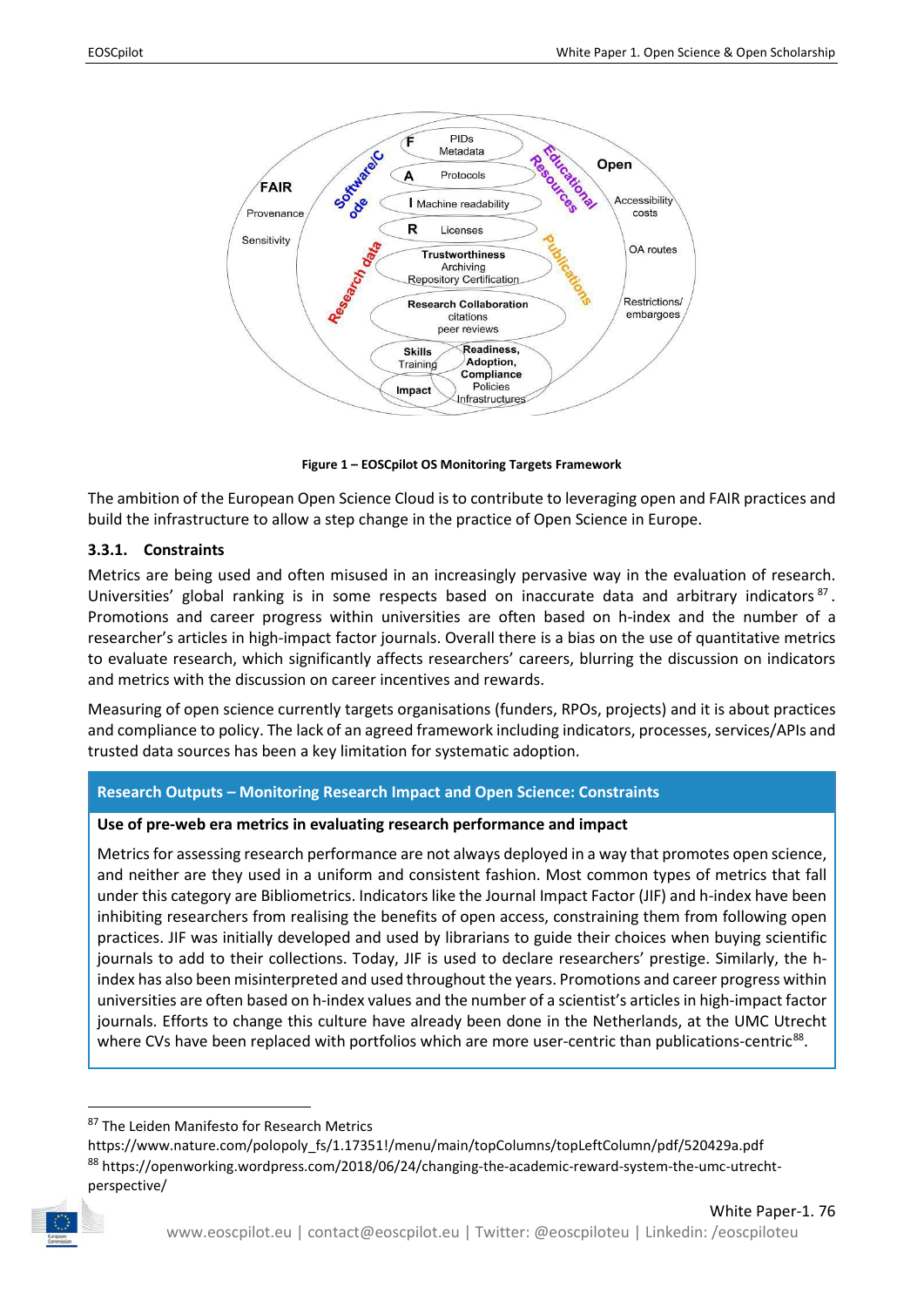Figure 1 – EOSCpilot OS Monitoring Targets Framework

The ambition of the European Open Science Cloud is to contribute to leveraging open and FAIR practices and build the infrastructure to allow a step change in the practice of Open Science in Europe.

### 3.3.1. Constraints

Metrics are being used and often misused in an increasingly pervasive way in the evaluation of research. Universities' global ranking is in some respects based on inaccurate data and arbitrary indicators[87]. Promotions and career progress within universities are often based on h-index and the number of a researcher's articles in high-impact factor journals. Overall there is a bias on the use of quantitative metrics to evaluate research, which significantly affects researchers' careers, blurring the discussion on indicators and metrics with the discussion on career incentives and rewards.

Measuring of open science currently targets organisations (funders, RPOs, projects) and it is about practices and compliance to policy. The lack of an agreed framework including indicators, processes, services/APIs and trusted data sources has been a key limitation for systematic adoption.

**Research Outputs – Monitoring Research Impact and Open Science: Constraints**

**Use of pre-web era metrics in evaluating research performance and impact**

Metrics for assessing research performance are not always deployed in a way that promotes open science, and neither are they used in a uniform and consistent fashion. Most common types of metrics that fall under this category are Bibliometrics. Indicators like the Journal Impact Factor (JIF) and h-index have been inhibiting researchers from realising the benefits of open access, constraining them from following open practices. JIF was initially developed and used by librarians to guide their choices when buying scientific journals to add to their collections. Today, JIF is used to declare researchers' prestige. Similarly, the h-index has also been misinterpreted and used throughout the years. Promotions and career progress within universities are often based on h-index values and the number of a scientist's articles in high-impact factor journals. Efforts to change this culture have already been done in the Netherlands, at the UMC Utrecht where CVs have been replaced with portfolios which are more user-centric than publications-centric[88].

---

[87] The Leiden Manifesto for Research Metrics https://www.nature.com/polopoly_fs/1.17351!/menu/main/topColumns/topLeftColumn/pdf/520429a.pdf

[88] https://openworking.wordpress.com/2018/06/24/changing-the-academic-reward-system-the-umc-utrecht-perspective/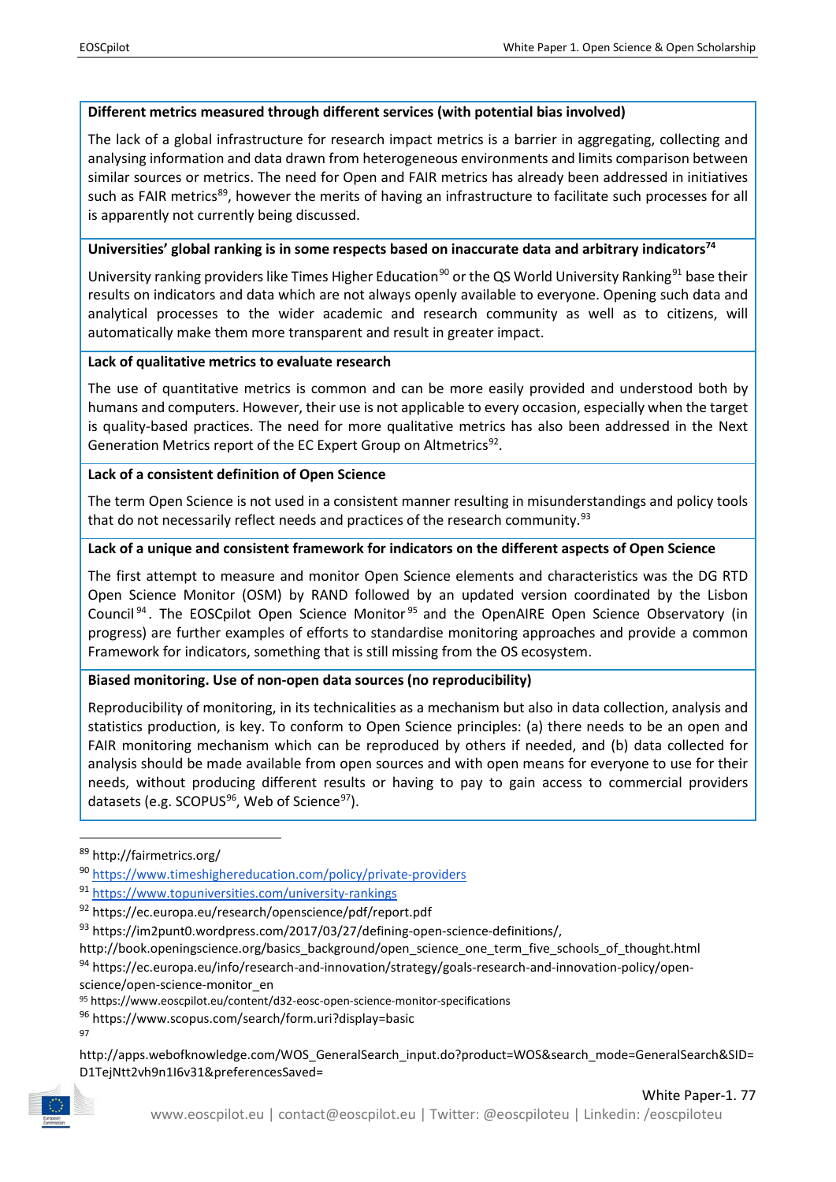**Different metrics measured through different services (with potential bias involved)**

The lack of a global infrastructure for research impact metrics is a barrier in aggregating, collecting and analysing information and data drawn from heterogeneous environments and limits comparison between similar sources or metrics. The need for Open and FAIR metrics has already been addressed in initiatives such as FAIR metrics[89], however the merits of having an infrastructure to facilitate such processes for all is apparently not currently being discussed.

**Universities' global ranking is in some respects based on inaccurate data and arbitrary indicators[74]**

University ranking providers like Times Higher Education[90] or the QS World University Ranking[91] base their results on indicators and data which are not always openly available to everyone. Opening such data and analytical processes to the wider academic and research community as well as to citizens, will automatically make them more transparent and result in greater impact.

**Lack of qualitative metrics to evaluate research**

The use of quantitative metrics is common and can be more easily provided and understood both by humans and computers. However, their use is not applicable to every occasion, especially when the target is quality-based practices. The need for more qualitative metrics has also been addressed in the Next Generation Metrics report of the EC Expert Group on Altmetrics[92].

**Lack of a consistent definition of Open Science**

The term Open Science is not used in a consistent manner resulting in misunderstandings and policy tools that do not necessarily reflect needs and practices of the research community.[93]

**Lack of a unique and consistent framework for indicators on the different aspects of Open Science**

The first attempt to measure and monitor Open Science elements and characteristics was the DG RTD Open Science Monitor (OSM) by RAND followed by an updated version coordinated by the Lisbon Council[94]. The EOSCpilot Open Science Monitor[95] and the OpenAIRE Open Science Observatory (in progress) are further examples of efforts to standardise monitoring approaches and provide a common Framework for indicators, something that is still missing from the OS ecosystem.

**Biased monitoring. Use of non-open data sources (no reproducibility)**

Reproducibility of monitoring, in its technicalities as a mechanism but also in data collection, analysis and statistics production, is key. To conform to Open Science principles: (a) there needs to be an open and FAIR monitoring mechanism which can be reproduced by others if needed, and (b) data collected for analysis should be made available from open sources and with open means for everyone to use for their needs, without producing different results or having to pay to gain access to commercial providers datasets (e.g. SCOPUS[96], Web of Science[97]).

---

[89] http://fairmetrics.org/

[90] https://www.timeshighereducation.com/policy/private-providers

[91] https://www.topuniversities.com/university-rankings

[92] https://ec.europa.eu/research/openscience/pdf/report.pdf

[93] https://im2punt0.wordpress.com/2017/03/27/defining-open-science-definitions/, http://book.openingscience.org/basics_background/open_science_one_term_five_schools_of_thought.html

[94] https://ec.europa.eu/info/research-and-innovation/strategy/goals-research-and-innovation-policy/open-science/open-science-monitor_en

[95] https://www.eoscpilot.eu/content/d32-eosc-open-science-monitor-specifications

[96] https://www.scopus.com/search/form.uri?display=basic

[97] http://apps.webofknowledge.com/WOS_GeneralSearch_input.do?product=WOS&search_mode=GeneralSearch&SID=D1TejNtt2vh9n1I6v31&preferencesSaved=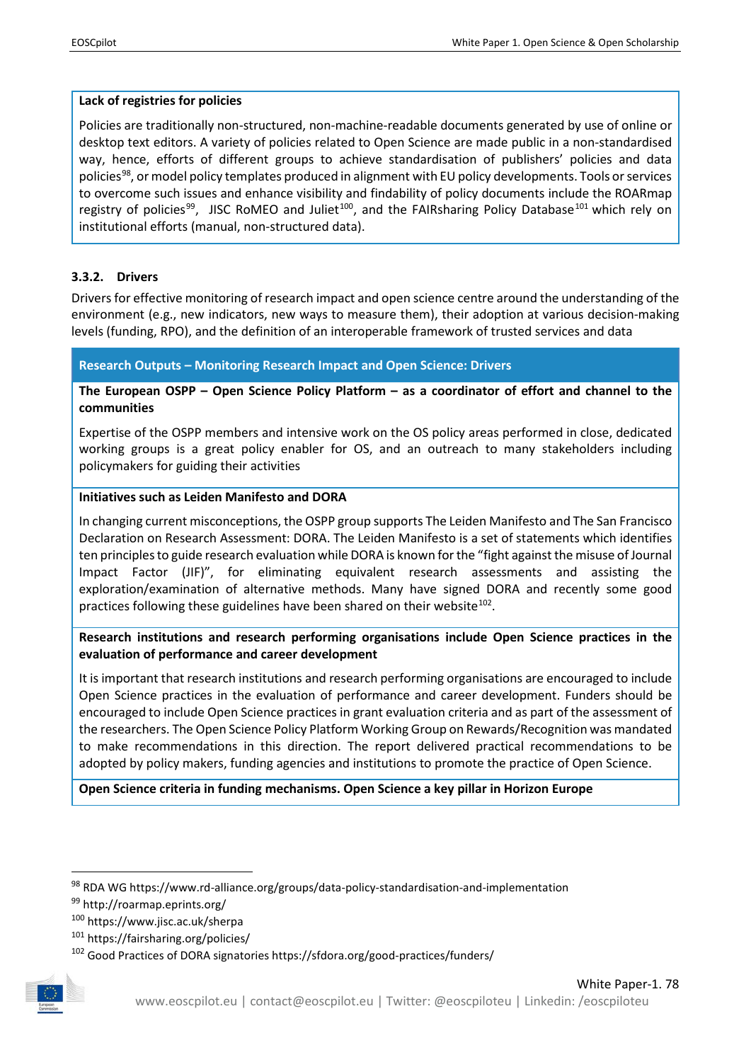**Lack of registries for policies**

Policies are traditionally non-structured, non-machine-readable documents generated by use of online or desktop text editors. A variety of policies related to Open Science are made public in a non-standardised way, hence, efforts of different groups to achieve standardisation of publishers' policies and data policies[98], or model policy templates produced in alignment with EU policy developments. Tools or services to overcome such issues and enhance visibility and findability of policy documents include the ROARmap registry of policies[99], JISC RoMEO and Juliet[100], and the FAIRsharing Policy Database[101] which rely on institutional efforts (manual, non-structured data).

### 3.3.2. Drivers

Drivers for effective monitoring of research impact and open science centre around the understanding of the environment (e.g., new indicators, new ways to measure them), their adoption at various decision-making levels (funding, RPO), and the definition of an interoperable framework of trusted services and data

**Research Outputs – Monitoring Research Impact and Open Science: Drivers**

**The European OSPP – Open Science Policy Platform – as a coordinator of effort and channel to the communities**

Expertise of the OSPP members and intensive work on the OS policy areas performed in close, dedicated working groups is a great policy enabler for OS, and an outreach to many stakeholders including policymakers for guiding their activities

**Initiatives such as Leiden Manifesto and DORA**

In changing current misconceptions, the OSPP group supports The Leiden Manifesto and The San Francisco Declaration on Research Assessment: DORA. The Leiden Manifesto is a set of statements which identifies ten principles to guide research evaluation while DORA is known for the "fight against the misuse of Journal Impact Factor (JIF)", for eliminating equivalent research assessments and assisting the exploration/examination of alternative methods. Many have signed DORA and recently some good practices following these guidelines have been shared on their website[102].

**Research institutions and research performing organisations include Open Science practices in the evaluation of performance and career development**

It is important that research institutions and research performing organisations are encouraged to include Open Science practices in the evaluation of performance and career development. Funders should be encouraged to include Open Science practices in grant evaluation criteria and as part of the assessment of the researchers. The Open Science Policy Platform Working Group on Rewards/Recognition was mandated to make recommendations in this direction. The report delivered practical recommendations to be adopted by policy makers, funding agencies and institutions to promote the practice of Open Science.

**Open Science criteria in funding mechanisms. Open Science a key pillar in Horizon Europe**

---

[98] RDA WG https://www.rd-alliance.org/groups/data-policy-standardisation-and-implementation

[99] http://roarmap.eprints.org/

[100] https://www.jisc.ac.uk/sherpa

[101] https://fairsharing.org/policies/

[102] Good Practices of DORA signatories https://sfdora.org/good-practices/funders/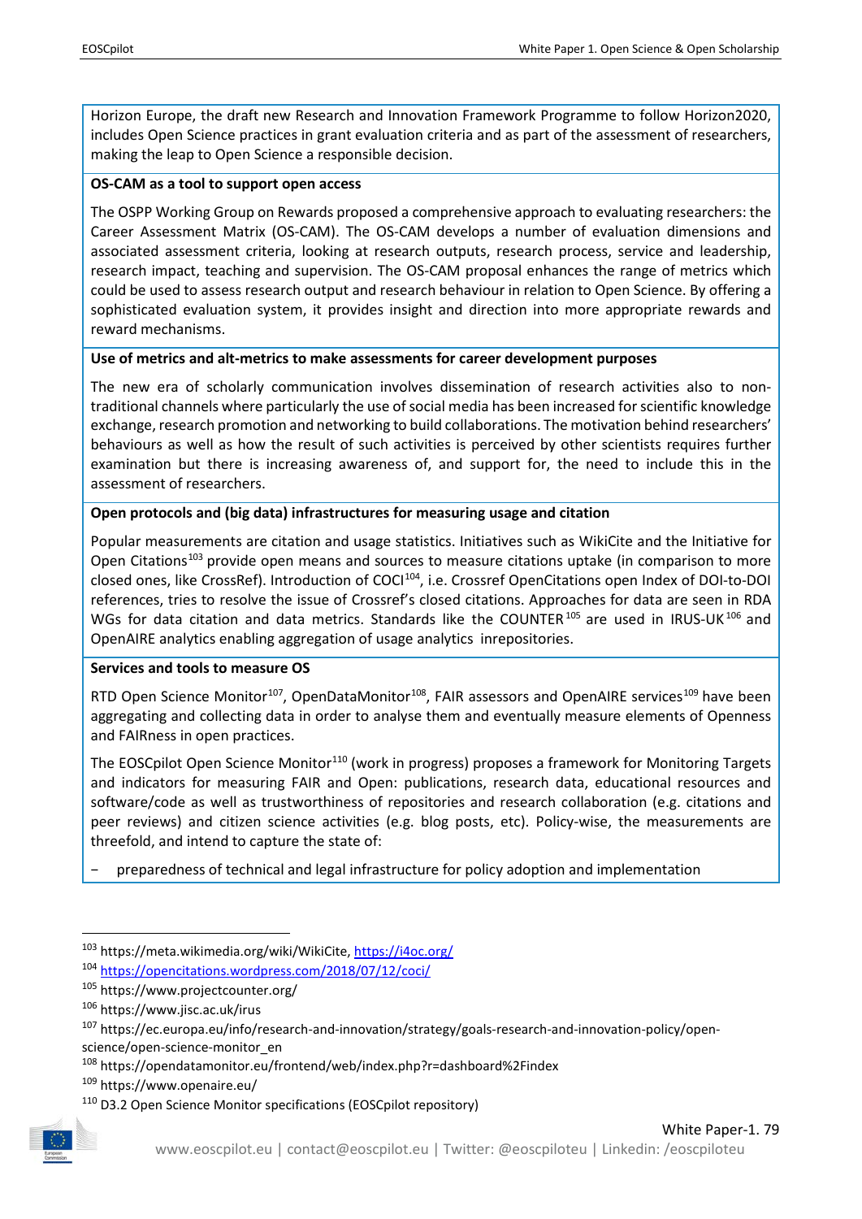Horizon Europe, the draft new Research and Innovation Framework Programme to follow Horizon2020, includes Open Science practices in grant evaluation criteria and as part of the assessment of researchers, making the leap to Open Science a responsible decision.

**OS-CAM as a tool to support open access**

The OSPP Working Group on Rewards proposed a comprehensive approach to evaluating researchers: the Career Assessment Matrix (OS-CAM). The OS-CAM develops a number of evaluation dimensions and associated assessment criteria, looking at research outputs, research process, service and leadership, research impact, teaching and supervision. The OS-CAM proposal enhances the range of metrics which could be used to assess research output and research behaviour in relation to Open Science. By offering a sophisticated evaluation system, it provides insight and direction into more appropriate rewards and reward mechanisms.

**Use of metrics and alt-metrics to make assessments for career development purposes**

The new era of scholarly communication involves dissemination of research activities also to non-traditional channels where particularly the use of social media has been increased for scientific knowledge exchange, research promotion and networking to build collaborations. The motivation behind researchers' behaviours as well as how the result of such activities is perceived by other scientists requires further examination but there is increasing awareness of, and support for, the need to include this in the assessment of researchers.

**Open protocols and (big data) infrastructures for measuring usage and citation**

Popular measurements are citation and usage statistics. Initiatives such as WikiCite and the Initiative for Open Citations[103] provide open means and sources to measure citations uptake (in comparison to more closed ones, like CrossRef). Introduction of COCI[104], i.e. Crossref OpenCitations open Index of DOI-to-DOI references, tries to resolve the issue of Crossref's closed citations. Approaches for data are seen in RDA WGs for data citation and data metrics. Standards like the COUNTER[105] are used in IRUS-UK[106] and OpenAIRE analytics enabling aggregation of usage analytics inrepositories.

**Services and tools to measure OS**

RTD Open Science Monitor[107], OpenDataMonitor[108], FAIR assessors and OpenAIRE services[109] have been aggregating and collecting data in order to analyse them and eventually measure elements of Openness and FAIRness in open practices.

The EOSCpilot Open Science Monitor[110] (work in progress) proposes a framework for Monitoring Targets and indicators for measuring FAIR and Open: publications, research data, educational resources and software/code as well as trustworthiness of repositories and research collaboration (e.g. citations and peer reviews) and citizen science activities (e.g. blog posts, etc). Policy-wise, the measurements are threefold, and intend to capture the state of:

- preparedness of technical and legal infrastructure for policy adoption and implementation

---

[103] https://meta.wikimedia.org/wiki/WikiCite, https://i4oc.org/

[104] https://opencitations.wordpress.com/2018/07/12/coci/

[105] https://www.projectcounter.org/

[106] https://www.jisc.ac.uk/irus

[107] https://ec.europa.eu/info/research-and-innovation/strategy/goals-research-and-innovation-policy/open-science/open-science-monitor_en

[108] https://opendatamonitor.eu/frontend/web/index.php?r=dashboard%2Findex

[109] https://www.openaire.eu/

[110] D3.2 Open Science Monitor specifications (EOSCpilot repository)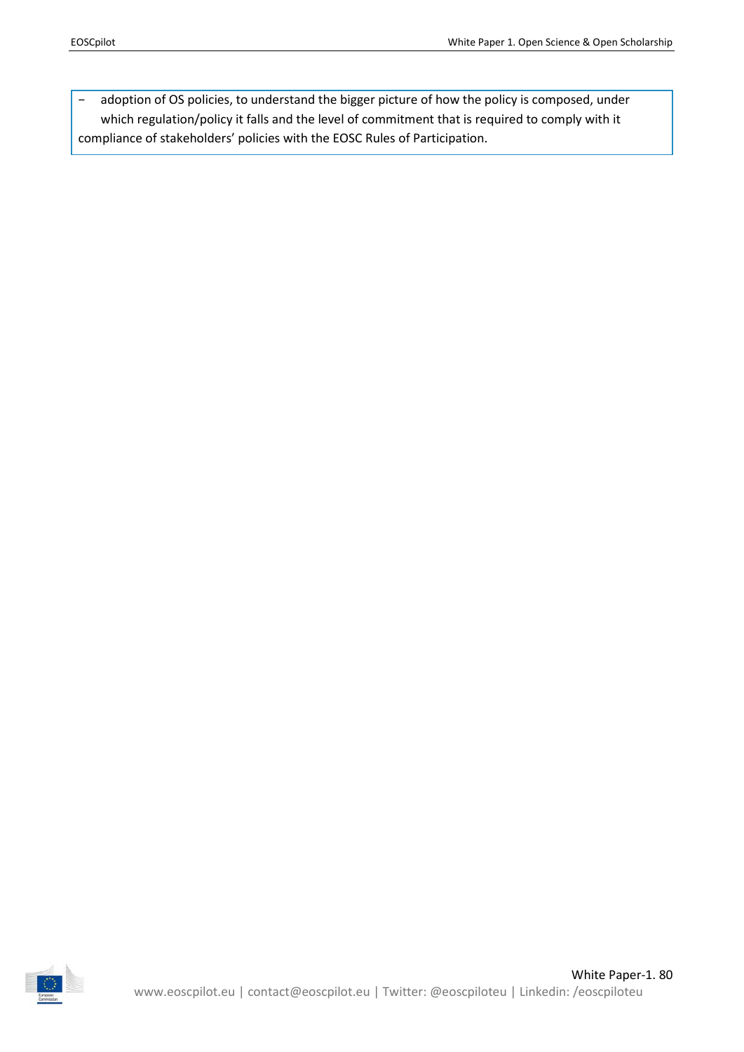- adoption of OS policies, to understand the bigger picture of how the policy is composed, under which regulation/policy it falls and the level of commitment that is required to comply with it

compliance of stakeholders' policies with the EOSC Rules of Participation.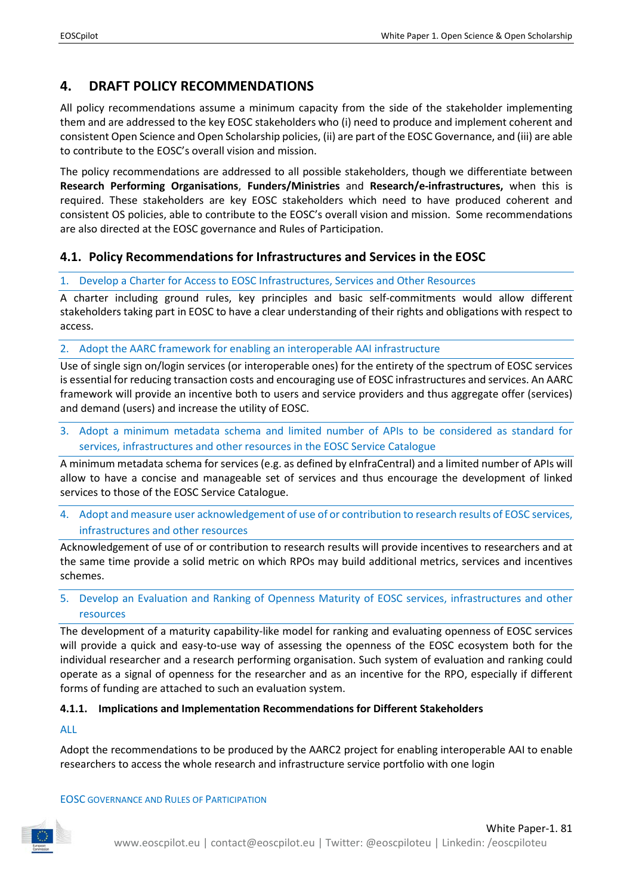# 4. DRAFT POLICY RECOMMENDATIONS

All policy recommendations assume a minimum capacity from the side of the stakeholder implementing them and are addressed to the key EOSC stakeholders who (i) need to produce and implement coherent and consistent Open Science and Open Scholarship policies, (ii) are part of the EOSC Governance, and (iii) are able to contribute to the EOSC's overall vision and mission.

The policy recommendations are addressed to all possible stakeholders, though we differentiate between **Research Performing Organisations**, **Funders/Ministries** and **Research/e-infrastructures,** when this is required. These stakeholders are key EOSC stakeholders which need to have produced coherent and consistent OS policies, able to contribute to the EOSC's overall vision and mission. Some recommendations are also directed at the EOSC governance and Rules of Participation.

## 4.1. Policy Recommendations for Infrastructures and Services in the EOSC

1. Develop a Charter for Access to EOSC Infrastructures, Services and Other Resources

A charter including ground rules, key principles and basic self-commitments would allow different stakeholders taking part in EOSC to have a clear understanding of their rights and obligations with respect to access.

2. Adopt the AARC framework for enabling an interoperable AAI infrastructure

Use of single sign on/login services (or interoperable ones) for the entirety of the spectrum of EOSC services is essential for reducing transaction costs and encouraging use of EOSC infrastructures and services. An AARC framework will provide an incentive both to users and service providers and thus aggregate offer (services) and demand (users) and increase the utility of EOSC.

3. Adopt a minimum metadata schema and limited number of APIs to be considered as standard for services, infrastructures and other resources in the EOSC Service Catalogue

A minimum metadata schema for services (e.g. as defined by eInfraCentral) and a limited number of APIs will allow to have a concise and manageable set of services and thus encourage the development of linked services to those of the EOSC Service Catalogue.

4. Adopt and measure user acknowledgement of use of or contribution to research results of EOSC services, infrastructures and other resources

Acknowledgement of use of or contribution to research results will provide incentives to researchers and at the same time provide a solid metric on which RPOs may build additional metrics, services and incentives schemes.

5. Develop an Evaluation and Ranking of Openness Maturity of EOSC services, infrastructures and other resources

The development of a maturity capability-like model for ranking and evaluating openness of EOSC services will provide a quick and easy-to-use way of assessing the openness of the EOSC ecosystem both for the individual researcher and a research performing organisation. Such system of evaluation and ranking could operate as a signal of openness for the researcher and as an incentive for the RPO, especially if different forms of funding are attached to such an evaluation system.

### 4.1.1. Implications and Implementation Recommendations for Different Stakeholders

ALL

Adopt the recommendations to be produced by the AARC2 project for enabling interoperable AAI to enable researchers to access the whole research and infrastructure service portfolio with one login

EOSC GOVERNANCE AND RULES OF PARTICIPATION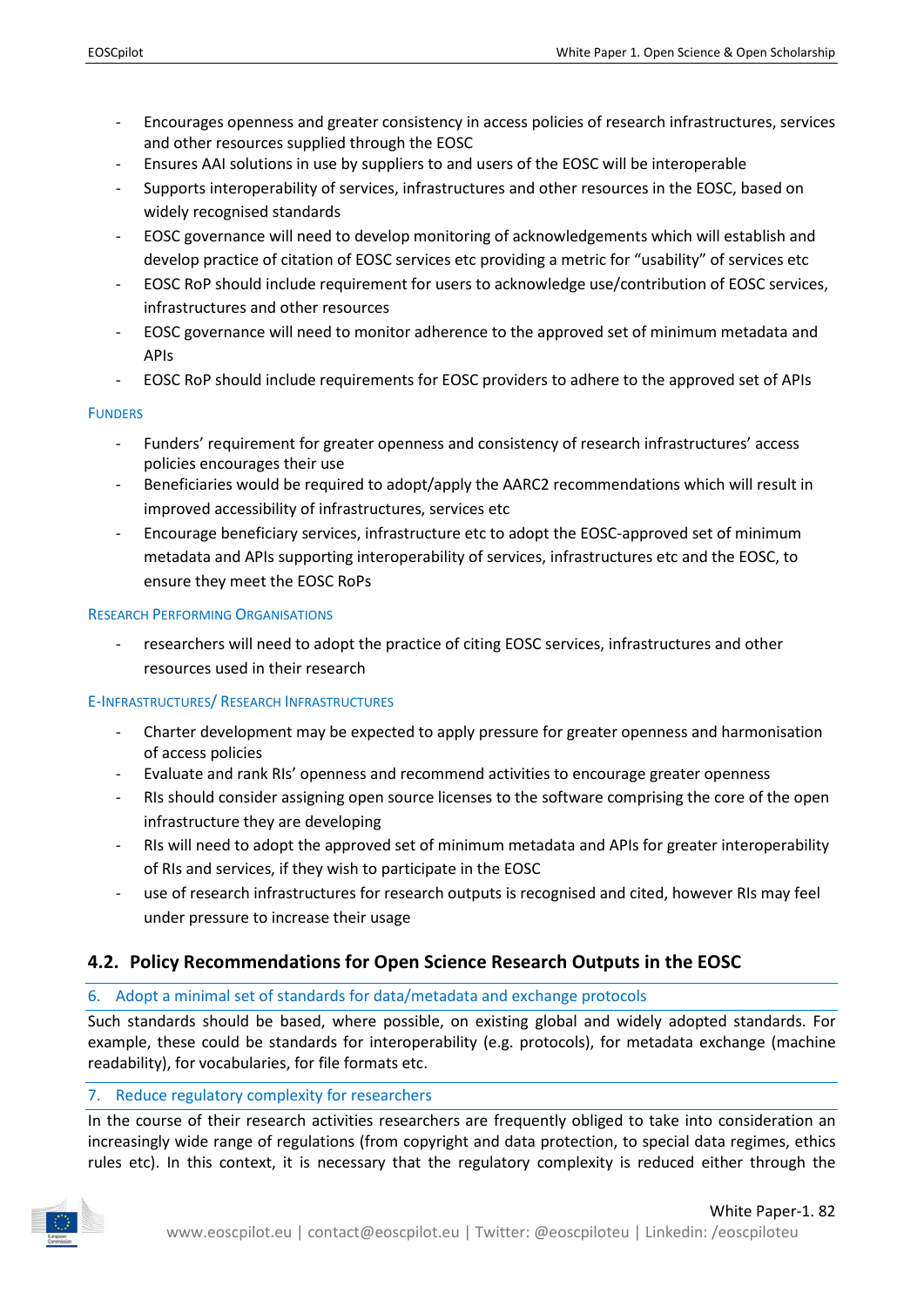- Encourages openness and greater consistency in access policies of research infrastructures, services and other resources supplied through the EOSC
- Ensures AAI solutions in use by suppliers to and users of the EOSC will be interoperable
- Supports interoperability of services, infrastructures and other resources in the EOSC, based on widely recognised standards
- EOSC governance will need to develop monitoring of acknowledgements which will establish and develop practice of citation of EOSC services etc providing a metric for “usability” of services etc
- EOSC RoP should include requirement for users to acknowledge use/contribution of EOSC services, infrastructures and other resources
- EOSC governance will need to monitor adherence to the approved set of minimum metadata and APIs
- EOSC RoP should include requirements for EOSC providers to adhere to the approved set of APIs

#### Funders

- Funders’ requirement for greater openness and consistency of research infrastructures’ access policies encourages their use
- Beneficiaries would be required to adopt/apply the AARC2 recommendations which will result in improved accessibility of infrastructures, services etc
- Encourage beneficiary services, infrastructure etc to adopt the EOSC-approved set of minimum metadata and APIs supporting interoperability of services, infrastructures etc and the EOSC, to ensure they meet the EOSC RoPs

#### Research Performing Organisations

- researchers will need to adopt the practice of citing EOSC services, infrastructures and other resources used in their research

#### E-Infrastructures/ Research Infrastructures

- Charter development may be expected to apply pressure for greater openness and harmonisation of access policies
- Evaluate and rank RIs’ openness and recommend activities to encourage greater openness
- RIs should consider assigning open source licenses to the software comprising the core of the open infrastructure they are developing
- RIs will need to adopt the approved set of minimum metadata and APIs for greater interoperability of RIs and services, if they wish to participate in the EOSC
- use of research infrastructures for research outputs is recognised and cited, however RIs may feel under pressure to increase their usage

## 4.2. Policy Recommendations for Open Science Research Outputs in the EOSC

### 6. Adopt a minimal set of standards for data/metadata and exchange protocols

Such standards should be based, where possible, on existing global and widely adopted standards. For example, these could be standards for interoperability (e.g. protocols), for metadata exchange (machine readability), for vocabularies, for file formats etc.

### 7. Reduce regulatory complexity for researchers

In the course of their research activities researchers are frequently obliged to take into consideration an increasingly wide range of regulations (from copyright and data protection, to special data regimes, ethics rules etc). In this context, it is necessary that the regulatory complexity is reduced either through the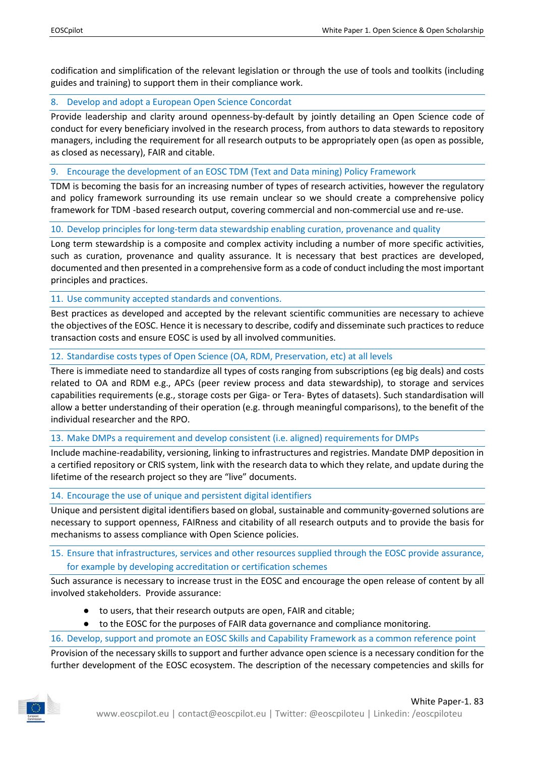codification and simplification of the relevant legislation or through the use of tools and toolkits (including guides and training) to support them in their compliance work.

### 8. Develop and adopt a European Open Science Concordat

Provide leadership and clarity around openness-by-default by jointly detailing an Open Science code of conduct for every beneficiary involved in the research process, from authors to data stewards to repository managers, including the requirement for all research outputs to be appropriately open (as open as possible, as closed as necessary), FAIR and citable.

### 9. Encourage the development of an EOSC TDM (Text and Data mining) Policy Framework

TDM is becoming the basis for an increasing number of types of research activities, however the regulatory and policy framework surrounding its use remain unclear so we should create a comprehensive policy framework for TDM -based research output, covering commercial and non-commercial use and re-use.

### 10. Develop principles for long-term data stewardship enabling curation, provenance and quality

Long term stewardship is a composite and complex activity including a number of more specific activities, such as curation, provenance and quality assurance. It is necessary that best practices are developed, documented and then presented in a comprehensive form as a code of conduct including the most important principles and practices.

### 11. Use community accepted standards and conventions.

Best practices as developed and accepted by the relevant scientific communities are necessary to achieve the objectives of the EOSC. Hence it is necessary to describe, codify and disseminate such practices to reduce transaction costs and ensure EOSC is used by all involved communities.

### 12. Standardise costs types of Open Science (OA, RDM, Preservation, etc) at all levels

There is immediate need to standardize all types of costs ranging from subscriptions (eg big deals) and costs related to OA and RDM e.g., APCs (peer review process and data stewardship), to storage and services capabilities requirements (e.g., storage costs per Giga- or Tera- Bytes of datasets). Such standardisation will allow a better understanding of their operation (e.g. through meaningful comparisons), to the benefit of the individual researcher and the RPO.

### 13. Make DMPs a requirement and develop consistent (i.e. aligned) requirements for DMPs

Include machine-readability, versioning, linking to infrastructures and registries. Mandate DMP deposition in a certified repository or CRIS system, link with the research data to which they relate, and update during the lifetime of the research project so they are "live" documents.

### 14. Encourage the use of unique and persistent digital identifiers

Unique and persistent digital identifiers based on global, sustainable and community-governed solutions are necessary to support openness, FAIRness and citability of all research outputs and to provide the basis for mechanisms to assess compliance with Open Science policies.

### 15. Ensure that infrastructures, services and other resources supplied through the EOSC provide assurance, for example by developing accreditation or certification schemes

Such assurance is necessary to increase trust in the EOSC and encourage the open release of content by all involved stakeholders. Provide assurance:

- to users, that their research outputs are open, FAIR and citable;
- to the EOSC for the purposes of FAIR data governance and compliance monitoring.

### 16. Develop, support and promote an EOSC Skills and Capability Framework as a common reference point

Provision of the necessary skills to support and further advance open science is a necessary condition for the further development of the EOSC ecosystem. The description of the necessary competencies and skills for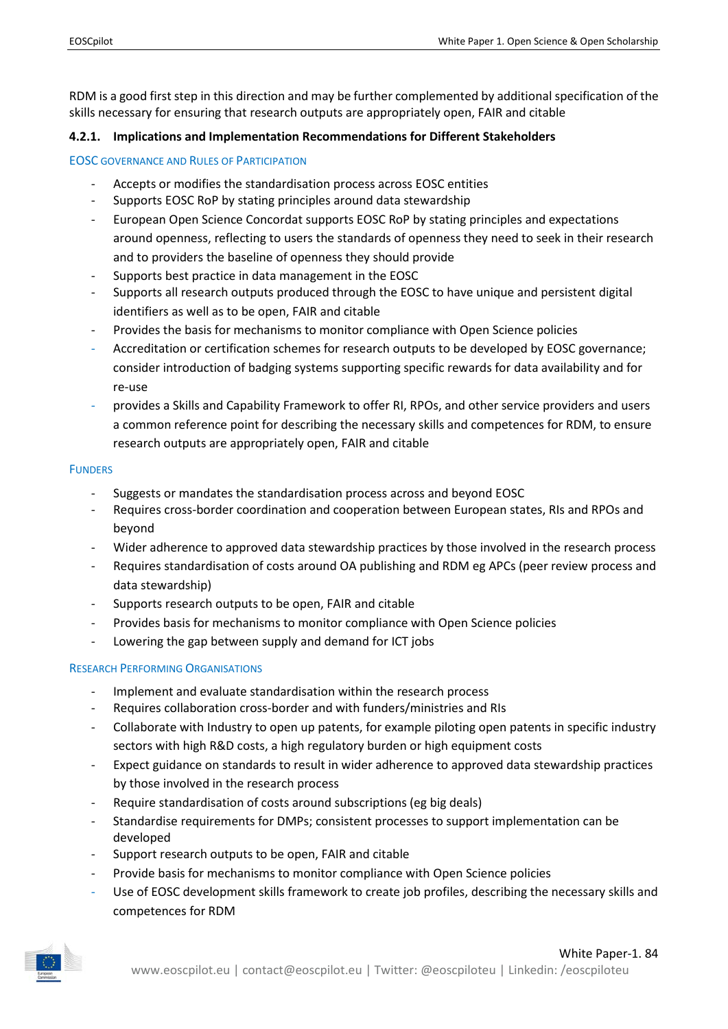RDM is a good first step in this direction and may be further complemented by additional specification of the skills necessary for ensuring that research outputs are appropriately open, FAIR and citable

#### 4.2.1. Implications and Implementation Recommendations for Different Stakeholders

EOSC GOVERNANCE AND RULES OF PARTICIPATION

- Accepts or modifies the standardisation process across EOSC entities
- Supports EOSC RoP by stating principles around data stewardship
- European Open Science Concordat supports EOSC RoP by stating principles and expectations around openness, reflecting to users the standards of openness they need to seek in their research and to providers the baseline of openness they should provide
- Supports best practice in data management in the EOSC
- Supports all research outputs produced through the EOSC to have unique and persistent digital identifiers as well as to be open, FAIR and citable
- Provides the basis for mechanisms to monitor compliance with Open Science policies
- Accreditation or certification schemes for research outputs to be developed by EOSC governance; consider introduction of badging systems supporting specific rewards for data availability and for re-use
- provides a Skills and Capability Framework to offer RI, RPOs, and other service providers and users a common reference point for describing the necessary skills and competences for RDM, to ensure research outputs are appropriately open, FAIR and citable

FUNDERS

- Suggests or mandates the standardisation process across and beyond EOSC
- Requires cross-border coordination and cooperation between European states, RIs and RPOs and beyond
- Wider adherence to approved data stewardship practices by those involved in the research process
- Requires standardisation of costs around OA publishing and RDM eg APCs (peer review process and data stewardship)
- Supports research outputs to be open, FAIR and citable
- Provides basis for mechanisms to monitor compliance with Open Science policies
- Lowering the gap between supply and demand for ICT jobs

RESEARCH PERFORMING ORGANISATIONS

- Implement and evaluate standardisation within the research process
- Requires collaboration cross-border and with funders/ministries and RIs
- Collaborate with Industry to open up patents, for example piloting open patents in specific industry sectors with high R&D costs, a high regulatory burden or high equipment costs
- Expect guidance on standards to result in wider adherence to approved data stewardship practices by those involved in the research process
- Require standardisation of costs around subscriptions (eg big deals)
- Standardise requirements for DMPs; consistent processes to support implementation can be developed
- Support research outputs to be open, FAIR and citable
- Provide basis for mechanisms to monitor compliance with Open Science policies
- Use of EOSC development skills framework to create job profiles, describing the necessary skills and competences for RDM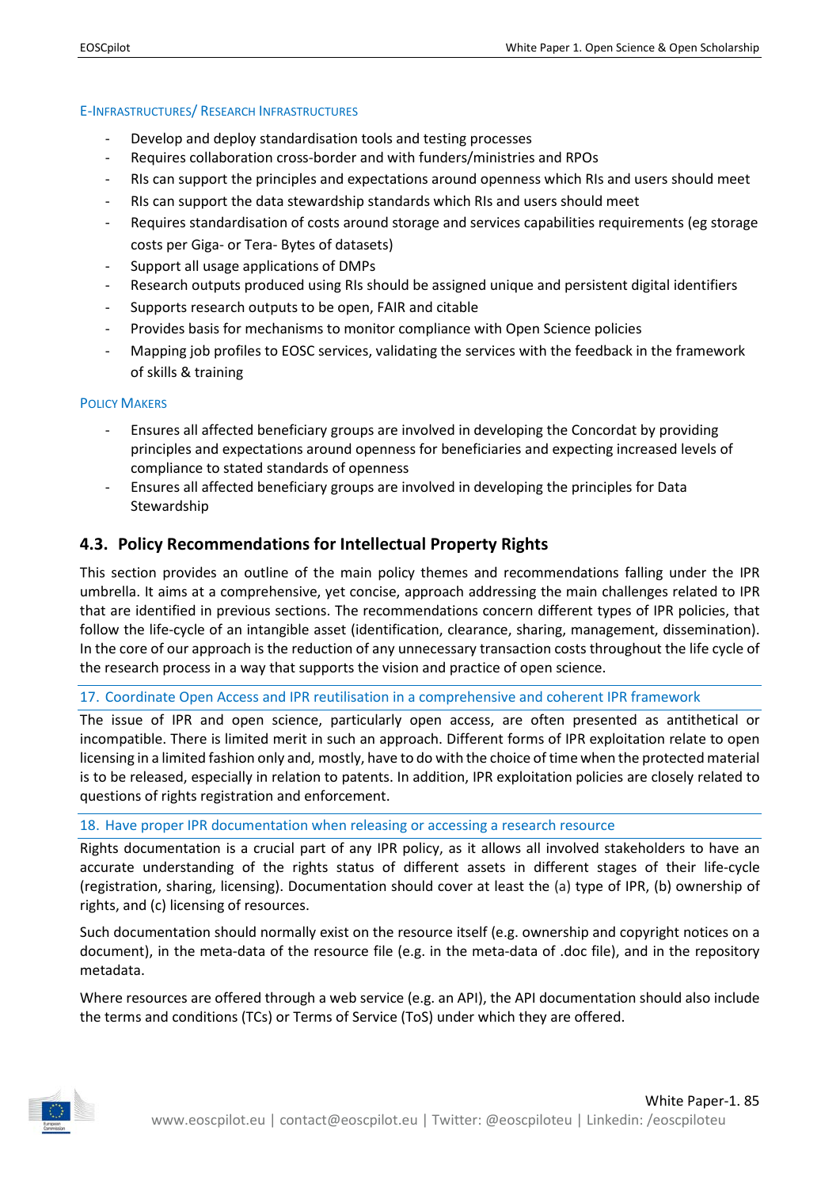#### E-Infrastructures/ Research Infrastructures

- Develop and deploy standardisation tools and testing processes
- Requires collaboration cross-border and with funders/ministries and RPOs
- RIs can support the principles and expectations around openness which RIs and users should meet
- RIs can support the data stewardship standards which RIs and users should meet
- Requires standardisation of costs around storage and services capabilities requirements (eg storage costs per Giga- or Tera- Bytes of datasets)
- Support all usage applications of DMPs
- Research outputs produced using RIs should be assigned unique and persistent digital identifiers
- Supports research outputs to be open, FAIR and citable
- Provides basis for mechanisms to monitor compliance with Open Science policies
- Mapping job profiles to EOSC services, validating the services with the feedback in the framework of skills & training

#### Policy Makers

- Ensures all affected beneficiary groups are involved in developing the Concordat by providing principles and expectations around openness for beneficiaries and expecting increased levels of compliance to stated standards of openness
- Ensures all affected beneficiary groups are involved in developing the principles for Data Stewardship

## 4.3. Policy Recommendations for Intellectual Property Rights

This section provides an outline of the main policy themes and recommendations falling under the IPR umbrella. It aims at a comprehensive, yet concise, approach addressing the main challenges related to IPR that are identified in previous sections. The recommendations concern different types of IPR policies, that follow the life-cycle of an intangible asset (identification, clearance, sharing, management, dissemination). In the core of our approach is the reduction of any unnecessary transaction costs throughout the life cycle of the research process in a way that supports the vision and practice of open science.

#### 17. Coordinate Open Access and IPR reutilisation in a comprehensive and coherent IPR framework

The issue of IPR and open science, particularly open access, are often presented as antithetical or incompatible. There is limited merit in such an approach. Different forms of IPR exploitation relate to open licensing in a limited fashion only and, mostly, have to do with the choice of time when the protected material is to be released, especially in relation to patents. In addition, IPR exploitation policies are closely related to questions of rights registration and enforcement.

#### 18. Have proper IPR documentation when releasing or accessing a research resource

Rights documentation is a crucial part of any IPR policy, as it allows all involved stakeholders to have an accurate understanding of the rights status of different assets in different stages of their life-cycle (registration, sharing, licensing). Documentation should cover at least the (a) type of IPR, (b) ownership of rights, and (c) licensing of resources.

Such documentation should normally exist on the resource itself (e.g. ownership and copyright notices on a document), in the meta-data of the resource file (e.g. in the meta-data of .doc file), and in the repository metadata.

Where resources are offered through a web service (e.g. an API), the API documentation should also include the terms and conditions (TCs) or Terms of Service (ToS) under which they are offered.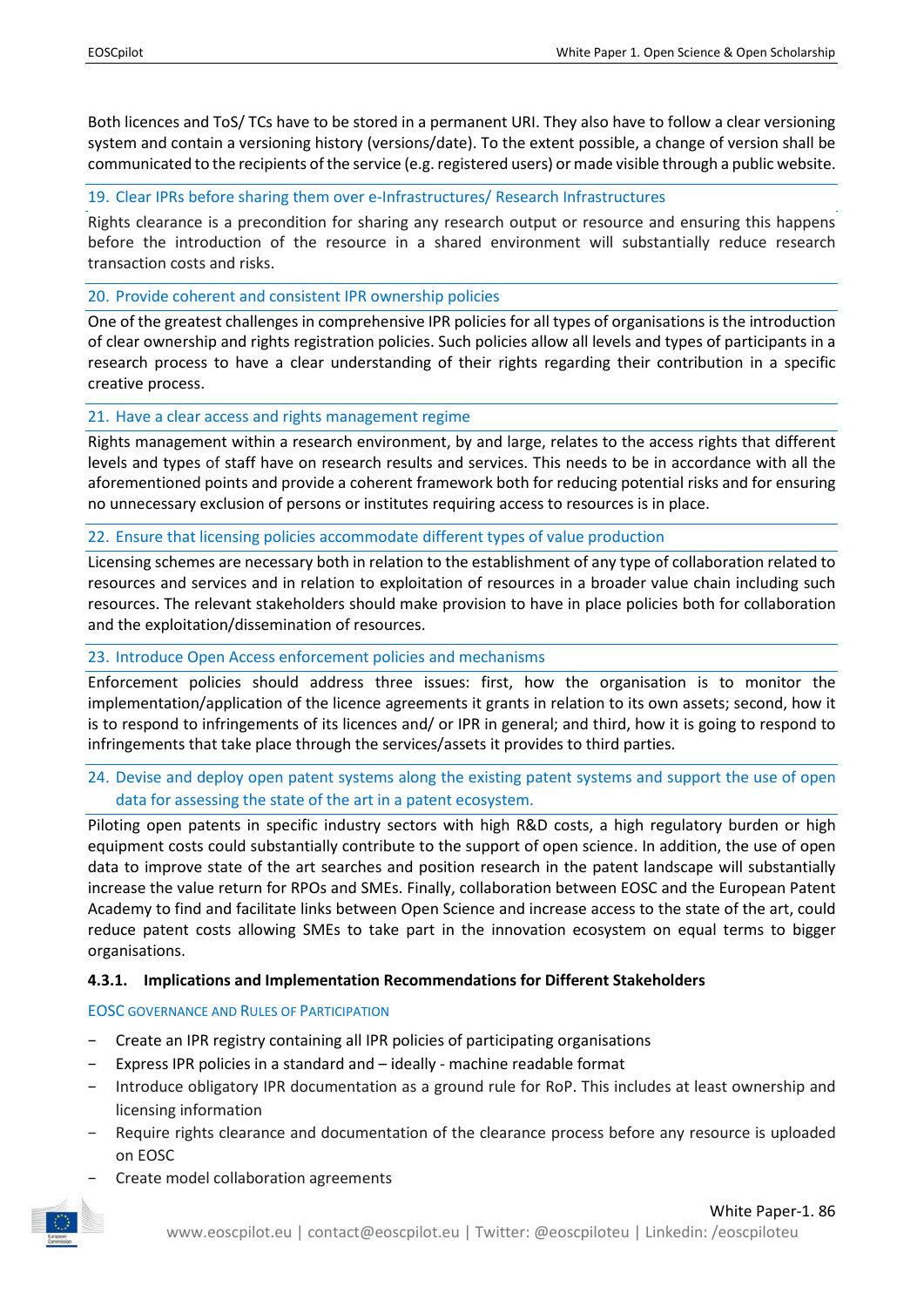Both licences and ToS/ TCs have to be stored in a permanent URI. They also have to follow a clear versioning system and contain a versioning history (versions/date). To the extent possible, a change of version shall be communicated to the recipients of the service (e.g. registered users) or made visible through a public website.

19. Clear IPRs before sharing them over e-Infrastructures/ Research Infrastructures

Rights clearance is a precondition for sharing any research output or resource and ensuring this happens before the introduction of the resource in a shared environment will substantially reduce research transaction costs and risks.

20. Provide coherent and consistent IPR ownership policies

One of the greatest challenges in comprehensive IPR policies for all types of organisations is the introduction of clear ownership and rights registration policies. Such policies allow all levels and types of participants in a research process to have a clear understanding of their rights regarding their contribution in a specific creative process.

21. Have a clear access and rights management regime

Rights management within a research environment, by and large, relates to the access rights that different levels and types of staff have on research results and services. This needs to be in accordance with all the aforementioned points and provide a coherent framework both for reducing potential risks and for ensuring no unnecessary exclusion of persons or institutes requiring access to resources is in place.

22. Ensure that licensing policies accommodate different types of value production

Licensing schemes are necessary both in relation to the establishment of any type of collaboration related to resources and services and in relation to exploitation of resources in a broader value chain including such resources. The relevant stakeholders should make provision to have in place policies both for collaboration and the exploitation/dissemination of resources.

23. Introduce Open Access enforcement policies and mechanisms

Enforcement policies should address three issues: first, how the organisation is to monitor the implementation/application of the licence agreements it grants in relation to its own assets; second, how it is to respond to infringements of its licences and/ or IPR in general; and third, how it is going to respond to infringements that take place through the services/assets it provides to third parties.

24. Devise and deploy open patent systems along the existing patent systems and support the use of open data for assessing the state of the art in a patent ecosystem.

Piloting open patents in specific industry sectors with high R&D costs, a high regulatory burden or high equipment costs could substantially contribute to the support of open science. In addition, the use of open data to improve state of the art searches and position research in the patent landscape will substantially increase the value return for RPOs and SMEs. Finally, collaboration between EOSC and the European Patent Academy to find and facilitate links between Open Science and increase access to the state of the art, could reduce patent costs allowing SMEs to take part in the innovation ecosystem on equal terms to bigger organisations.

#### 4.3.1. Implications and Implementation Recommendations for Different Stakeholders

EOSC Governance and Rules of Participation

- Create an IPR registry containing all IPR policies of participating organisations
- Express IPR policies in a standard and – ideally - machine readable format
- Introduce obligatory IPR documentation as a ground rule for RoP. This includes at least ownership and licensing information
- Require rights clearance and documentation of the clearance process before any resource is uploaded on EOSC
- Create model collaboration agreements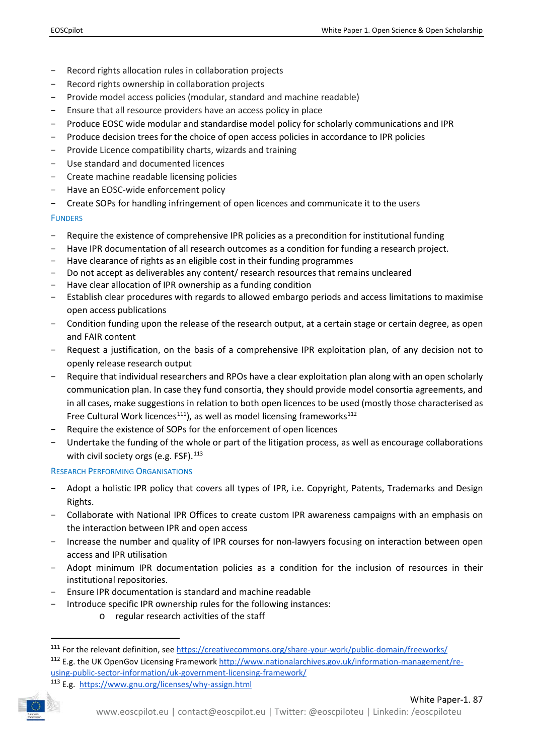- Record rights allocation rules in collaboration projects
- Record rights ownership in collaboration projects
- Provide model access policies (modular, standard and machine readable)
- Ensure that all resource providers have an access policy in place
- Produce EOSC wide modular and standardise model policy for scholarly communications and IPR
- Produce decision trees for the choice of open access policies in accordance to IPR policies
- Provide Licence compatibility charts, wizards and training
- Use standard and documented licences
- Create machine readable licensing policies
- Have an EOSC-wide enforcement policy
- Create SOPs for handling infringement of open licences and communicate it to the users

#### Funders

- Require the existence of comprehensive IPR policies as a precondition for institutional funding
- Have IPR documentation of all research outcomes as a condition for funding a research project.
- Have clearance of rights as an eligible cost in their funding programmes
- Do not accept as deliverables any content/ research resources that remains uncleared
- Have clear allocation of IPR ownership as a funding condition
- Establish clear procedures with regards to allowed embargo periods and access limitations to maximise open access publications
- Condition funding upon the release of the research output, at a certain stage or certain degree, as open and FAIR content
- Request a justification, on the basis of a comprehensive IPR exploitation plan, of any decision not to openly release research output
- Require that individual researchers and RPOs have a clear exploitation plan along with an open scholarly communication plan. In case they fund consortia, they should provide model consortia agreements, and in all cases, make suggestions in relation to both open licences to be used (mostly those characterised as Free Cultural Work licences[111]), as well as model licensing frameworks[112]
- Require the existence of SOPs for the enforcement of open licences
- Undertake the funding of the whole or part of the litigation process, as well as encourage collaborations with civil society orgs (e.g. FSF).[113]

#### Research Performing Organisations

- Adopt a holistic IPR policy that covers all types of IPR, i.e. Copyright, Patents, Trademarks and Design Rights.
- Collaborate with National IPR Offices to create custom IPR awareness campaigns with an emphasis on the interaction between IPR and open access
- Increase the number and quality of IPR courses for non-lawyers focusing on interaction between open access and IPR utilisation
- Adopt minimum IPR documentation policies as a condition for the inclusion of resources in their institutional repositories.
- Ensure IPR documentation is standard and machine readable
- Introduce specific IPR ownership rules for the following instances:
    - regular research activities of the staff

---

[111] For the relevant definition, see https://creativecommons.org/share-your-work/public-domain/freeworks/

[112] E.g. the UK OpenGov Licensing Framework http://www.nationalarchives.gov.uk/information-management/re-using-public-sector-information/uk-government-licensing-framework/

[113] E.g. https://www.gnu.org/licenses/why-assign.html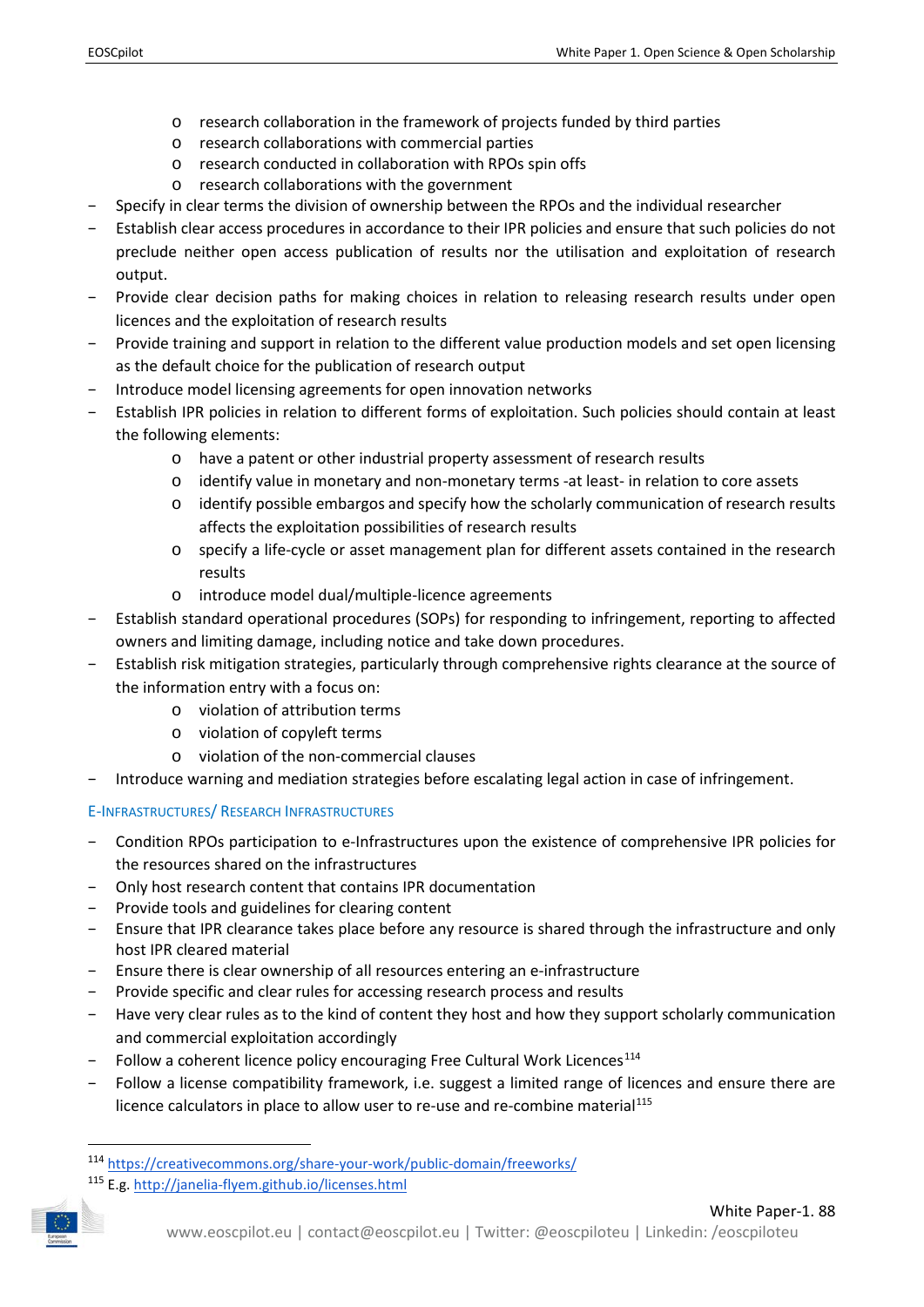- research collaboration in the framework of projects funded by third parties
  - research collaborations with commercial parties
  - research conducted in collaboration with RPOs spin offs
  - research collaborations with the government
- Specify in clear terms the division of ownership between the RPOs and the individual researcher
- Establish clear access procedures in accordance to their IPR policies and ensure that such policies do not preclude neither open access publication of results nor the utilisation and exploitation of research output.
- Provide clear decision paths for making choices in relation to releasing research results under open licences and the exploitation of research results
- Provide training and support in relation to the different value production models and set open licensing as the default choice for the publication of research output
- Introduce model licensing agreements for open innovation networks
- Establish IPR policies in relation to different forms of exploitation. Such policies should contain at least the following elements:
  - have a patent or other industrial property assessment of research results
  - identify value in monetary and non-monetary terms -at least- in relation to core assets
  - identify possible embargos and specify how the scholarly communication of research results affects the exploitation possibilities of research results
  - specify a life-cycle or asset management plan for different assets contained in the research results
  - introduce model dual/multiple-licence agreements
- Establish standard operational procedures (SOPs) for responding to infringement, reporting to affected owners and limiting damage, including notice and take down procedures.
- Establish risk mitigation strategies, particularly through comprehensive rights clearance at the source of the information entry with a focus on:
  - violation of attribution terms
  - violation of copyleft terms
  - violation of the non-commercial clauses
- Introduce warning and mediation strategies before escalating legal action in case of infringement.

#### E-Infrastructures/ Research Infrastructures

- Condition RPOs participation to e-Infrastructures upon the existence of comprehensive IPR policies for the resources shared on the infrastructures
- Only host research content that contains IPR documentation
- Provide tools and guidelines for clearing content
- Ensure that IPR clearance takes place before any resource is shared through the infrastructure and only host IPR cleared material
- Ensure there is clear ownership of all resources entering an e-infrastructure
- Provide specific and clear rules for accessing research process and results
- Have very clear rules as to the kind of content they host and how they support scholarly communication and commercial exploitation accordingly
- Follow a coherent licence policy encouraging Free Cultural Work Licences[114]
- Follow a license compatibility framework, i.e. suggest a limited range of licences and ensure there are licence calculators in place to allow user to re-use and re-combine material[115]

---

[114] https://creativecommons.org/share-your-work/public-domain/freeworks/

[115] E.g. http://janelia-flyem.github.io/licenses.html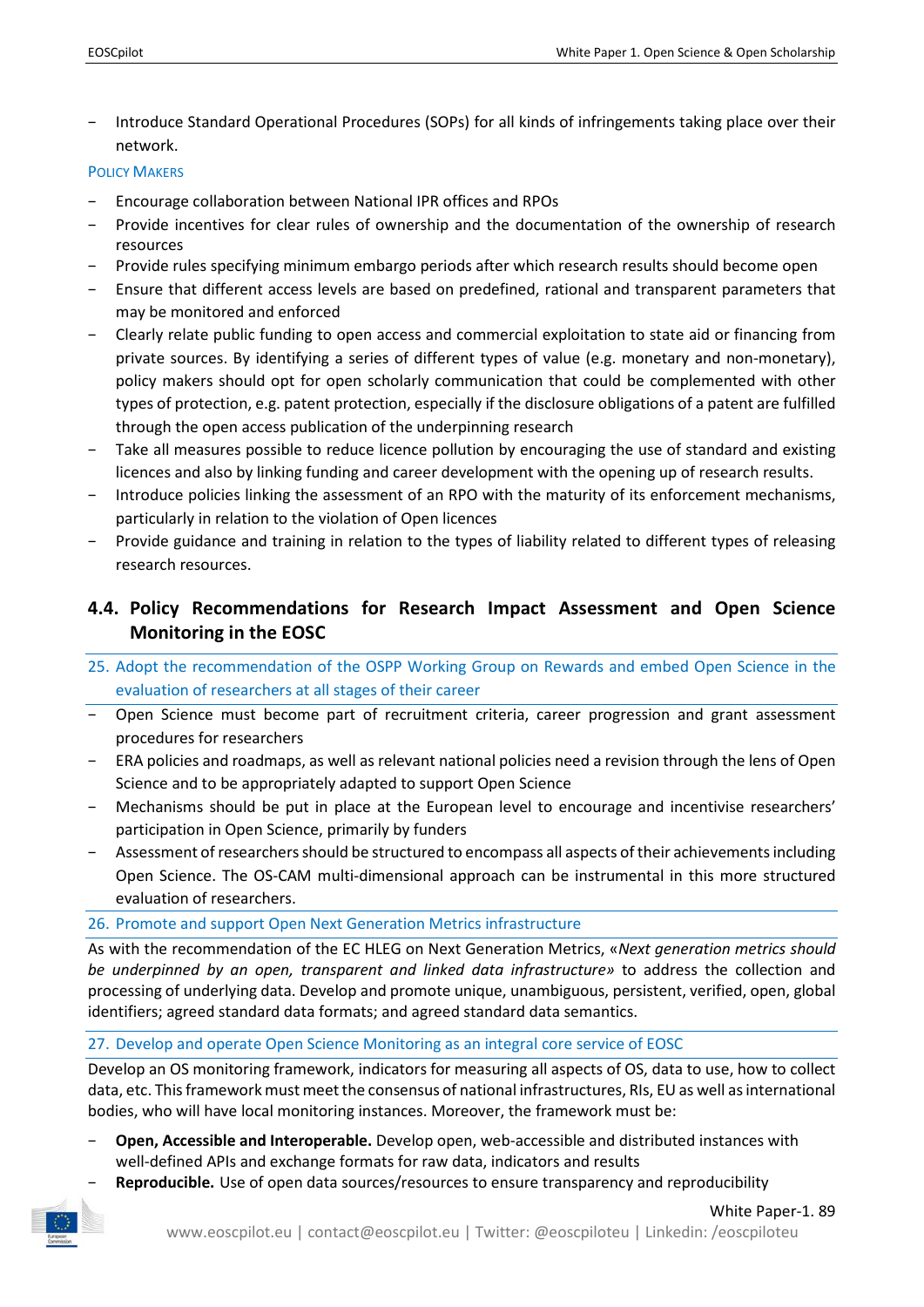- Introduce Standard Operational Procedures (SOPs) for all kinds of infringements taking place over their network.

Policy Makers

- Encourage collaboration between National IPR offices and RPOs
- Provide incentives for clear rules of ownership and the documentation of the ownership of research resources
- Provide rules specifying minimum embargo periods after which research results should become open
- Ensure that different access levels are based on predefined, rational and transparent parameters that may be monitored and enforced
- Clearly relate public funding to open access and commercial exploitation to state aid or financing from private sources. By identifying a series of different types of value (e.g. monetary and non-monetary), policy makers should opt for open scholarly communication that could be complemented with other types of protection, e.g. patent protection, especially if the disclosure obligations of a patent are fulfilled through the open access publication of the underpinning research
- Take all measures possible to reduce licence pollution by encouraging the use of standard and existing licences and also by linking funding and career development with the opening up of research results.
- Introduce policies linking the assessment of an RPO with the maturity of its enforcement mechanisms, particularly in relation to the violation of Open licences
- Provide guidance and training in relation to the types of liability related to different types of releasing research resources.

## 4.4. Policy Recommendations for Research Impact Assessment and Open Science Monitoring in the EOSC

25. Adopt the recommendation of the OSPP Working Group on Rewards and embed Open Science in the evaluation of researchers at all stages of their career

- Open Science must become part of recruitment criteria, career progression and grant assessment procedures for researchers
- ERA policies and roadmaps, as well as relevant national policies need a revision through the lens of Open Science and to be appropriately adapted to support Open Science
- Mechanisms should be put in place at the European level to encourage and incentivise researchers' participation in Open Science, primarily by funders
- Assessment of researchers should be structured to encompass all aspects of their achievements including Open Science. The OS-CAM multi-dimensional approach can be instrumental in this more structured evaluation of researchers.

26. Promote and support Open Next Generation Metrics infrastructure

As with the recommendation of the EC HLEG on Next Generation Metrics, «*Next generation metrics should be underpinned by an open, transparent and linked data infrastructure*» to address the collection and processing of underlying data. Develop and promote unique, unambiguous, persistent, verified, open, global identifiers; agreed standard data formats; and agreed standard data semantics.

27. Develop and operate Open Science Monitoring as an integral core service of EOSC

Develop an OS monitoring framework, indicators for measuring all aspects of OS, data to use, how to collect data, etc. This framework must meet the consensus of national infrastructures, RIs, EU as well as international bodies, who will have local monitoring instances. Moreover, the framework must be:

- **Open, Accessible and Interoperable.** Develop open, web-accessible and distributed instances with well-defined APIs and exchange formats for raw data, indicators and results
- **Reproducible.** Use of open data sources/resources to ensure transparency and reproducibility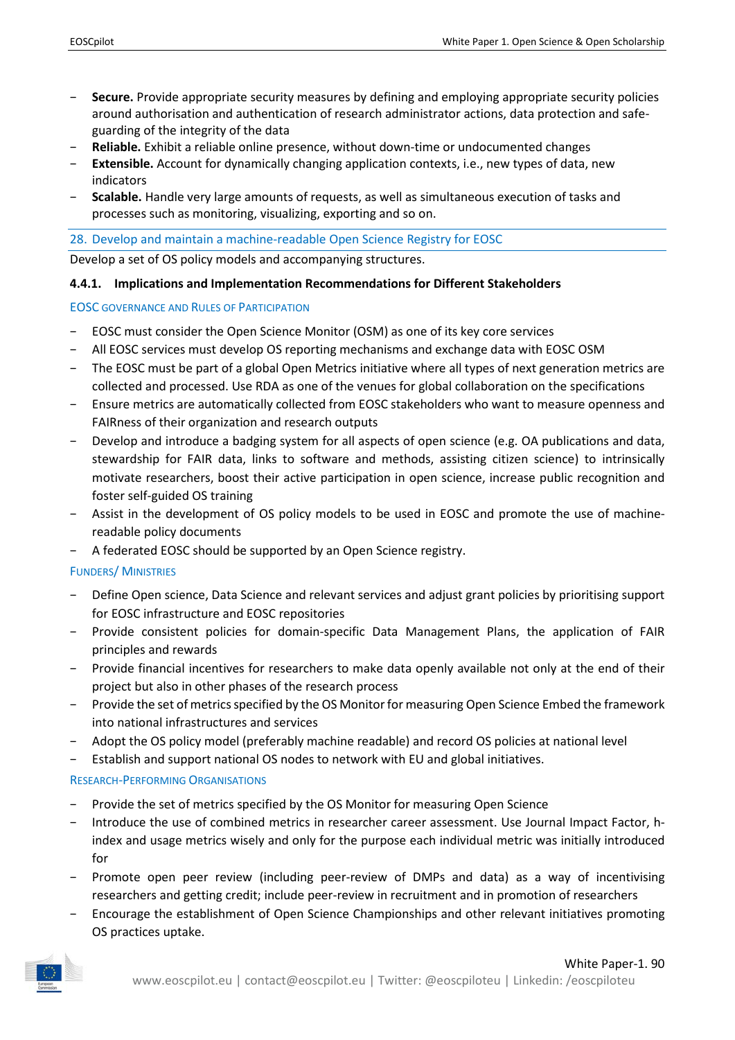- **Secure.** Provide appropriate security measures by defining and employing appropriate security policies around authorisation and authentication of research administrator actions, data protection and safe-guarding of the integrity of the data
- **Reliable.** Exhibit a reliable online presence, without down-time or undocumented changes
- **Extensible.** Account for dynamically changing application contexts, i.e., new types of data, new indicators
- **Scalable.** Handle very large amounts of requests, as well as simultaneous execution of tasks and processes such as monitoring, visualizing, exporting and so on.

28. Develop and maintain a machine-readable Open Science Registry for EOSC

Develop a set of OS policy models and accompanying structures.

### 4.4.1. Implications and Implementation Recommendations for Different Stakeholders

#### EOSC Governance and Rules of Participation

- EOSC must consider the Open Science Monitor (OSM) as one of its key core services
- All EOSC services must develop OS reporting mechanisms and exchange data with EOSC OSM
- The EOSC must be part of a global Open Metrics initiative where all types of next generation metrics are collected and processed. Use RDA as one of the venues for global collaboration on the specifications
- Ensure metrics are automatically collected from EOSC stakeholders who want to measure openness and FAIRness of their organization and research outputs
- Develop and introduce a badging system for all aspects of open science (e.g. OA publications and data, stewardship for FAIR data, links to software and methods, assisting citizen science) to intrinsically motivate researchers, boost their active participation in open science, increase public recognition and foster self-guided OS training
- Assist in the development of OS policy models to be used in EOSC and promote the use of machine-readable policy documents
- A federated EOSC should be supported by an Open Science registry.

#### Funders/ Ministries

- Define Open science, Data Science and relevant services and adjust grant policies by prioritising support for EOSC infrastructure and EOSC repositories
- Provide consistent policies for domain-specific Data Management Plans, the application of FAIR principles and rewards
- Provide financial incentives for researchers to make data openly available not only at the end of their project but also in other phases of the research process
- Provide the set of metrics specified by the OS Monitor for measuring Open Science Embed the framework into national infrastructures and services
- Adopt the OS policy model (preferably machine readable) and record OS policies at national level
- Establish and support national OS nodes to network with EU and global initiatives.

#### Research-Performing Organisations

- Provide the set of metrics specified by the OS Monitor for measuring Open Science
- Introduce the use of combined metrics in researcher career assessment. Use Journal Impact Factor, h-index and usage metrics wisely and only for the purpose each individual metric was initially introduced for
- Promote open peer review (including peer-review of DMPs and data) as a way of incentivising researchers and getting credit; include peer-review in recruitment and in promotion of researchers
- Encourage the establishment of Open Science Championships and other relevant initiatives promoting OS practices uptake.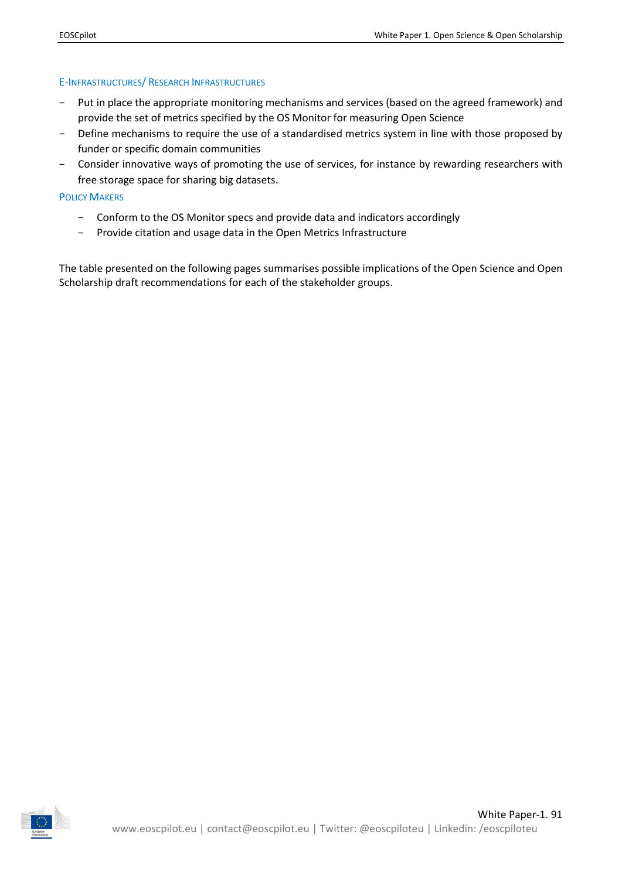#### E-Infrastructures/ Research Infrastructures

- Put in place the appropriate monitoring mechanisms and services (based on the agreed framework) and provide the set of metrics specified by the OS Monitor for measuring Open Science
- Define mechanisms to require the use of a standardised metrics system in line with those proposed by funder or specific domain communities
- Consider innovative ways of promoting the use of services, for instance by rewarding researchers with free storage space for sharing big datasets.

#### Policy Makers

- Conform to the OS Monitor specs and provide data and indicators accordingly
- Provide citation and usage data in the Open Metrics Infrastructure

The table presented on the following pages summarises possible implications of the Open Science and Open Scholarship draft recommendations for each of the stakeholder groups.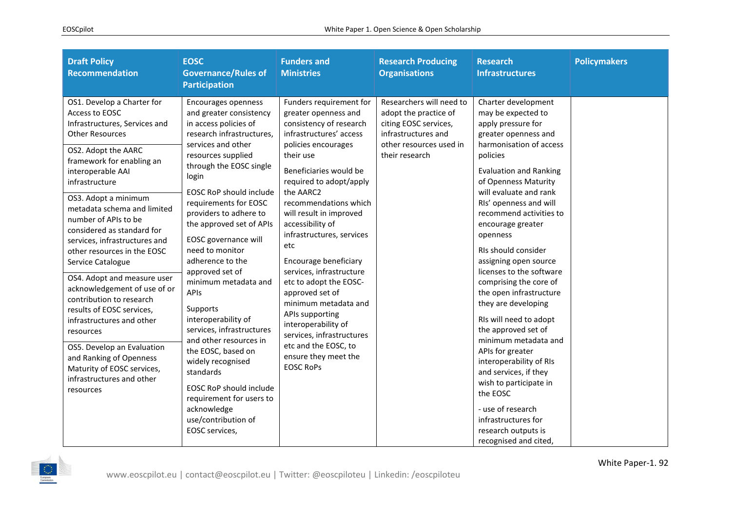| Draft Policy Recommendation | EOSC Governance/Rules of Participation | Funders and Ministries | Research Producing Organisations | Research Infrastructures | Policymakers |
|---|---|---|---|---|---|
| OS1. Develop a Charter for Access to EOSC Infrastructures, Services and Other Resources | Encourages openness and greater consistency in access policies of research infrastructures, services and other resources supplied through the EOSC single login | Funders requirement for greater openness and consistency of research infrastructures' access policies encourages their use | Researchers will need to adopt the practice of citing EOSC services, infrastructures and other resources used in their research | Charter development may be expected to apply pressure for greater openness and harmonisation of access policies | |
| OS2. Adopt the AARC framework for enabling an interoperable AAI infrastructure | EOSC RoP should include requirements for EOSC providers to adhere to the approved set of APIs | Beneficiaries would be required to adopt/apply the AARC2 recommendations which will result in improved accessibility of infrastructures, services etc | | Evaluation and Ranking of Openness Maturity will evaluate and rank RIs' openness and will recommend activities to encourage greater openness | |
| OS3. Adopt a minimum metadata schema and limited number of APIs to be considered as standard for services, infrastructures and other resources in the EOSC Service Catalogue | EOSC governance will need to monitor adherence to the approved set of minimum metadata and APIs | Encourage beneficiary services, infrastructure etc to adopt the EOSC-approved set of minimum metadata and APIs supporting interoperability of services, infrastructures etc and the EOSC, to ensure they meet the EOSC RoPs | | RIs should consider assigning open source licenses to the software comprising the core of the open infrastructure they are developing | |
| OS4. Adopt and measure user acknowledgement of use of or contribution to research results of EOSC services, infrastructures and other resources | Supports interoperability of services, infrastructures and other resources in the EOSC, based on widely recognised standards | | | RIs will need to adopt the approved set of minimum metadata and APIs for greater interoperability of RIs and services, if they wish to participate in the EOSC | |
| OS5. Develop an Evaluation and Ranking of Openness Maturity of EOSC services, infrastructures and other resources | EOSC RoP should include requirement for users to acknowledge use/contribution of EOSC services, | | | - use of research infrastructures for research outputs is recognised and cited, | |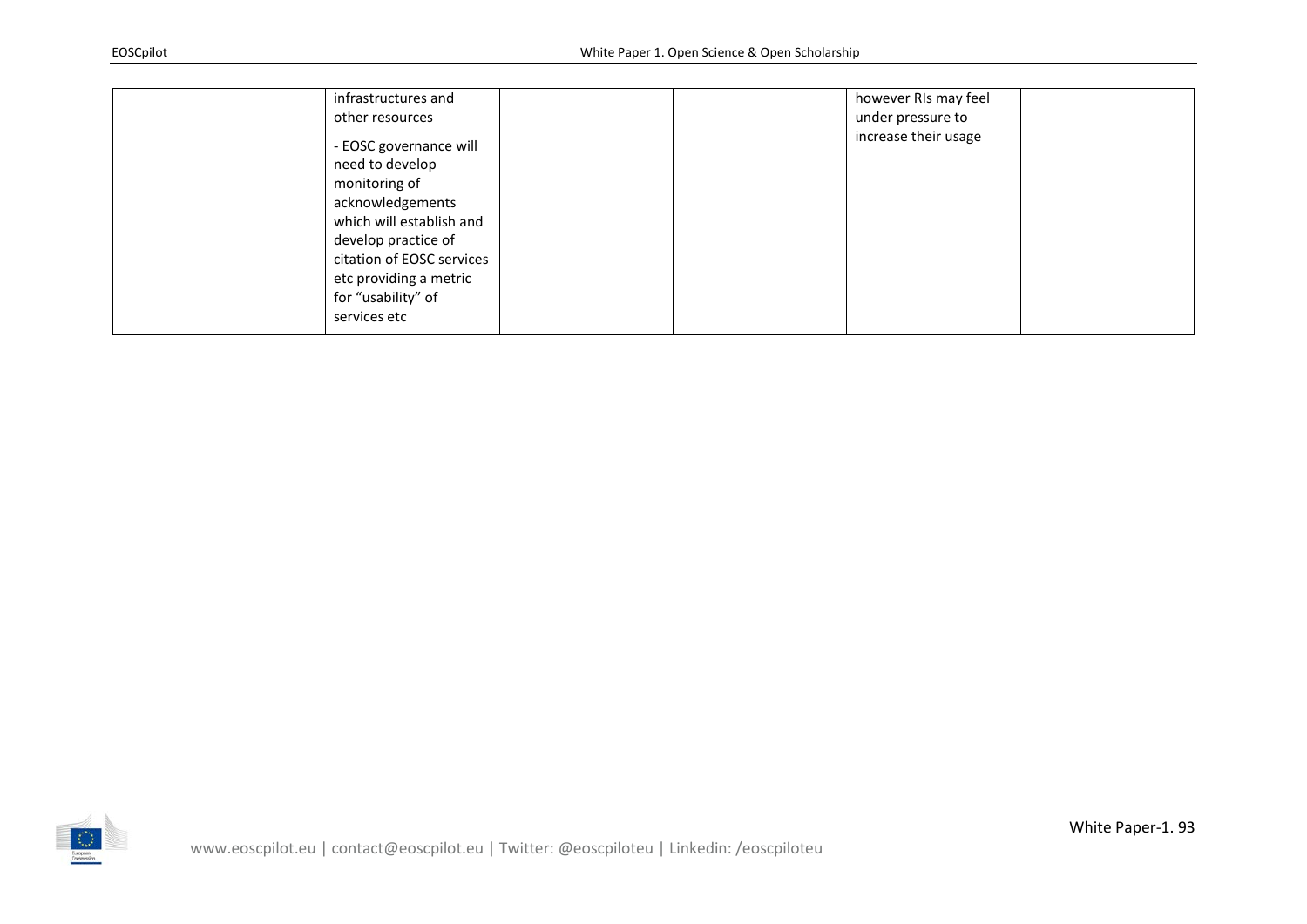| | | | | | |
|---|---|---|---|---|---|
| | infrastructures and other resources<br><br>- EOSC governance will need to develop monitoring of acknowledgements which will establish and develop practice of citation of EOSC services etc providing a metric for "usability" of services etc | | | however RIs may feel under pressure to increase their usage | |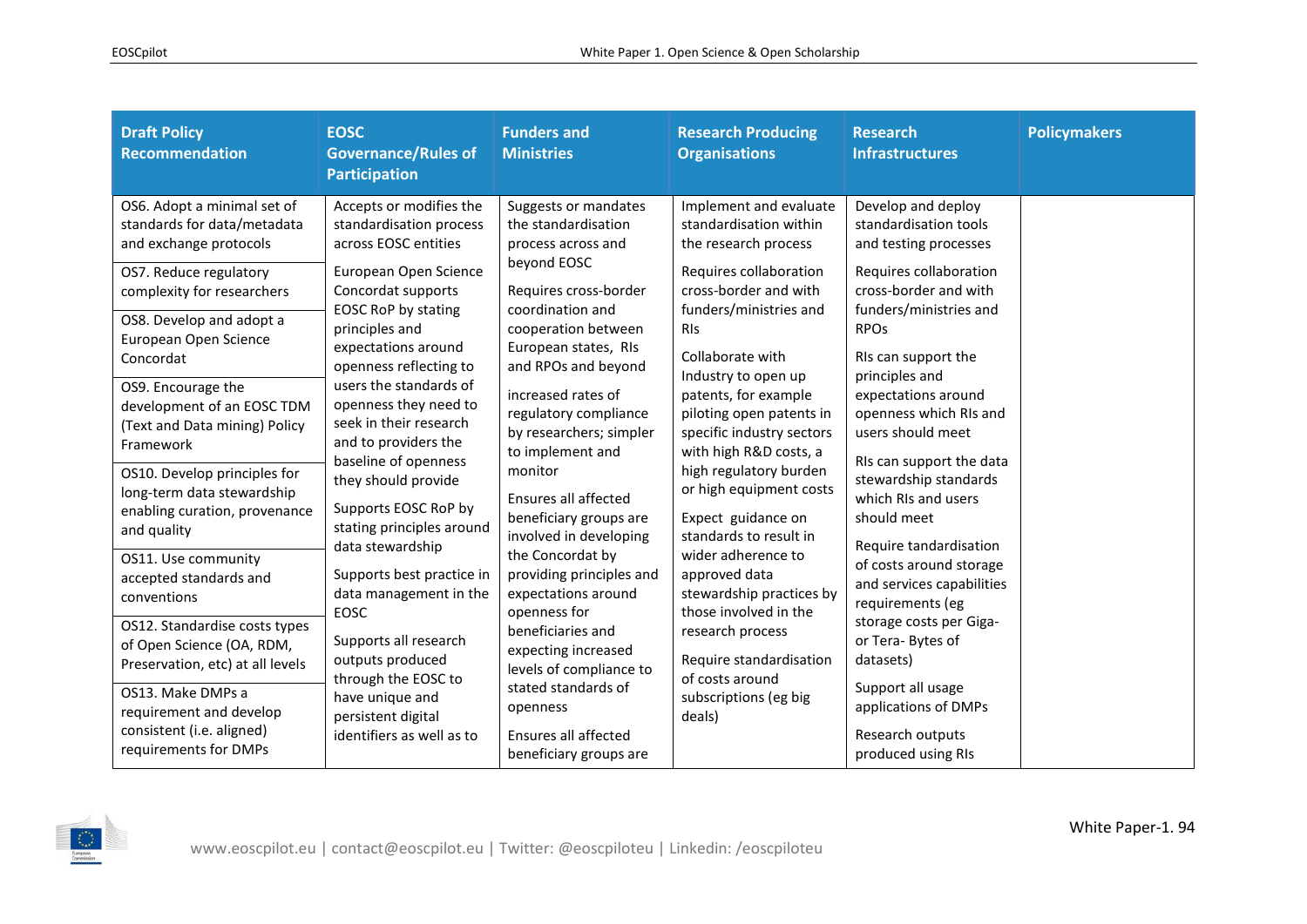| Draft Policy Recommendation | EOSC Governance/Rules of Participation | Funders and Ministries | Research Producing Organisations | Research Infrastructures | Policymakers |
|---|---|---|---|---|---|
| OS6. Adopt a minimal set of standards for data/metadata and exchange protocols | Accepts or modifies the standardisation process across EOSC entities | Suggests or mandates the standardisation process across and beyond EOSC | Implement and evaluate standardisation within the research process | Develop and deploy standardisation tools and testing processes | |
| OS7. Reduce regulatory complexity for researchers | European Open Science Concordat supports EOSC RoP by stating principles and expectations around openness reflecting to users the standards of openness they need to seek in their research and to providers the baseline of openness they should provide | Requires cross-border coordination and cooperation between European states, RIs and RPOs and beyond | Requires collaboration cross-border and with funders/ministries and RIs | Requires collaboration cross-border and with funders/ministries and RPOs | |
| OS8. Develop and adopt a European Open Science Concordat | | increased rates of regulatory compliance by researchers; simpler to implement and monitor | Collaborate with Industry to open up patents, for example piloting open patents in specific industry sectors with high R&D costs, a high regulatory burden or high equipment costs | RIs can support the principles and expectations around openness which RIs and users should meet | |
| OS9. Encourage the development of an EOSC TDM (Text and Data mining) Policy Framework | | Ensures all affected beneficiary groups are involved in developing the Concordat by providing principles and expectations around openness for beneficiaries and expecting increased levels of compliance to stated standards of openness | | | |
| OS10. Develop principles for long-term data stewardship enabling curation, provenance and quality | Supports EOSC RoP by stating principles around data stewardship | | Expect guidance on standards to result in wider adherence to approved data stewardship practices by those involved in the research process | RIs can support the data stewardship standards which RIs and users should meet | |
| OS11. Use community accepted standards and conventions | Supports best practice in data management in the EOSC | | | | |
| OS12. Standardise costs types of Open Science (OA, RDM, Preservation, etc) at all levels | | | Require standardisation of costs around subscriptions (eg big deals) | Require tandardisation of costs around storage and services capabilities requirements (eg storage costs per Giga- or Tera- Bytes of datasets) | |
| OS13. Make DMPs a requirement and develop consistent (i.e. aligned) requirements for DMPs | Supports all research outputs produced through the EOSC to have unique and persistent digital identifiers as well as to | Ensures all affected beneficiary groups are | | Support all usage applications of DMPs<br><br>Research outputs produced using RIs | |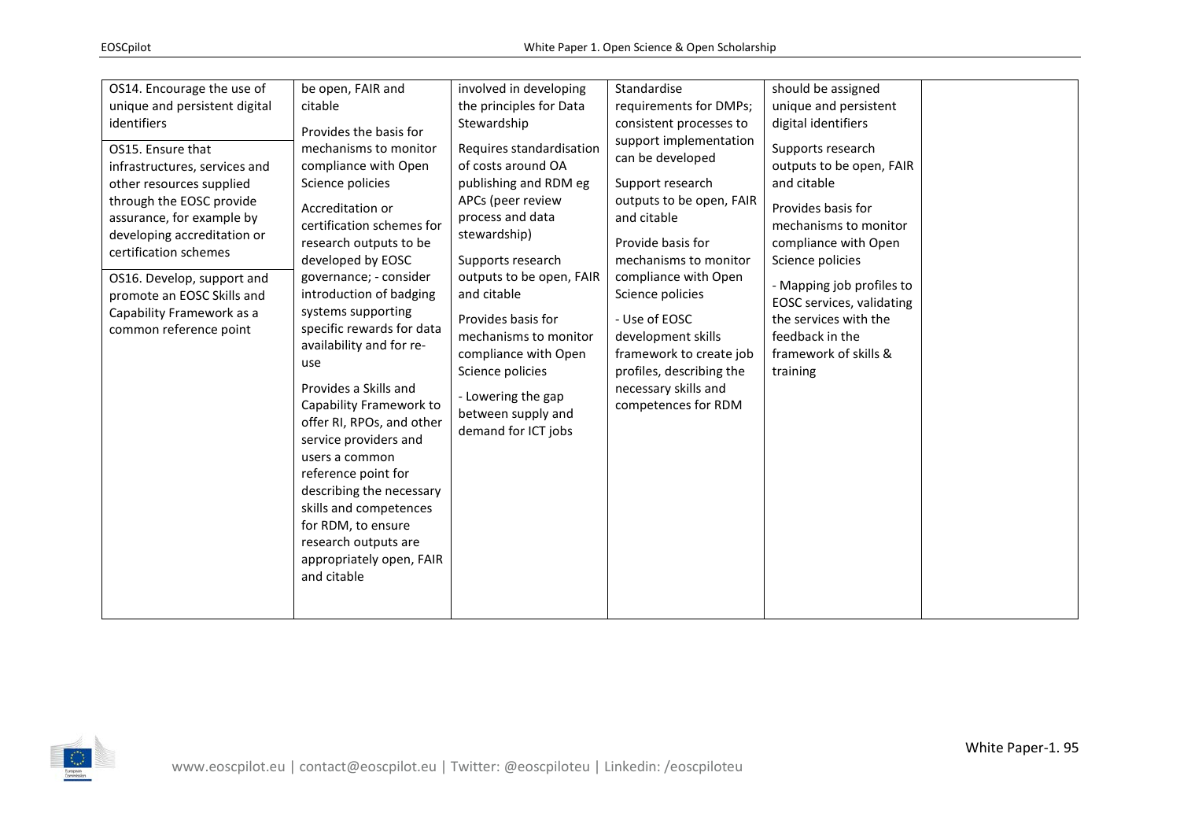| OS14. Encourage the use of unique and persistent digital identifiers<br><br>OS15. Ensure that infrastructures, services and other resources supplied through the EOSC provide assurance, for example by developing accreditation or certification schemes<br><br>OS16. Develop, support and promote an EOSC Skills and Capability Framework as a common reference point | be open, FAIR and citable<br><br>Provides the basis for mechanisms to monitor compliance with Open Science policies<br><br>Accreditation or certification schemes for research outputs to be developed by EOSC governance; - consider introduction of badging systems supporting specific rewards for data availability and for re-use<br><br>Provides a Skills and Capability Framework to offer RI, RPOs, and other service providers and users a common reference point for describing the necessary skills and competences for RDM, to ensure research outputs are appropriately open, FAIR and citable | involved in developing the principles for Data Stewardship<br><br>Requires standardisation of costs around OA publishing and RDM eg APCs (peer review process and data stewardship)<br><br>Supports research outputs to be open, FAIR and citable<br><br>Provides basis for mechanisms to monitor compliance with Open Science policies<br><br>- Lowering the gap between supply and demand for ICT jobs | Standardise requirements for DMPs; consistent processes to support implementation can be developed<br><br>Support research outputs to be open, FAIR and citable<br><br>Provide basis for mechanisms to monitor compliance with Open Science policies<br><br>- Use of EOSC development skills framework to create job profiles, describing the necessary skills and competences for RDM | should be assigned unique and persistent digital identifiers<br><br>Supports research outputs to be open, FAIR and citable<br><br>Provides basis for mechanisms to monitor compliance with Open Science policies<br><br>- Mapping job profiles to EOSC services, validating the services with the feedback in the framework of skills & training | |
|---|---|---|---|---|---|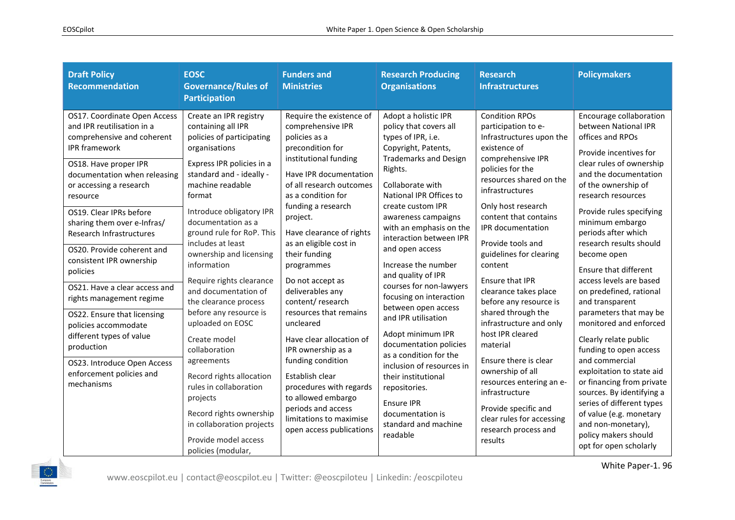| Draft Policy Recommendation | EOSC Governance/Rules of Participation | Funders and Ministries | Research Producing Organisations | Research Infrastructures | Policymakers |
|---|---|---|---|---|---|
| OS17. Coordinate Open Access and IPR reutilisation in a comprehensive and coherent IPR framework<br><br>OS18. Have proper IPR documentation when releasing or accessing a research resource<br><br>OS19. Clear IPRs before sharing them over e-Infras/ Research Infrastructures<br><br>OS20. Provide coherent and consistent IPR ownership policies<br><br>OS21. Have a clear access and rights management regime<br><br>OS22. Ensure that licensing policies accommodate different types of value production<br><br>OS23. Introduce Open Access enforcement policies and mechanisms | Create an IPR registry containing all IPR policies of participating organisations<br><br>Express IPR policies in a standard and - ideally - machine readable format<br><br>Introduce obligatory IPR documentation as a ground rule for RoP. This includes at least ownership and licensing information<br><br>Require rights clearance and documentation of the clearance process before any resource is uploaded on EOSC<br><br>Create model collaboration agreements<br><br>Record rights allocation rules in collaboration projects<br><br>Record rights ownership in collaboration projects<br><br>Provide model access policies (modular, | Require the existence of comprehensive IPR policies as a precondition for institutional funding<br><br>Have IPR documentation of all research outcomes as a condition for funding a research project.<br><br>Have clearance of rights as an eligible cost in their funding programmes<br><br>Do not accept as deliverables any content/ research resources that remains uncleared<br><br>Have clear allocation of IPR ownership as a funding condition<br><br>Establish clear procedures with regards to allowed embargo periods and access limitations to maximise open access publications | Adopt a holistic IPR policy that covers all types of IPR, i.e. Copyright, Patents, Trademarks and Design Rights.<br><br>Collaborate with National IPR Offices to create custom IPR awareness campaigns with an emphasis on the interaction between IPR and open access<br><br>Increase the number and quality of IPR courses for non-lawyers focusing on interaction between open access and IPR utilisation<br><br>Adopt minimum IPR documentation policies as a condition for the inclusion of resources in their institutional repositories.<br><br>Ensure IPR documentation is standard and machine readable | Condition RPOs participation to e-Infrastructures upon the existence of comprehensive IPR policies for the resources shared on the infrastructures<br><br>Only host research content that contains IPR documentation<br><br>Provide tools and guidelines for clearing content<br><br>Ensure that IPR clearance takes place before any resource is shared through the infrastructure and only host IPR cleared material<br><br>Ensure there is clear ownership of all resources entering an e-infrastructure<br><br>Provide specific and clear rules for accessing research process and results | Encourage collaboration between National IPR offices and RPOs<br><br>Provide incentives for clear rules of ownership and the documentation of the ownership of research resources<br><br>Provide rules specifying minimum embargo periods after which research results should become open<br><br>Ensure that different access levels are based on predefined, rational and transparent parameters that may be monitored and enforced<br><br>Clearly relate public funding to open access and commercial exploitation to state aid or financing from private sources. By identifying a series of different types of value (e.g. monetary and non-monetary), policy makers should opt for open scholarly |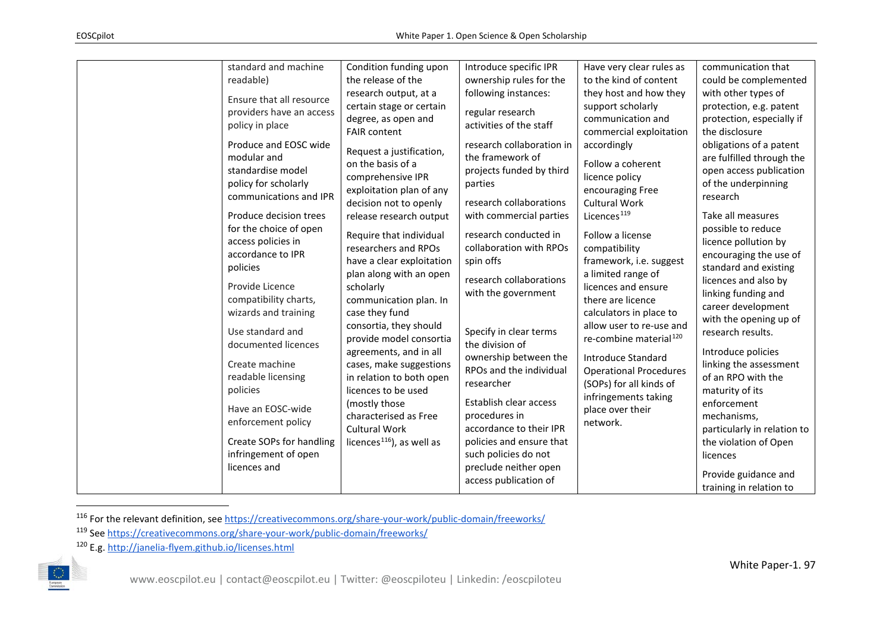| | | | | | |
|---|---|---|---|---|---|
| | standard and machine readable)<br><br>Ensure that all resource providers have an access policy in place<br><br>Produce and EOSC wide modular and standardise model policy for scholarly communications and IPR<br><br>Produce decision trees for the choice of open access policies in accordance to IPR policies<br><br>Provide Licence compatibility charts, wizards and training<br><br>Use standard and documented licences<br><br>Create machine readable licensing policies<br><br>Have an EOSC-wide enforcement policy<br><br>Create SOPs for handling infringement of open licences and | Condition funding upon the release of the research output, at a certain stage or certain degree, as open and FAIR content<br><br>Request a justification, on the basis of a comprehensive IPR exploitation plan of any decision not to openly release research output<br><br>Require that individual researchers and RPOs have a clear exploitation plan along with an open scholarly communication plan. In case they fund consortia, they should provide model consortia agreements, and in all cases, make suggestions in relation to both open licences to be used (mostly those characterised as Free Cultural Work licences[116]), as well as | Introduce specific IPR ownership rules for the following instances:<br><br>regular research activities of the staff<br><br>research collaboration in the framework of projects funded by third parties<br><br>research collaborations with commercial parties<br><br>research conducted in collaboration with RPOs spin offs<br><br>research collaborations with the government<br><br>Specify in clear terms the division of ownership between the RPOs and the individual researcher<br><br>Establish clear access procedures in accordance to their IPR policies and ensure that such policies do not preclude neither open access publication of | Have very clear rules as to the kind of content they host and how they support scholarly communication and commercial exploitation accordingly<br><br>Follow a coherent licence policy encouraging Free Cultural Work Licences[119]<br><br>Follow a license compatibility framework, i.e. suggest a limited range of licences and ensure there are licence calculators in place to allow user to re-use and re-combine material[120]<br><br>Introduce Standard Operational Procedures (SOPs) for all kinds of infringements taking place over their network. | communication that could be complemented with other types of protection, e.g. patent protection, especially if the disclosure obligations of a patent are fulfilled through the open access publication of the underpinning research<br><br>Take all measures possible to reduce licence pollution by encouraging the use of standard and existing licences and also by linking funding and career development with the opening up of research results.<br><br>Introduce policies linking the assessment of an RPO with the maturity of its enforcement mechanisms, particularly in relation to the violation of Open licences<br><br>Provide guidance and training in relation to |

[116] For the relevant definition, see https://creativecommons.org/share-your-work/public-domain/freeworks/

[119] See https://creativecommons.org/share-your-work/public-domain/freeworks/

[120] E.g. http://janelia-flyem.github.io/licenses.html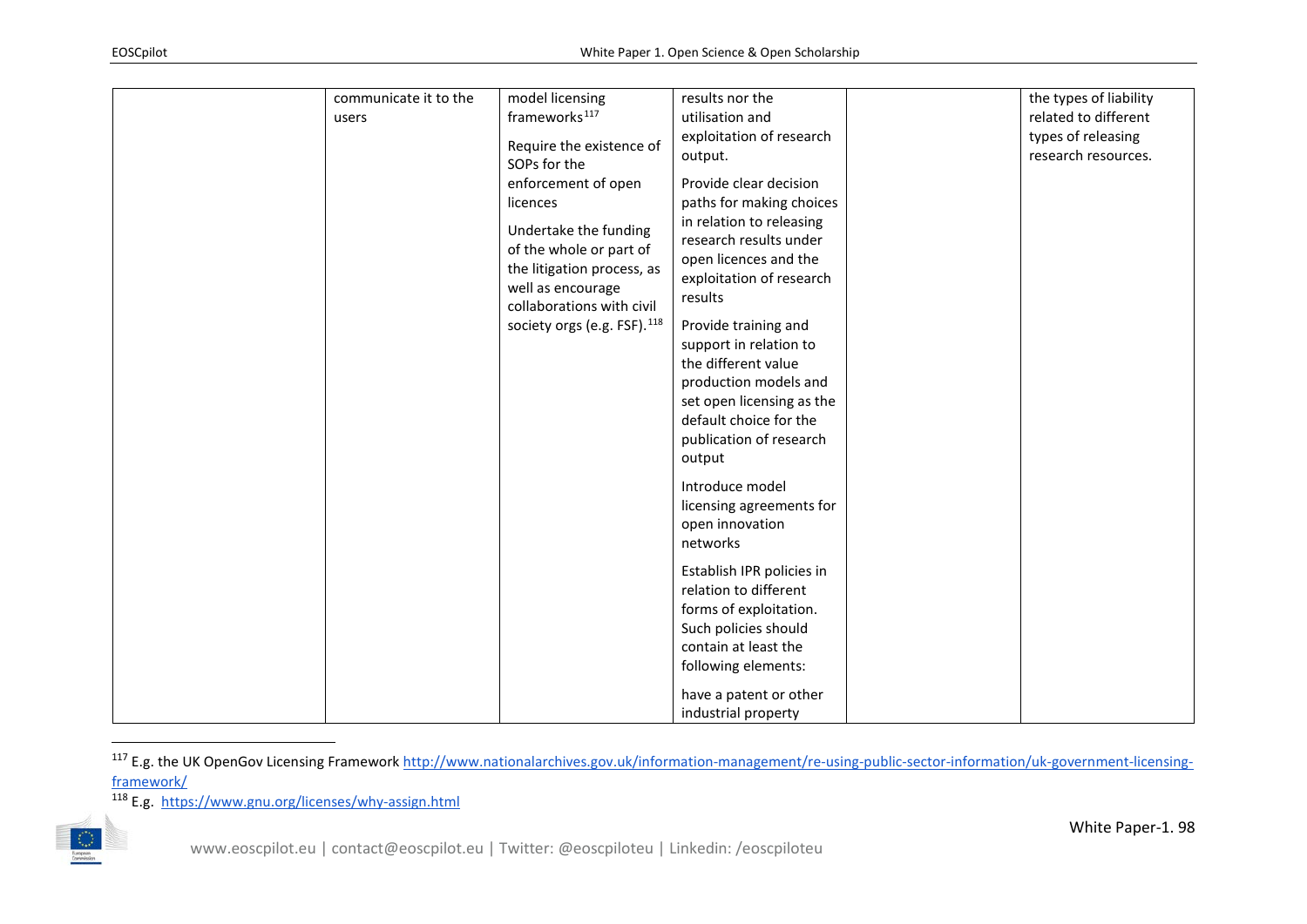| | | | | | |
|---|---|---|---|---|---|
| | communicate it to the users | model licensing frameworks[117]<br><br>Require the existence of SOPs for the enforcement of open licences<br><br>Undertake the funding of the whole or part of the litigation process, as well as encourage collaborations with civil society orgs (e.g. FSF).[118] | results nor the utilisation and exploitation of research output.<br><br>Provide clear decision paths for making choices in relation to releasing research results under open licences and the exploitation of research results<br><br>Provide training and support in relation to the different value production models and set open licensing as the default choice for the publication of research output<br><br>Introduce model licensing agreements for open innovation networks<br><br>Establish IPR policies in relation to different forms of exploitation. Such policies should contain at least the following elements:<br><br>have a patent or other industrial property | | the types of liability related to different types of releasing research resources. |

[117] E.g. the UK OpenGov Licensing Framework http://www.nationalarchives.gov.uk/information-management/re-using-public-sector-information/uk-government-licensing-framework/

[118] E.g. https://www.gnu.org/licenses/why-assign.html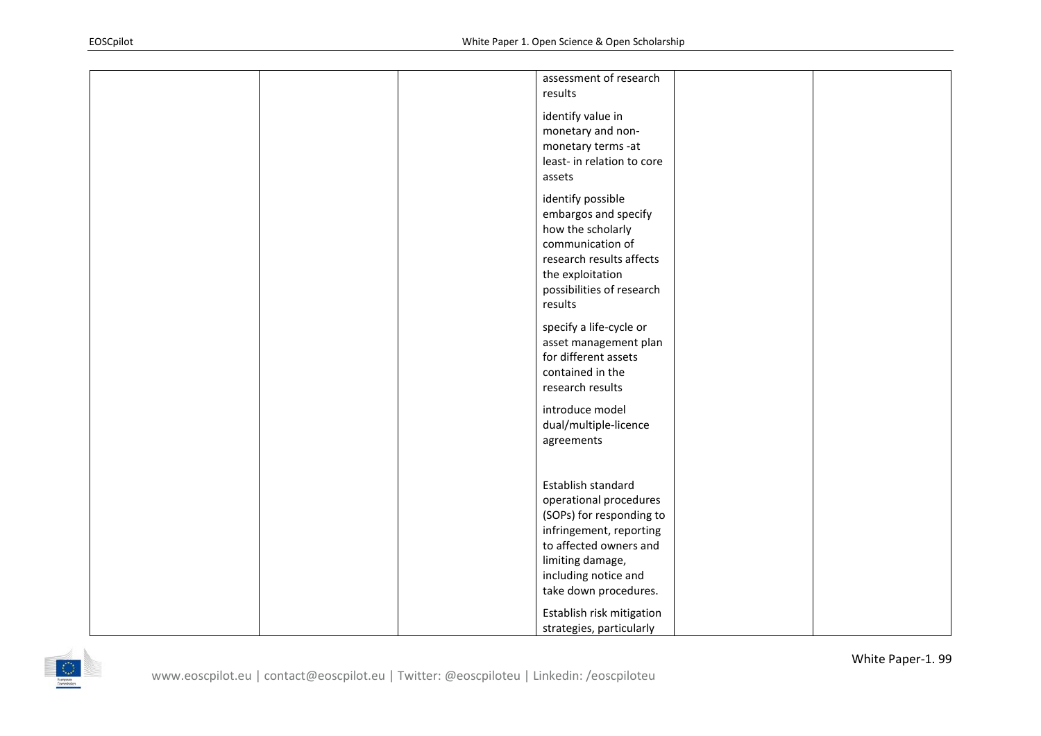| | | | | | |
|---|---|---|---|---|---|
| | | | assessment of research results<br><br>identify value in monetary and non-monetary terms -at least- in relation to core assets<br><br>identify possible embargos and specify how the scholarly communication of research results affects the exploitation possibilities of research results<br><br>specify a life-cycle or asset management plan for different assets contained in the research results<br><br>introduce model dual/multiple-licence agreements<br><br>Establish standard operational procedures (SOPs) for responding to infringement, reporting to affected owners and limiting damage, including notice and take down procedures.<br><br>Establish risk mitigation strategies, particularly | | |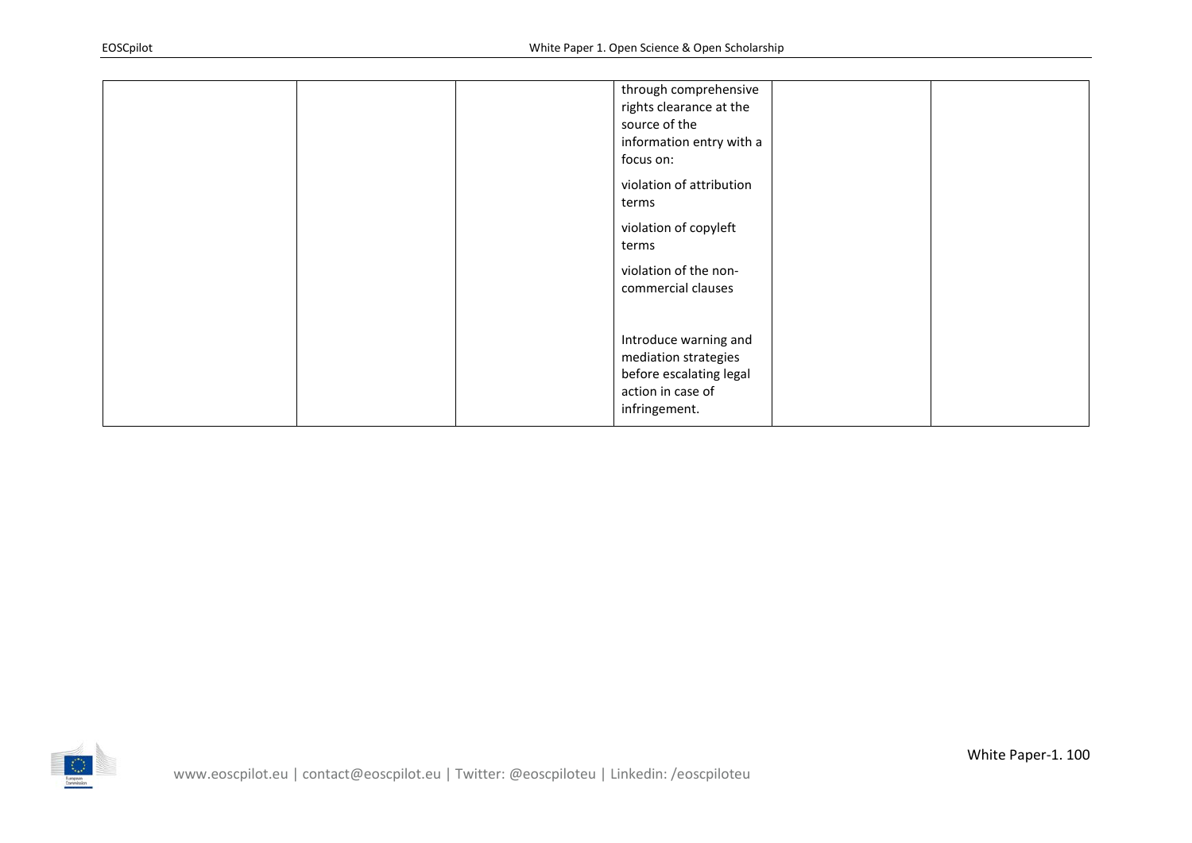|  |  |  |  |  |  |
|---|---|---|---|---|---|
|  |  |  | through comprehensive rights clearance at the source of the information entry with a focus on:<br><br>violation of attribution terms<br><br>violation of copyleft terms<br><br>violation of the non-commercial clauses<br><br>Introduce warning and mediation strategies before escalating legal action in case of infringement. |  |  |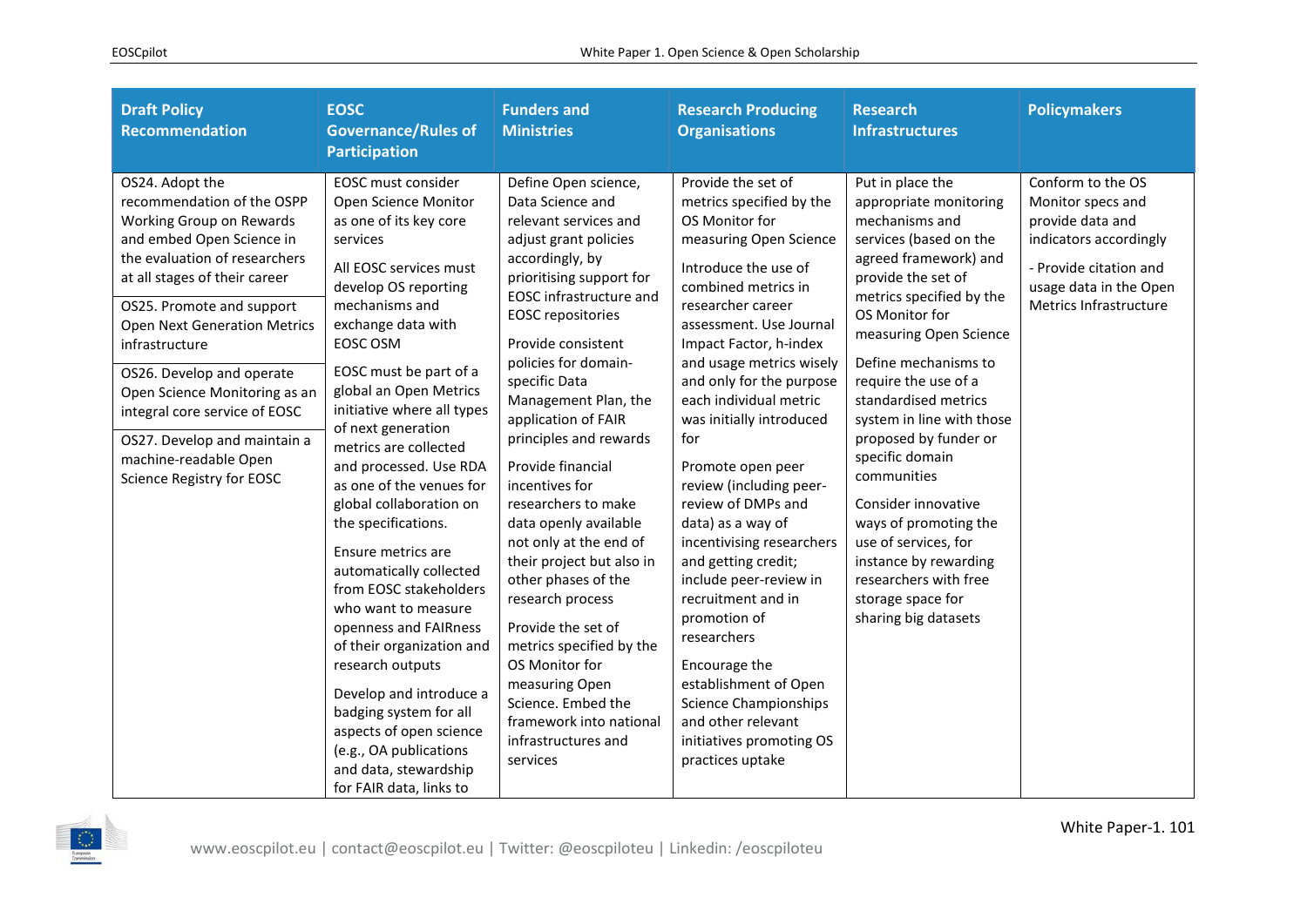| Draft Policy Recommendation | EOSC Governance/Rules of Participation | Funders and Ministries | Research Producing Organisations | Research Infrastructures | Policymakers |
|---|---|---|---|---|---|
| OS24. Adopt the recommendation of the OSPP Working Group on Rewards and embed Open Science in the evaluation of researchers at all stages of their career<br><br>OS25. Promote and support Open Next Generation Metrics infrastructure<br><br>OS26. Develop and operate Open Science Monitoring as an integral core service of EOSC<br><br>OS27. Develop and maintain a machine-readable Open Science Registry for EOSC | EOSC must consider Open Science Monitor as one of its key core services<br><br>All EOSC services must develop OS reporting mechanisms and exchange data with EOSC OSM<br><br>EOSC must be part of a global an Open Metrics initiative where all types of next generation metrics are collected and processed. Use RDA as one of the venues for global collaboration on the specifications.<br><br>Ensure metrics are automatically collected from EOSC stakeholders who want to measure openness and FAIRness of their organization and research outputs<br><br>Develop and introduce a badging system for all aspects of open science (e.g., OA publications and data, stewardship for FAIR data, links to | Define Open science, Data Science and relevant services and adjust grant policies accordingly, by prioritising support for EOSC infrastructure and EOSC repositories<br><br>Provide consistent policies for domain-specific Data Management Plan, the application of FAIR principles and rewards<br><br>Provide financial incentives for researchers to make data openly available not only at the end of their project but also in other phases of the research process<br><br>Provide the set of metrics specified by the OS Monitor for measuring Open Science. Embed the framework into national infrastructures and services | Provide the set of metrics specified by the OS Monitor for measuring Open Science<br><br>Introduce the use of combined metrics in researcher career assessment. Use Journal Impact Factor, h-index and usage metrics wisely and only for the purpose each individual metric was initially introduced for<br><br>Promote open peer review (including peer-review of DMPs and data) as a way of incentivising researchers and getting credit; include peer-review in recruitment and in promotion of researchers<br><br>Encourage the establishment of Open Science Championships and other relevant initiatives promoting OS practices uptake | Put in place the appropriate monitoring mechanisms and services (based on the agreed framework) and provide the set of metrics specified by the OS Monitor for measuring Open Science<br><br>Define mechanisms to require the use of a standardised metrics system in line with those proposed by funder or specific domain communities<br><br>Consider innovative ways of promoting the use of services, for instance by rewarding researchers with free storage space for sharing big datasets | Conform to the OS Monitor specs and provide data and indicators accordingly<br><br>- Provide citation and usage data in the Open Metrics Infrastructure |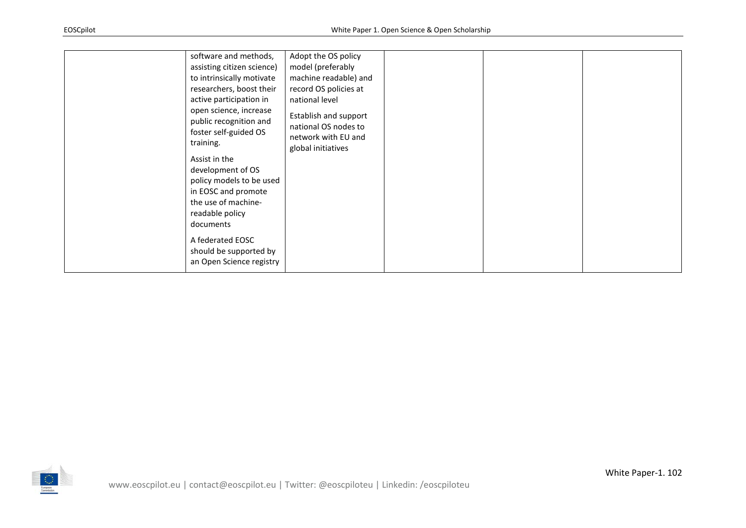| | | | | | |
|---|---|---|---|---|---|
| | software and methods, assisting citizen science) to intrinsically motivate researchers, boost their active participation in open science, increase public recognition and foster self-guided OS training.<br><br>Assist in the development of OS policy models to be used in EOSC and promote the use of machine-readable policy documents<br><br>A federated EOSC should be supported by an Open Science registry | Adopt the OS policy model (preferably machine readable) and record OS policies at national level<br><br>Establish and support national OS nodes to network with EU and global initiatives | | | |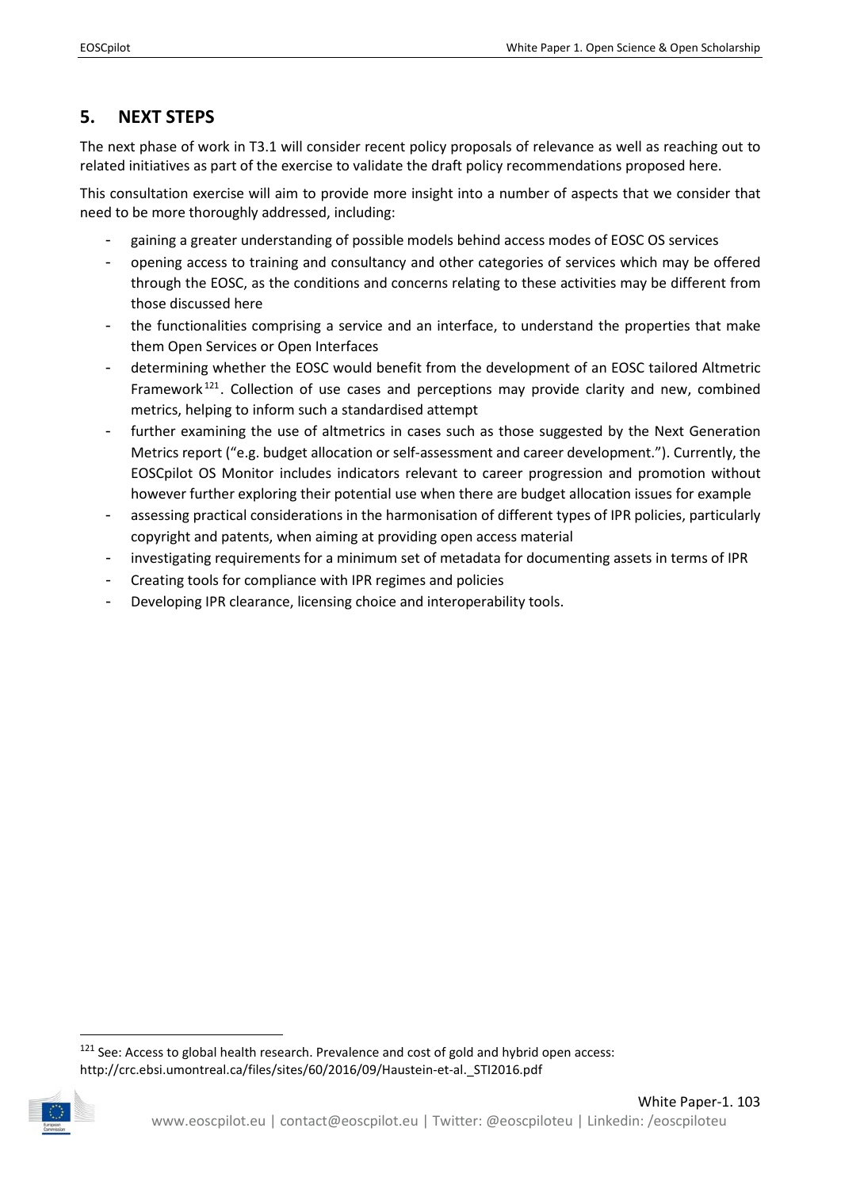## 5. NEXT STEPS

The next phase of work in T3.1 will consider recent policy proposals of relevance as well as reaching out to related initiatives as part of the exercise to validate the draft policy recommendations proposed here.

This consultation exercise will aim to provide more insight into a number of aspects that we consider that need to be more thoroughly addressed, including:

- gaining a greater understanding of possible models behind access modes of EOSC OS services
- opening access to training and consultancy and other categories of services which may be offered through the EOSC, as the conditions and concerns relating to these activities may be different from those discussed here
- the functionalities comprising a service and an interface, to understand the properties that make them Open Services or Open Interfaces
- determining whether the EOSC would benefit from the development of an EOSC tailored Altmetric Framework[121]. Collection of use cases and perceptions may provide clarity and new, combined metrics, helping to inform such a standardised attempt
- further examining the use of altmetrics in cases such as those suggested by the Next Generation Metrics report ("e.g. budget allocation or self-assessment and career development."). Currently, the EOSCpilot OS Monitor includes indicators relevant to career progression and promotion without however further exploring their potential use when there are budget allocation issues for example
- assessing practical considerations in the harmonisation of different types of IPR policies, particularly copyright and patents, when aiming at providing open access material
- investigating requirements for a minimum set of metadata for documenting assets in terms of IPR
- Creating tools for compliance with IPR regimes and policies
- Developing IPR clearance, licensing choice and interoperability tools.

[121] See: Access to global health research. Prevalence and cost of gold and hybrid open access: http://crc.ebsi.umontreal.ca/files/sites/60/2016/09/Haustein-et-al._STI2016.pdf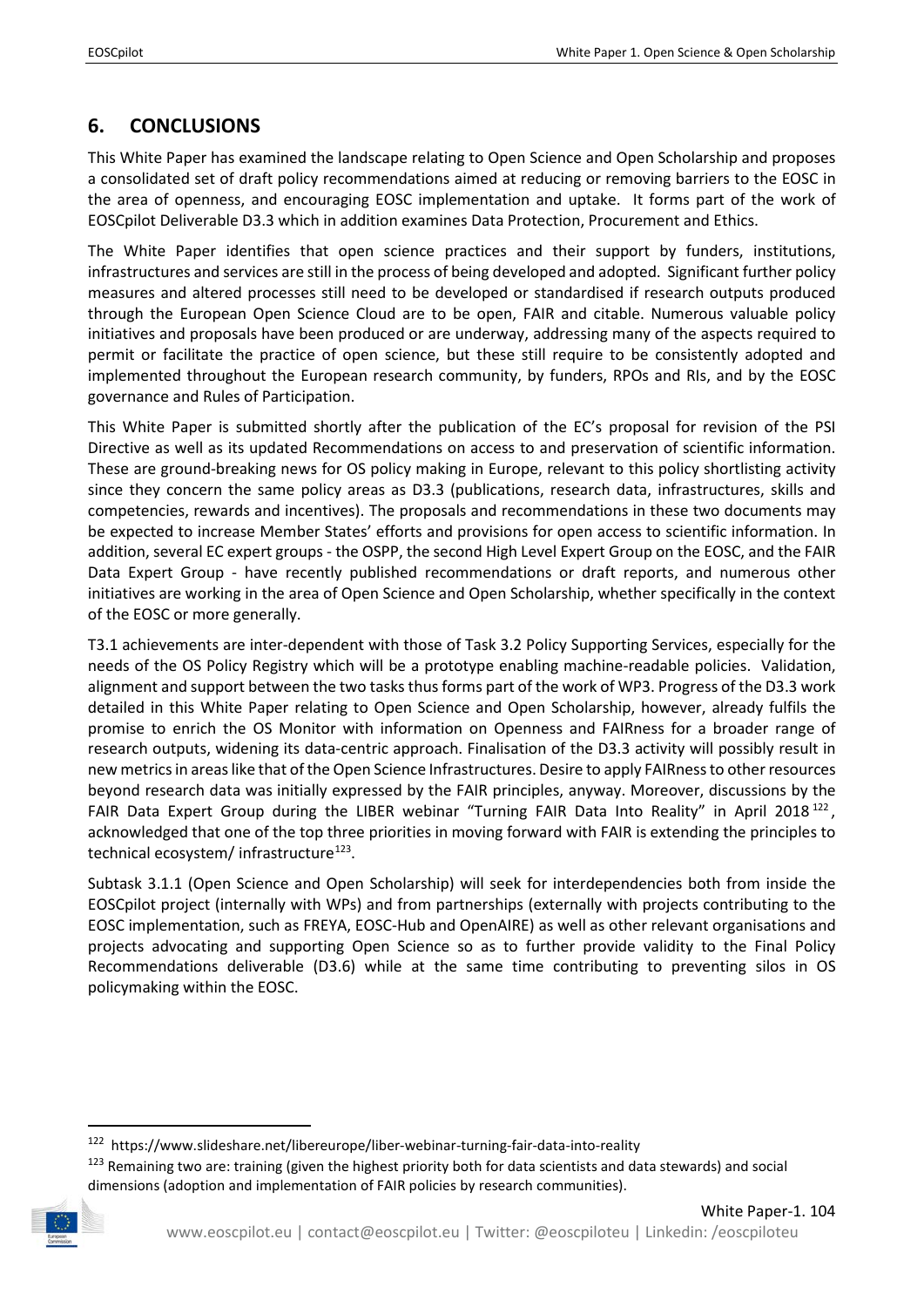## 6. CONCLUSIONS

This White Paper has examined the landscape relating to Open Science and Open Scholarship and proposes a consolidated set of draft policy recommendations aimed at reducing or removing barriers to the EOSC in the area of openness, and encouraging EOSC implementation and uptake. It forms part of the work of EOSCpilot Deliverable D3.3 which in addition examines Data Protection, Procurement and Ethics.

The White Paper identifies that open science practices and their support by funders, institutions, infrastructures and services are still in the process of being developed and adopted. Significant further policy measures and altered processes still need to be developed or standardised if research outputs produced through the European Open Science Cloud are to be open, FAIR and citable. Numerous valuable policy initiatives and proposals have been produced or are underway, addressing many of the aspects required to permit or facilitate the practice of open science, but these still require to be consistently adopted and implemented throughout the European research community, by funders, RPOs and RIs, and by the EOSC governance and Rules of Participation.

This White Paper is submitted shortly after the publication of the EC's proposal for revision of the PSI Directive as well as its updated Recommendations on access to and preservation of scientific information. These are ground-breaking news for OS policy making in Europe, relevant to this policy shortlisting activity since they concern the same policy areas as D3.3 (publications, research data, infrastructures, skills and competencies, rewards and incentives). The proposals and recommendations in these two documents may be expected to increase Member States' efforts and provisions for open access to scientific information. In addition, several EC expert groups - the OSPP, the second High Level Expert Group on the EOSC, and the FAIR Data Expert Group - have recently published recommendations or draft reports, and numerous other initiatives are working in the area of Open Science and Open Scholarship, whether specifically in the context of the EOSC or more generally.

T3.1 achievements are inter-dependent with those of Task 3.2 Policy Supporting Services, especially for the needs of the OS Policy Registry which will be a prototype enabling machine-readable policies. Validation, alignment and support between the two tasks thus forms part of the work of WP3. Progress of the D3.3 work detailed in this White Paper relating to Open Science and Open Scholarship, however, already fulfils the promise to enrich the OS Monitor with information on Openness and FAIRness for a broader range of research outputs, widening its data-centric approach. Finalisation of the D3.3 activity will possibly result in new metrics in areas like that of the Open Science Infrastructures. Desire to apply FAIRness to other resources beyond research data was initially expressed by the FAIR principles, anyway. Moreover, discussions by the FAIR Data Expert Group during the LIBER webinar "Turning FAIR Data Into Reality" in April 2018 [122], acknowledged that one of the top three priorities in moving forward with FAIR is extending the principles to technical ecosystem/ infrastructure[123].

Subtask 3.1.1 (Open Science and Open Scholarship) will seek for interdependencies both from inside the EOSCpilot project (internally with WPs) and from partnerships (externally with projects contributing to the EOSC implementation, such as FREYA, EOSC-Hub and OpenAIRE) as well as other relevant organisations and projects advocating and supporting Open Science so as to further provide validity to the Final Policy Recommendations deliverable (D3.6) while at the same time contributing to preventing silos in OS policymaking within the EOSC.

---

[122] https://www.slideshare.net/libereurope/liber-webinar-turning-fair-data-into-reality

[123] Remaining two are: training (given the highest priority both for data scientists and data stewards) and social dimensions (adoption and implementation of FAIR policies by research communities).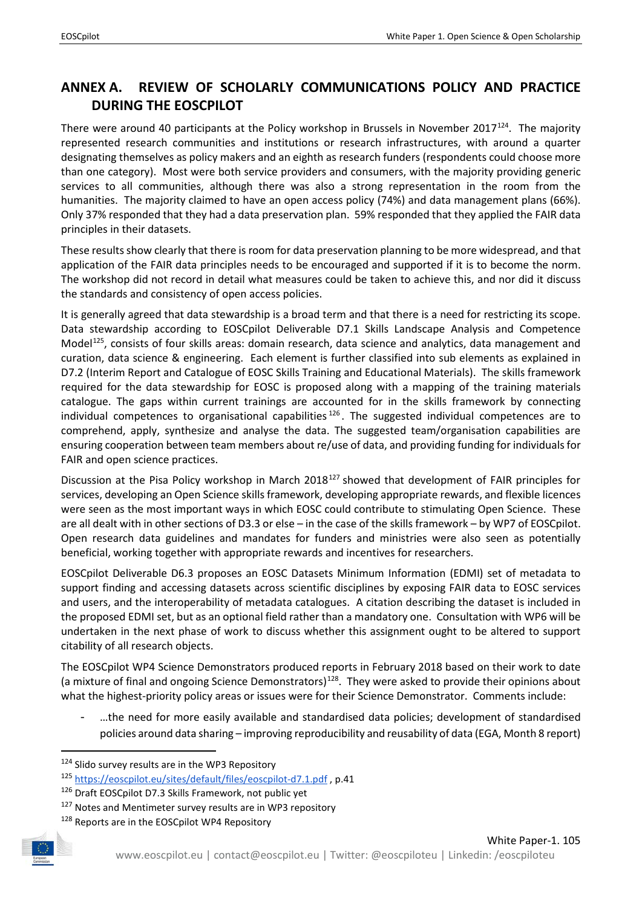## ANNEX A. REVIEW OF SCHOLARLY COMMUNICATIONS POLICY AND PRACTICE DURING THE EOSCPILOT

There were around 40 participants at the Policy workshop in Brussels in November 2017[124]. The majority represented research communities and institutions or research infrastructures, with around a quarter designating themselves as policy makers and an eighth as research funders (respondents could choose more than one category). Most were both service providers and consumers, with the majority providing generic services to all communities, although there was also a strong representation in the room from the humanities. The majority claimed to have an open access policy (74%) and data management plans (66%). Only 37% responded that they had a data preservation plan. 59% responded that they applied the FAIR data principles in their datasets.

These results show clearly that there is room for data preservation planning to be more widespread, and that application of the FAIR data principles needs to be encouraged and supported if it is to become the norm. The workshop did not record in detail what measures could be taken to achieve this, and nor did it discuss the standards and consistency of open access policies.

It is generally agreed that data stewardship is a broad term and that there is a need for restricting its scope. Data stewardship according to EOSCpilot Deliverable D7.1 Skills Landscape Analysis and Competence Model[125], consists of four skills areas: domain research, data science and analytics, data management and curation, data science & engineering. Each element is further classified into sub elements as explained in D7.2 (Interim Report and Catalogue of EOSC Skills Training and Educational Materials). The skills framework required for the data stewardship for EOSC is proposed along with a mapping of the training materials catalogue. The gaps within current trainings are accounted for in the skills framework by connecting individual competences to organisational capabilities[126]. The suggested individual competences are to comprehend, apply, synthesize and analyse the data. The suggested team/organisation capabilities are ensuring cooperation between team members about re/use of data, and providing funding for individuals for FAIR and open science practices.

Discussion at the Pisa Policy workshop in March 2018[127] showed that development of FAIR principles for services, developing an Open Science skills framework, developing appropriate rewards, and flexible licences were seen as the most important ways in which EOSC could contribute to stimulating Open Science. These are all dealt with in other sections of D3.3 or else – in the case of the skills framework – by WP7 of EOSCpilot. Open research data guidelines and mandates for funders and ministries were also seen as potentially beneficial, working together with appropriate rewards and incentives for researchers.

EOSCpilot Deliverable D6.3 proposes an EOSC Datasets Minimum Information (EDMI) set of metadata to support finding and accessing datasets across scientific disciplines by exposing FAIR data to EOSC services and users, and the interoperability of metadata catalogues. A citation describing the dataset is included in the proposed EDMI set, but as an optional field rather than a mandatory one. Consultation with WP6 will be undertaken in the next phase of work to discuss whether this assignment ought to be altered to support citability of all research objects.

The EOSCpilot WP4 Science Demonstrators produced reports in February 2018 based on their work to date (a mixture of final and ongoing Science Demonstrators)[128]. They were asked to provide their opinions about what the highest-priority policy areas or issues were for their Science Demonstrator. Comments include:

- …the need for more easily available and standardised data policies; development of standardised policies around data sharing – improving reproducibility and reusability of data (EGA, Month 8 report)

---

[124] Slido survey results are in the WP3 Repository

[125] https://eoscpilot.eu/sites/default/files/eoscpilot-d7.1.pdf , p.41

[126] Draft EOSCpilot D7.3 Skills Framework, not public yet

[127] Notes and Mentimeter survey results are in WP3 repository

[128] Reports are in the EOSCpilot WP4 Repository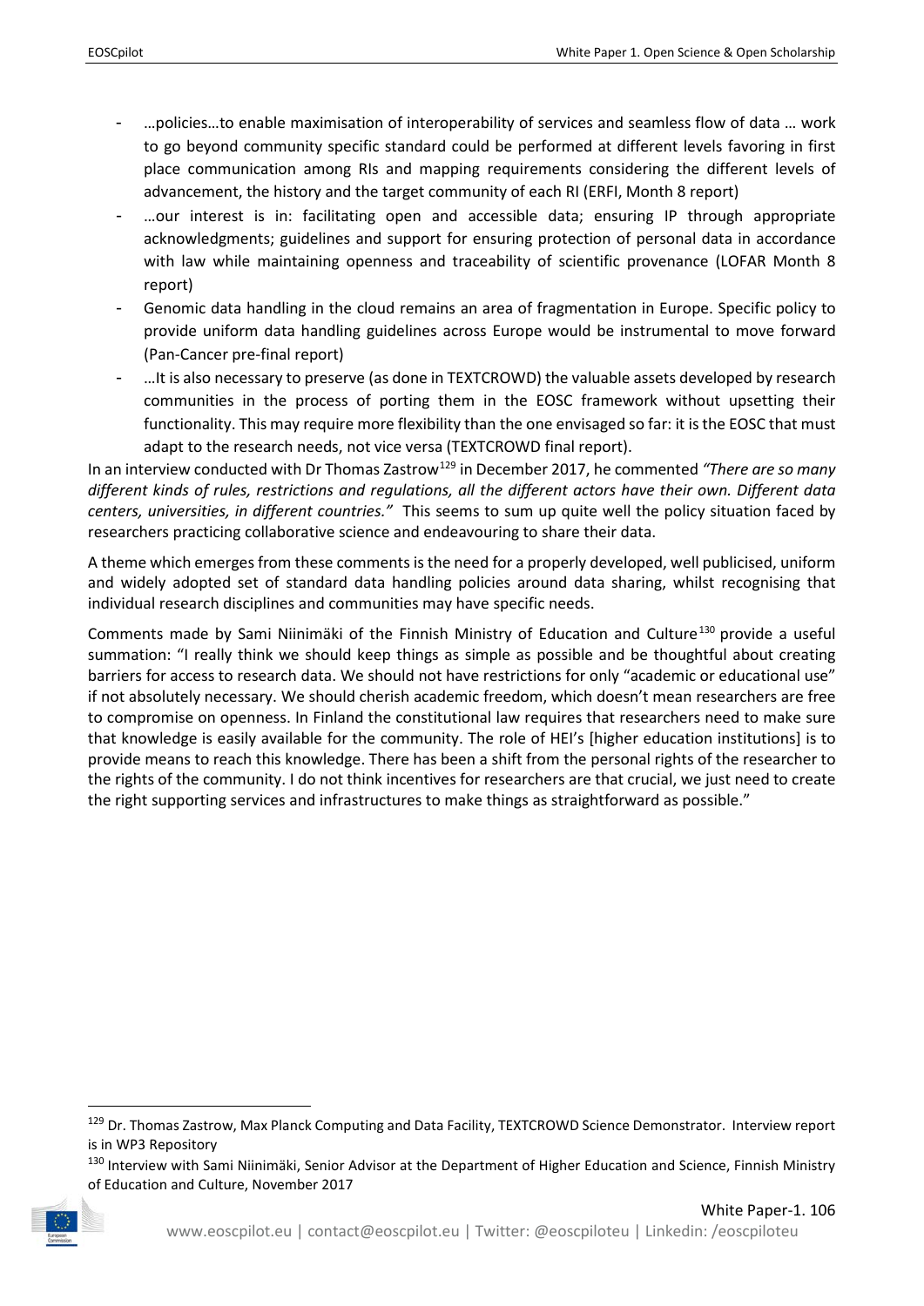- …policies…to enable maximisation of interoperability of services and seamless flow of data … work to go beyond community specific standard could be performed at different levels favoring in first place communication among RIs and mapping requirements considering the different levels of advancement, the history and the target community of each RI (ERFI, Month 8 report)
- …our interest is in: facilitating open and accessible data; ensuring IP through appropriate acknowledgments; guidelines and support for ensuring protection of personal data in accordance with law while maintaining openness and traceability of scientific provenance (LOFAR Month 8 report)
- Genomic data handling in the cloud remains an area of fragmentation in Europe. Specific policy to provide uniform data handling guidelines across Europe would be instrumental to move forward (Pan-Cancer pre-final report)
- …It is also necessary to preserve (as done in TEXTCROWD) the valuable assets developed by research communities in the process of porting them in the EOSC framework without upsetting their functionality. This may require more flexibility than the one envisaged so far: it is the EOSC that must adapt to the research needs, not vice versa (TEXTCROWD final report).

In an interview conducted with Dr Thomas Zastrow[129] in December 2017, he commented *"There are so many different kinds of rules, restrictions and regulations, all the different actors have their own. Different data centers, universities, in different countries."* This seems to sum up quite well the policy situation faced by researchers practicing collaborative science and endeavouring to share their data.

A theme which emerges from these comments is the need for a properly developed, well publicised, uniform and widely adopted set of standard data handling policies around data sharing, whilst recognising that individual research disciplines and communities may have specific needs.

Comments made by Sami Niinimäki of the Finnish Ministry of Education and Culture[130] provide a useful summation: "I really think we should keep things as simple as possible and be thoughtful about creating barriers for access to research data. We should not have restrictions for only "academic or educational use" if not absolutely necessary. We should cherish academic freedom, which doesn't mean researchers are free to compromise on openness. In Finland the constitutional law requires that researchers need to make sure that knowledge is easily available for the community. The role of HEI's [higher education institutions] is to provide means to reach this knowledge. There has been a shift from the personal rights of the researcher to the rights of the community. I do not think incentives for researchers are that crucial, we just need to create the right supporting services and infrastructures to make things as straightforward as possible."

[129] Dr. Thomas Zastrow, Max Planck Computing and Data Facility, TEXTCROWD Science Demonstrator. Interview report is in WP3 Repository

[130] Interview with Sami Niinimäki, Senior Advisor at the Department of Higher Education and Science, Finnish Ministry of Education and Culture, November 2017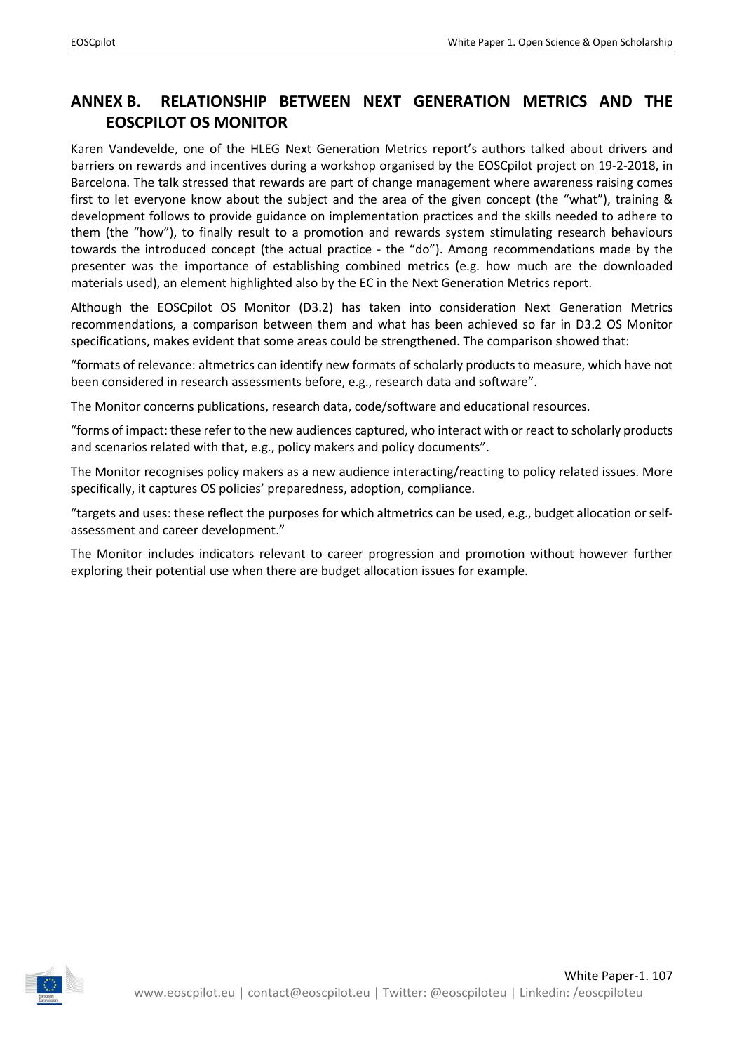## ANNEX B. RELATIONSHIP BETWEEN NEXT GENERATION METRICS AND THE EOSCPILOT OS MONITOR

Karen Vandevelde, one of the HLEG Next Generation Metrics report's authors talked about drivers and barriers on rewards and incentives during a workshop organised by the EOSCpilot project on 19-2-2018, in Barcelona. The talk stressed that rewards are part of change management where awareness raising comes first to let everyone know about the subject and the area of the given concept (the "what"), training & development follows to provide guidance on implementation practices and the skills needed to adhere to them (the "how"), to finally result to a promotion and rewards system stimulating research behaviours towards the introduced concept (the actual practice - the "do"). Among recommendations made by the presenter was the importance of establishing combined metrics (e.g. how much are the downloaded materials used), an element highlighted also by the EC in the Next Generation Metrics report.

Although the EOSCpilot OS Monitor (D3.2) has taken into consideration Next Generation Metrics recommendations, a comparison between them and what has been achieved so far in D3.2 OS Monitor specifications, makes evident that some areas could be strengthened. The comparison showed that:

"formats of relevance: altmetrics can identify new formats of scholarly products to measure, which have not been considered in research assessments before, e.g., research data and software".

The Monitor concerns publications, research data, code/software and educational resources.

"forms of impact: these refer to the new audiences captured, who interact with or react to scholarly products and scenarios related with that, e.g., policy makers and policy documents".

The Monitor recognises policy makers as a new audience interacting/reacting to policy related issues. More specifically, it captures OS policies' preparedness, adoption, compliance.

"targets and uses: these reflect the purposes for which altmetrics can be used, e.g., budget allocation or self-assessment and career development."

The Monitor includes indicators relevant to career progression and promotion without however further exploring their potential use when there are budget allocation issues for example.